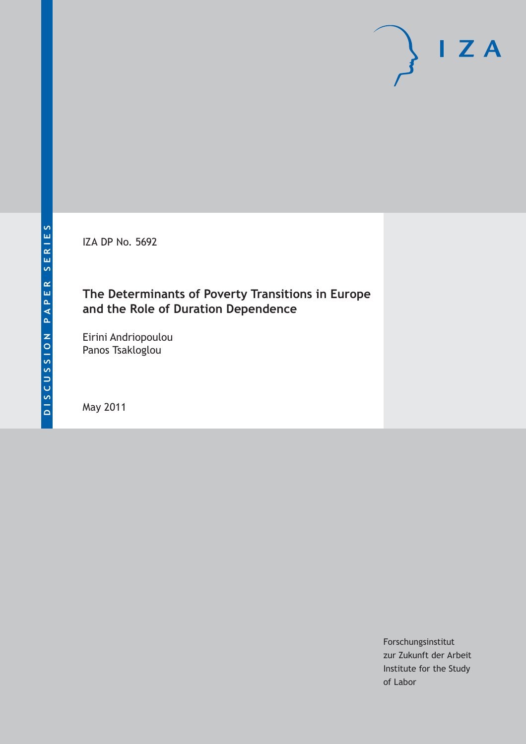DISCUSSION PAPER SERIES

IZA DP No. 5692

# The Determinants of Poverty Transitions in Europe and the Role of Duration Dependence

Eirini Andriopoulou
Panos Tsakloglou

May 2011

Forschungsinstitut
zur Zukunft der Arbeit
Institute for the Study
of Labor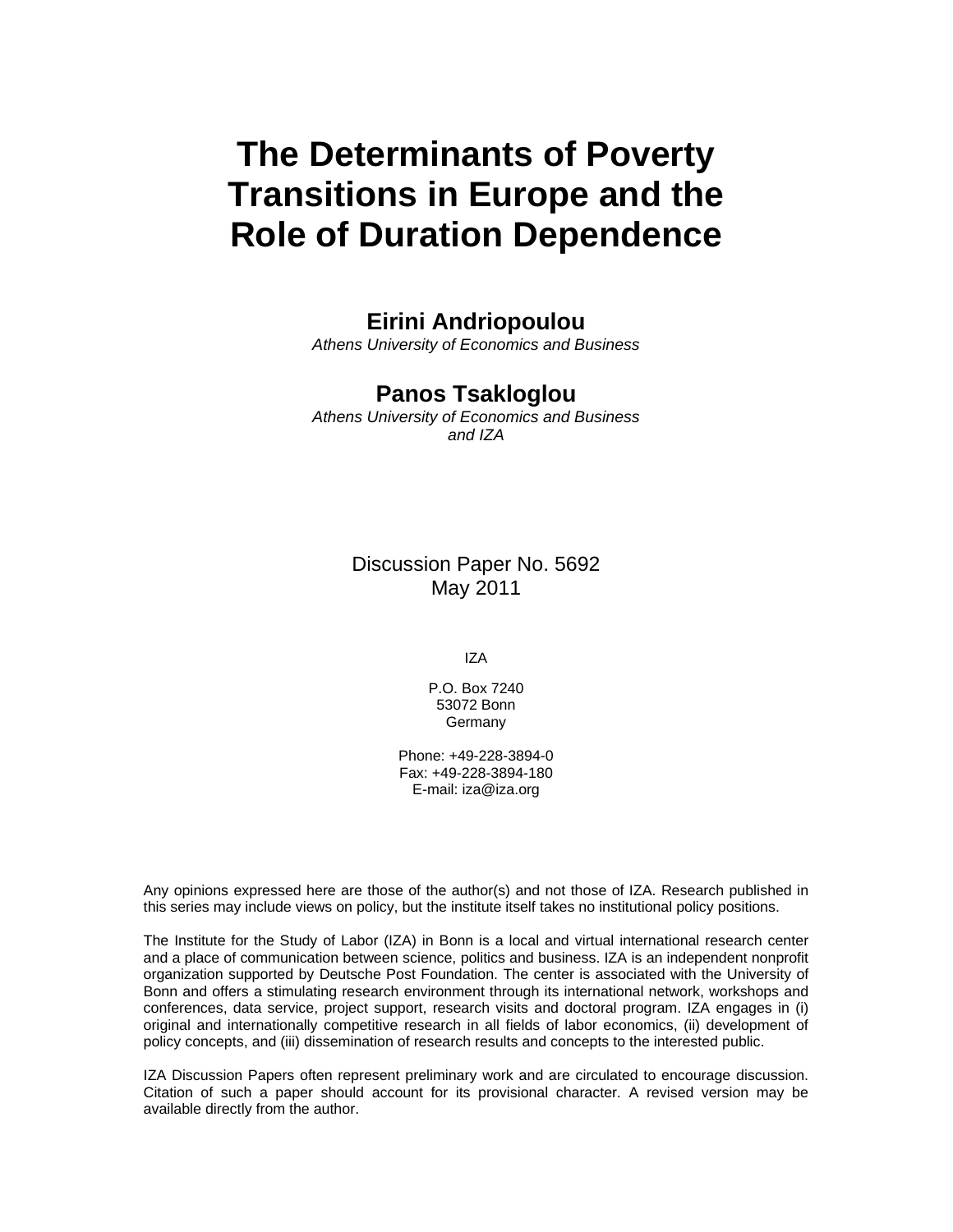# The Determinants of Poverty Transitions in Europe and the Role of Duration Dependence

**Eirini Andriopoulou**
*Athens University of Economics and Business*

**Panos Tsakloglou**
*Athens University of Economics and Business and IZA*

Discussion Paper No. 5692
May 2011

IZA

P.O. Box 7240
53072 Bonn
Germany

Phone: +49-228-3894-0
Fax: +49-228-3894-180
E-mail: iza@iza.org

Any opinions expressed here are those of the author(s) and not those of IZA. Research published in this series may include views on policy, but the institute itself takes no institutional policy positions.

The Institute for the Study of Labor (IZA) in Bonn is a local and virtual international research center and a place of communication between science, politics and business. IZA is an independent nonprofit organization supported by Deutsche Post Foundation. The center is associated with the University of Bonn and offers a stimulating research environment through its international network, workshops and conferences, data service, project support, research visits and doctoral program. IZA engages in (i) original and internationally competitive research in all fields of labor economics, (ii) development of policy concepts, and (iii) dissemination of research results and concepts to the interested public.

IZA Discussion Papers often represent preliminary work and are circulated to encourage discussion. Citation of such a paper should account for its provisional character. A revised version may be available directly from the author.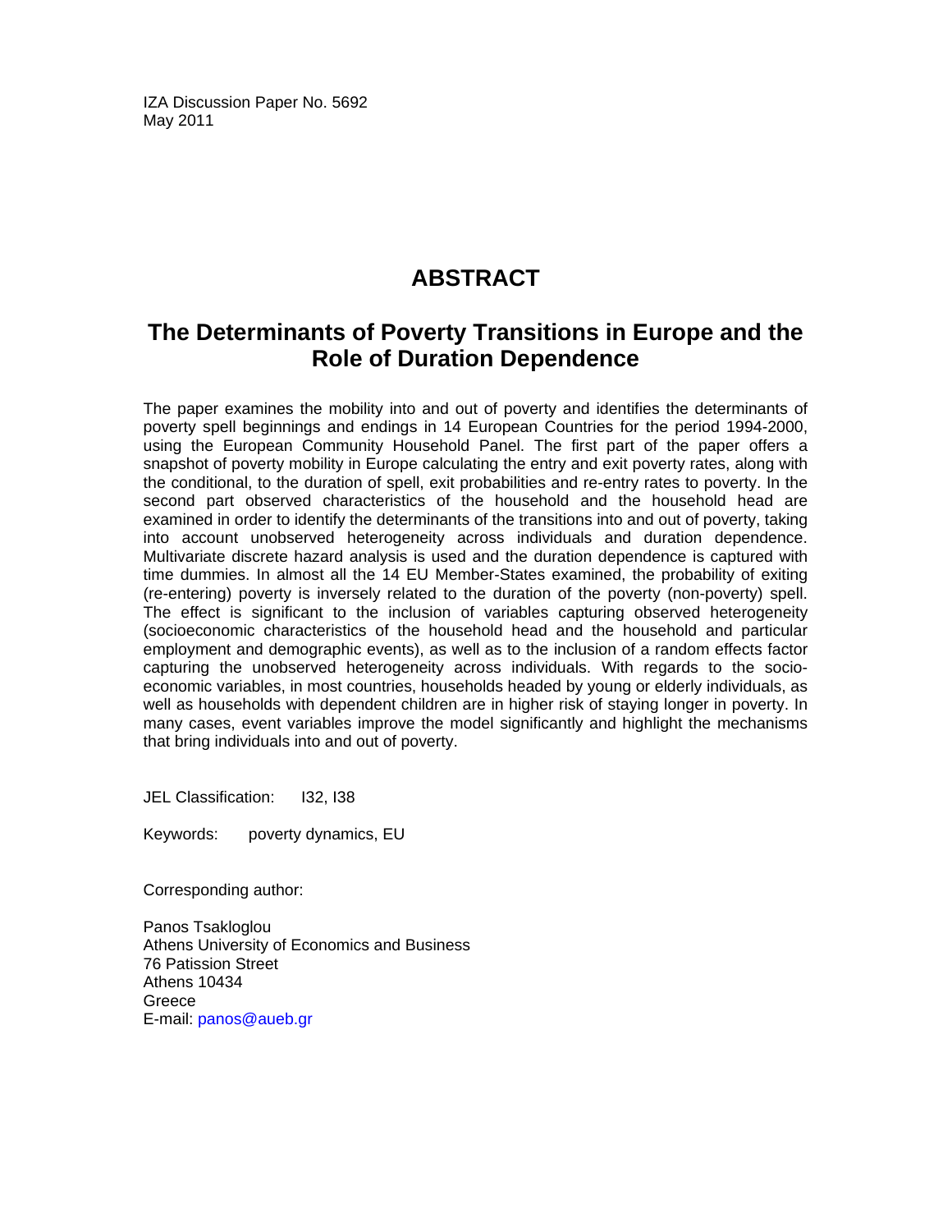IZA Discussion Paper No. 5692
May 2011

# ABSTRACT

## The Determinants of Poverty Transitions in Europe and the Role of Duration Dependence

The paper examines the mobility into and out of poverty and identifies the determinants of poverty spell beginnings and endings in 14 European Countries for the period 1994-2000, using the European Community Household Panel. The first part of the paper offers a snapshot of poverty mobility in Europe calculating the entry and exit poverty rates, along with the conditional, to the duration of spell, exit probabilities and re-entry rates to poverty. In the second part observed characteristics of the household and the household head are examined in order to identify the determinants of the transitions into and out of poverty, taking into account unobserved heterogeneity across individuals and duration dependence. Multivariate discrete hazard analysis is used and the duration dependence is captured with time dummies. In almost all the 14 EU Member-States examined, the probability of exiting (re-entering) poverty is inversely related to the duration of the poverty (non-poverty) spell. The effect is significant to the inclusion of variables capturing observed heterogeneity (socioeconomic characteristics of the household head and the household and particular employment and demographic events), as well as to the inclusion of a random effects factor capturing the unobserved heterogeneity across individuals. With regards to the socio-economic variables, in most countries, households headed by young or elderly individuals, as well as households with dependent children are in higher risk of staying longer in poverty. In many cases, event variables improve the model significantly and highlight the mechanisms that bring individuals into and out of poverty.

JEL Classification: I32, I38

Keywords: poverty dynamics, EU

Corresponding author:

Panos Tsakloglou
Athens University of Economics and Business
76 Patission Street
Athens 10434
Greece
E-mail: panos@aueb.gr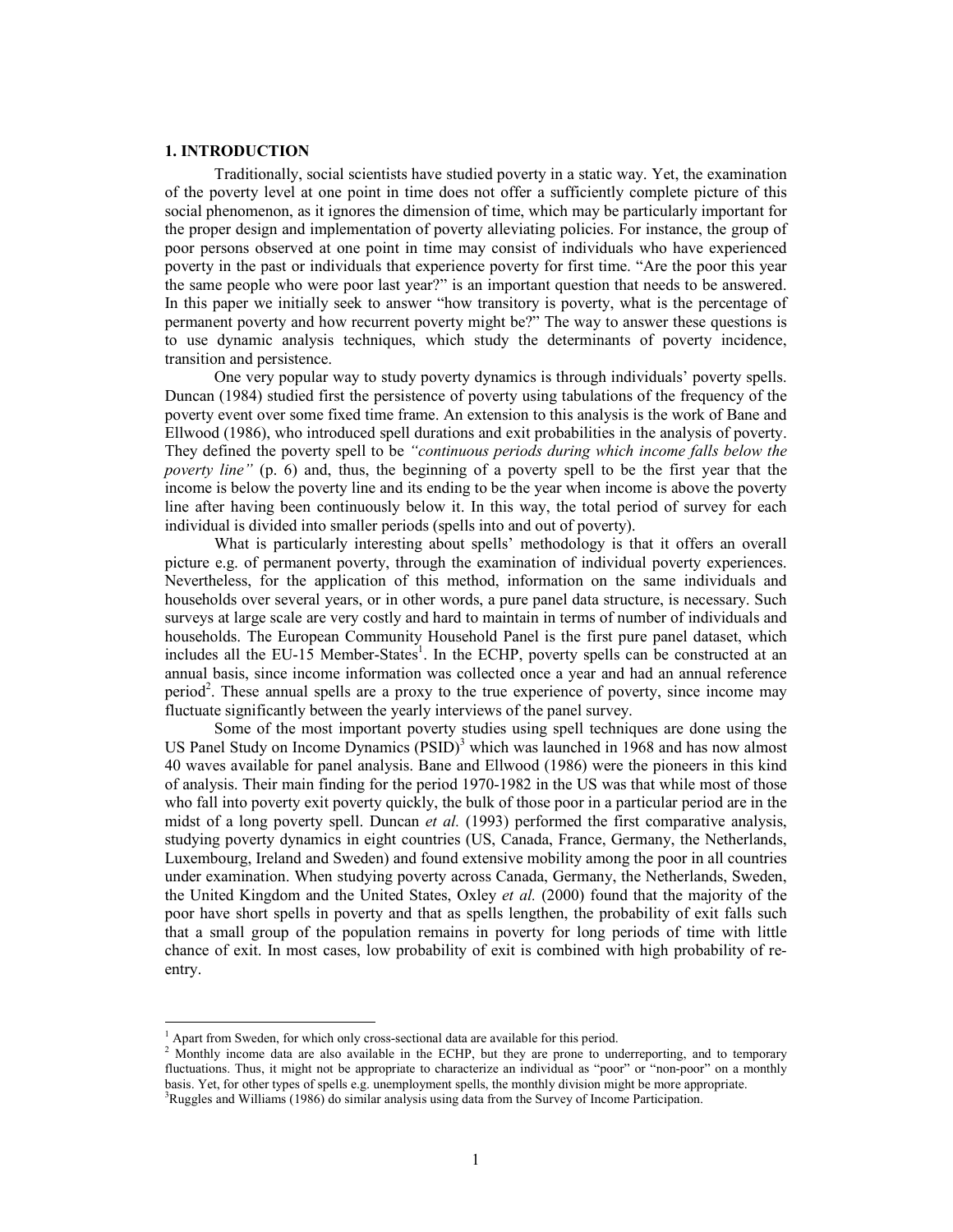## 1. INTRODUCTION

Traditionally, social scientists have studied poverty in a static way. Yet, the examination of the poverty level at one point in time does not offer a sufficiently complete picture of this social phenomenon, as it ignores the dimension of time, which may be particularly important for the proper design and implementation of poverty alleviating policies. For instance, the group of poor persons observed at one point in time may consist of individuals who have experienced poverty in the past or individuals that experience poverty for first time. "Are the poor this year the same people who were poor last year?" is an important question that needs to be answered. In this paper we initially seek to answer "how transitory is poverty, what is the percentage of permanent poverty and how recurrent poverty might be?" The way to answer these questions is to use dynamic analysis techniques, which study the determinants of poverty incidence, transition and persistence.

One very popular way to study poverty dynamics is through individuals' poverty spells. Duncan (1984) studied first the persistence of poverty using tabulations of the frequency of the poverty event over some fixed time frame. An extension to this analysis is the work of Bane and Ellwood (1986), who introduced spell durations and exit probabilities in the analysis of poverty. They defined the poverty spell to be *"continuous periods during which income falls below the poverty line"* (p. 6) and, thus, the beginning of a poverty spell to be the first year that the income is below the poverty line and its ending to be the year when income is above the poverty line after having been continuously below it. In this way, the total period of survey for each individual is divided into smaller periods (spells into and out of poverty).

What is particularly interesting about spells' methodology is that it offers an overall picture e.g. of permanent poverty, through the examination of individual poverty experiences. Nevertheless, for the application of this method, information on the same individuals and households over several years, or in other words, a pure panel data structure, is necessary. Such surveys at large scale are very costly and hard to maintain in terms of number of individuals and households. The European Community Household Panel is the first pure panel dataset, which includes all the EU-15 Member-States[1]. In the ECHP, poverty spells can be constructed at an annual basis, since income information was collected once a year and had an annual reference period[2]. These annual spells are a proxy to the true experience of poverty, since income may fluctuate significantly between the yearly interviews of the panel survey.

Some of the most important poverty studies using spell techniques are done using the US Panel Study on Income Dynamics (PSID)[3] which was launched in 1968 and has now almost 40 waves available for panel analysis. Bane and Ellwood (1986) were the pioneers in this kind of analysis. Their main finding for the period 1970-1982 in the US was that while most of those who fall into poverty exit poverty quickly, the bulk of those poor in a particular period are in the midst of a long poverty spell. Duncan *et al.* (1993) performed the first comparative analysis, studying poverty dynamics in eight countries (US, Canada, France, Germany, the Netherlands, Luxembourg, Ireland and Sweden) and found extensive mobility among the poor in all countries under examination. When studying poverty across Canada, Germany, the Netherlands, Sweden, the United Kingdom and the United States, Oxley *et al.* (2000) found that the majority of the poor have short spells in poverty and that as spells lengthen, the probability of exit falls such that a small group of the population remains in poverty for long periods of time with little chance of exit. In most cases, low probability of exit is combined with high probability of re-entry.

---

[1] Apart from Sweden, for which only cross-sectional data are available for this period.

[2] Monthly income data are also available in the ECHP, but they are prone to underreporting, and to temporary fluctuations. Thus, it might not be appropriate to characterize an individual as "poor" or "non-poor" on a monthly basis. Yet, for other types of spells e.g. unemployment spells, the monthly division might be more appropriate.

[3] Ruggles and Williams (1986) do similar analysis using data from the Survey of Income Participation.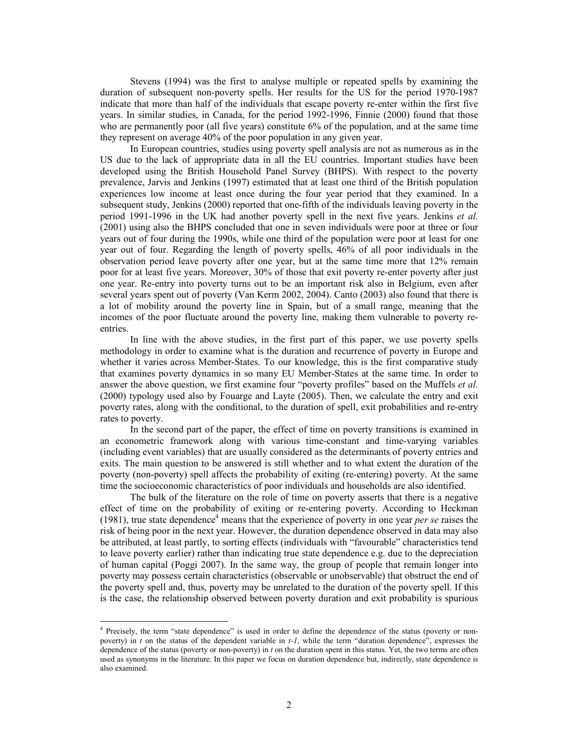Stevens (1994) was the first to analyse multiple or repeated spells by examining the duration of subsequent non-poverty spells. Her results for the US for the period 1970-1987 indicate that more than half of the individuals that escape poverty re-enter within the first five years. In similar studies, in Canada, for the period 1992-1996, Finnie (2000) found that those who are permanently poor (all five years) constitute 6% of the population, and at the same time they represent on average 40% of the poor population in any given year.

In European countries, studies using poverty spell analysis are not as numerous as in the US due to the lack of appropriate data in all the EU countries. Important studies have been developed using the British Household Panel Survey (BHPS). With respect to the poverty prevalence, Jarvis and Jenkins (1997) estimated that at least one third of the British population experiences low income at least once during the four year period that they examined. In a subsequent study, Jenkins (2000) reported that one-fifth of the individuals leaving poverty in the period 1991-1996 in the UK had another poverty spell in the next five years. Jenkins *et al.* (2001) using also the BHPS concluded that one in seven individuals were poor at three or four years out of four during the 1990s, while one third of the population were poor at least for one year out of four. Regarding the length of poverty spells, 46% of all poor individuals in the observation period leave poverty after one year, but at the same time more that 12% remain poor for at least five years. Moreover, 30% of those that exit poverty re-enter poverty after just one year. Re-entry into poverty turns out to be an important risk also in Belgium, even after several years spent out of poverty (Van Kerm 2002, 2004). Canto (2003) also found that there is a lot of mobility around the poverty line in Spain, but of a small range, meaning that the incomes of the poor fluctuate around the poverty line, making them vulnerable to poverty re-entries.

In line with the above studies, in the first part of this paper, we use poverty spells methodology in order to examine what is the duration and recurrence of poverty in Europe and whether it varies across Member-States. To our knowledge, this is the first comparative study that examines poverty dynamics in so many EU Member-States at the same time. In order to answer the above question, we first examine four "poverty profiles" based on the Muffels *et al.* (2000) typology used also by Fouarge and Layte (2005). Then, we calculate the entry and exit poverty rates, along with the conditional, to the duration of spell, exit probabilities and re-entry rates to poverty.

In the second part of the paper, the effect of time on poverty transitions is examined in an econometric framework along with various time-constant and time-varying variables (including event variables) that are usually considered as the determinants of poverty entries and exits. The main question to be answered is still whether and to what extent the duration of the poverty (non-poverty) spell affects the probability of exiting (re-entering) poverty. At the same time the socioeconomic characteristics of poor individuals and households are also identified.

The bulk of the literature on the role of time on poverty asserts that there is a negative effect of time on the probability of exiting or re-entering poverty. According to Heckman (1981), true state dependence[4] means that the experience of poverty in one year *per se* raises the risk of being poor in the next year. However, the duration dependence observed in data may also be attributed, at least partly, to sorting effects (individuals with "favourable" characteristics tend to leave poverty earlier) rather than indicating true state dependence e.g. due to the depreciation of human capital (Poggi 2007). In the same way, the group of people that remain longer into poverty may possess certain characteristics (observable or unobservable) that obstruct the end of the poverty spell and, thus, poverty may be unrelated to the duration of the poverty spell. If this is the case, the relationship observed between poverty duration and exit probability is spurious

[4] Precisely, the term "state dependence" is used in order to define the dependence of the status (poverty or non-poverty) in *t* on the status of the dependent variable in *t-1*, while the term "duration dependence", expresses the dependence of the status (poverty or non-poverty) in *t* on the duration spent in this status. Yet, the two terms are often used as synonyms in the literature. In this paper we focus on duration dependence but, indirectly, state dependence is also examined.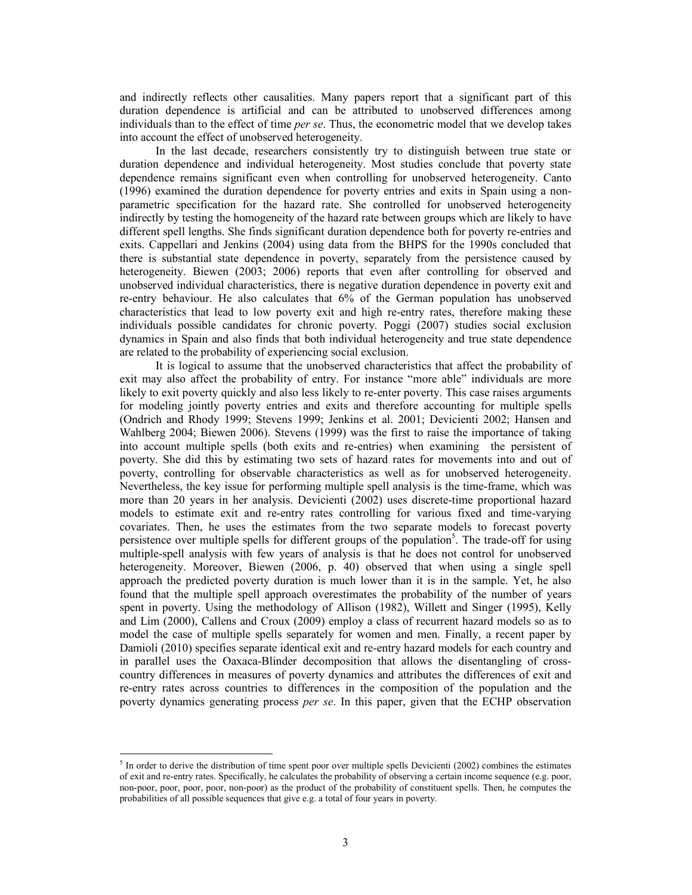and indirectly reflects other causalities. Many papers report that a significant part of this duration dependence is artificial and can be attributed to unobserved differences among individuals than to the effect of time *per se*. Thus, the econometric model that we develop takes into account the effect of unobserved heterogeneity.

In the last decade, researchers consistently try to distinguish between true state or duration dependence and individual heterogeneity. Most studies conclude that poverty state dependence remains significant even when controlling for unobserved heterogeneity. Canto (1996) examined the duration dependence for poverty entries and exits in Spain using a non-parametric specification for the hazard rate. She controlled for unobserved heterogeneity indirectly by testing the homogeneity of the hazard rate between groups which are likely to have different spell lengths. She finds significant duration dependence both for poverty re-entries and exits. Cappellari and Jenkins (2004) using data from the BHPS for the 1990s concluded that there is substantial state dependence in poverty, separately from the persistence caused by heterogeneity. Biewen (2003; 2006) reports that even after controlling for observed and unobserved individual characteristics, there is negative duration dependence in poverty exit and re-entry behaviour. He also calculates that 6% of the German population has unobserved characteristics that lead to low poverty exit and high re-entry rates, therefore making these individuals possible candidates for chronic poverty. Poggi (2007) studies social exclusion dynamics in Spain and also finds that both individual heterogeneity and true state dependence are related to the probability of experiencing social exclusion.

It is logical to assume that the unobserved characteristics that affect the probability of exit may also affect the probability of entry. For instance "more able" individuals are more likely to exit poverty quickly and also less likely to re-enter poverty. This case raises arguments for modeling jointly poverty entries and exits and therefore accounting for multiple spells (Ondrich and Rhody 1999; Stevens 1999; Jenkins et al. 2001; Devicienti 2002; Hansen and Wahlberg 2004; Biewen 2006). Stevens (1999) was the first to raise the importance of taking into account multiple spells (both exits and re-entries) when examining the persistent of poverty. She did this by estimating two sets of hazard rates for movements into and out of poverty, controlling for observable characteristics as well as for unobserved heterogeneity. Nevertheless, the key issue for performing multiple spell analysis is the time-frame, which was more than 20 years in her analysis. Devicienti (2002) uses discrete-time proportional hazard models to estimate exit and re-entry rates controlling for various fixed and time-varying covariates. Then, he uses the estimates from the two separate models to forecast poverty persistence over multiple spells for different groups of the population[5]. The trade-off for using multiple-spell analysis with few years of analysis is that he does not control for unobserved heterogeneity. Moreover, Biewen (2006, p. 40) observed that when using a single spell approach the predicted poverty duration is much lower than it is in the sample. Yet, he also found that the multiple spell approach overestimates the probability of the number of years spent in poverty. Using the methodology of Allison (1982), Willett and Singer (1995), Kelly and Lim (2000), Callens and Croux (2009) employ a class of recurrent hazard models so as to model the case of multiple spells separately for women and men. Finally, a recent paper by Damioli (2010) specifies separate identical exit and re-entry hazard models for each country and in parallel uses the Oaxaca-Blinder decomposition that allows the disentangling of cross-country differences in measures of poverty dynamics and attributes the differences of exit and re-entry rates across countries to differences in the composition of the population and the poverty dynamics generating process *per se*. In this paper, given that the ECHP observation

[5] In order to derive the distribution of time spent poor over multiple spells Devicienti (2002) combines the estimates of exit and re-entry rates. Specifically, he calculates the probability of observing a certain income sequence (e.g. poor, non-poor, poor, poor, poor, non-poor) as the product of the probability of constituent spells. Then, he computes the probabilities of all possible sequences that give e.g. a total of four years in poverty.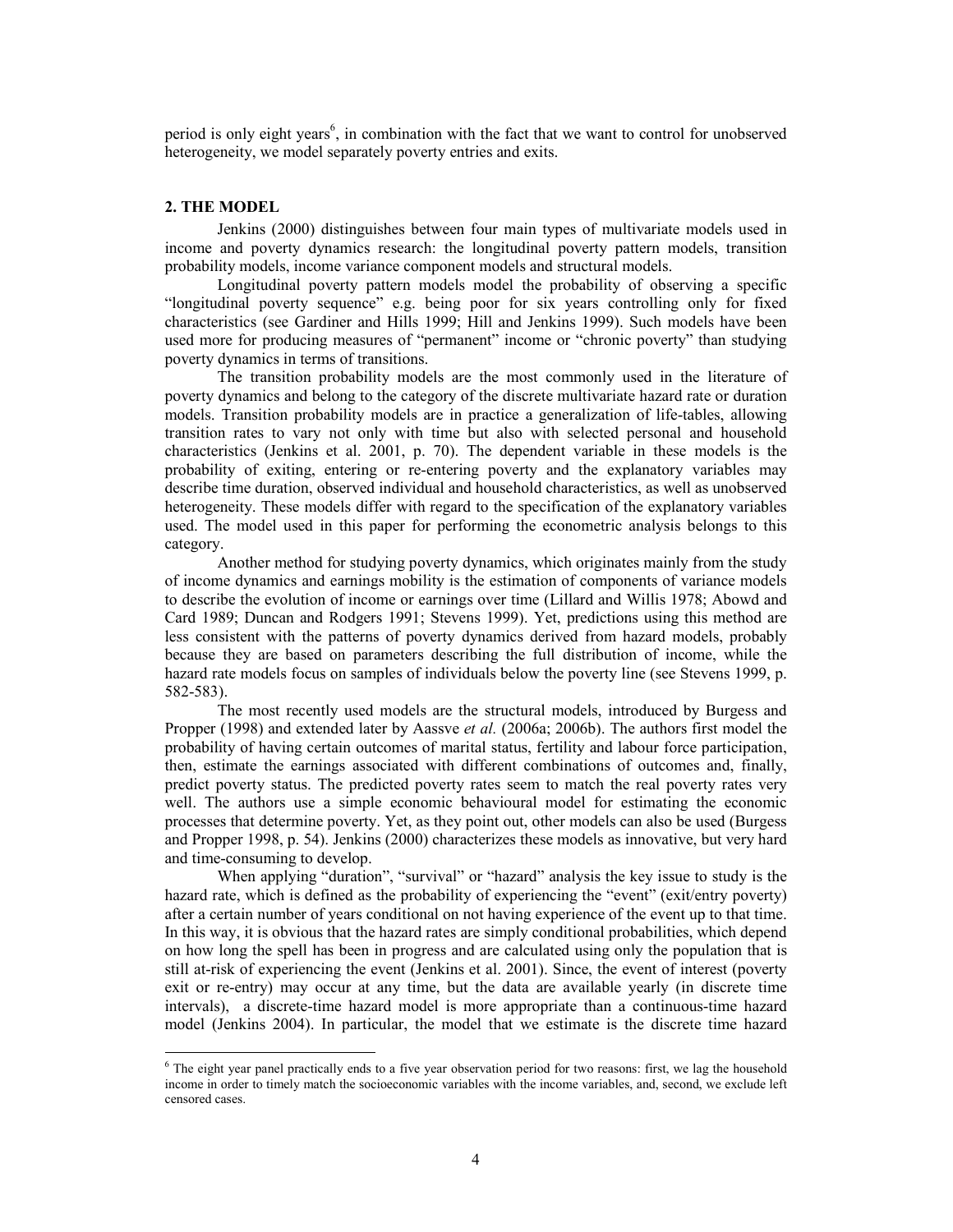period is only eight years[6], in combination with the fact that we want to control for unobserved heterogeneity, we model separately poverty entries and exits.

## 2. THE MODEL

Jenkins (2000) distinguishes between four main types of multivariate models used in income and poverty dynamics research: the longitudinal poverty pattern models, transition probability models, income variance component models and structural models.

Longitudinal poverty pattern models model the probability of observing a specific "longitudinal poverty sequence" e.g. being poor for six years controlling only for fixed characteristics (see Gardiner and Hills 1999; Hill and Jenkins 1999). Such models have been used more for producing measures of "permanent" income or "chronic poverty" than studying poverty dynamics in terms of transitions.

The transition probability models are the most commonly used in the literature of poverty dynamics and belong to the category of the discrete multivariate hazard rate or duration models. Transition probability models are in practice a generalization of life-tables, allowing transition rates to vary not only with time but also with selected personal and household characteristics (Jenkins et al. 2001, p. 70). The dependent variable in these models is the probability of exiting, entering or re-entering poverty and the explanatory variables may describe time duration, observed individual and household characteristics, as well as unobserved heterogeneity. These models differ with regard to the specification of the explanatory variables used. The model used in this paper for performing the econometric analysis belongs to this category.

Another method for studying poverty dynamics, which originates mainly from the study of income dynamics and earnings mobility is the estimation of components of variance models to describe the evolution of income or earnings over time (Lillard and Willis 1978; Abowd and Card 1989; Duncan and Rodgers 1991; Stevens 1999). Yet, predictions using this method are less consistent with the patterns of poverty dynamics derived from hazard models, probably because they are based on parameters describing the full distribution of income, while the hazard rate models focus on samples of individuals below the poverty line (see Stevens 1999, p. 582-583).

The most recently used models are the structural models, introduced by Burgess and Propper (1998) and extended later by Aassve *et al.* (2006a; 2006b). The authors first model the probability of having certain outcomes of marital status, fertility and labour force participation, then, estimate the earnings associated with different combinations of outcomes and, finally, predict poverty status. The predicted poverty rates seem to match the real poverty rates very well. The authors use a simple economic behavioural model for estimating the economic processes that determine poverty. Yet, as they point out, other models can also be used (Burgess and Propper 1998, p. 54). Jenkins (2000) characterizes these models as innovative, but very hard and time-consuming to develop.

When applying "duration", "survival" or "hazard" analysis the key issue to study is the hazard rate, which is defined as the probability of experiencing the "event" (exit/entry poverty) after a certain number of years conditional on not having experience of the event up to that time. In this way, it is obvious that the hazard rates are simply conditional probabilities, which depend on how long the spell has been in progress and are calculated using only the population that is still at-risk of experiencing the event (Jenkins et al. 2001). Since, the event of interest (poverty exit or re-entry) may occur at any time, but the data are available yearly (in discrete time intervals), a discrete-time hazard model is more appropriate than a continuous-time hazard model (Jenkins 2004). In particular, the model that we estimate is the discrete time hazard

---

[6] The eight year panel practically ends to a five year observation period for two reasons: first, we lag the household income in order to timely match the socioeconomic variables with the income variables, and, second, we exclude left censored cases.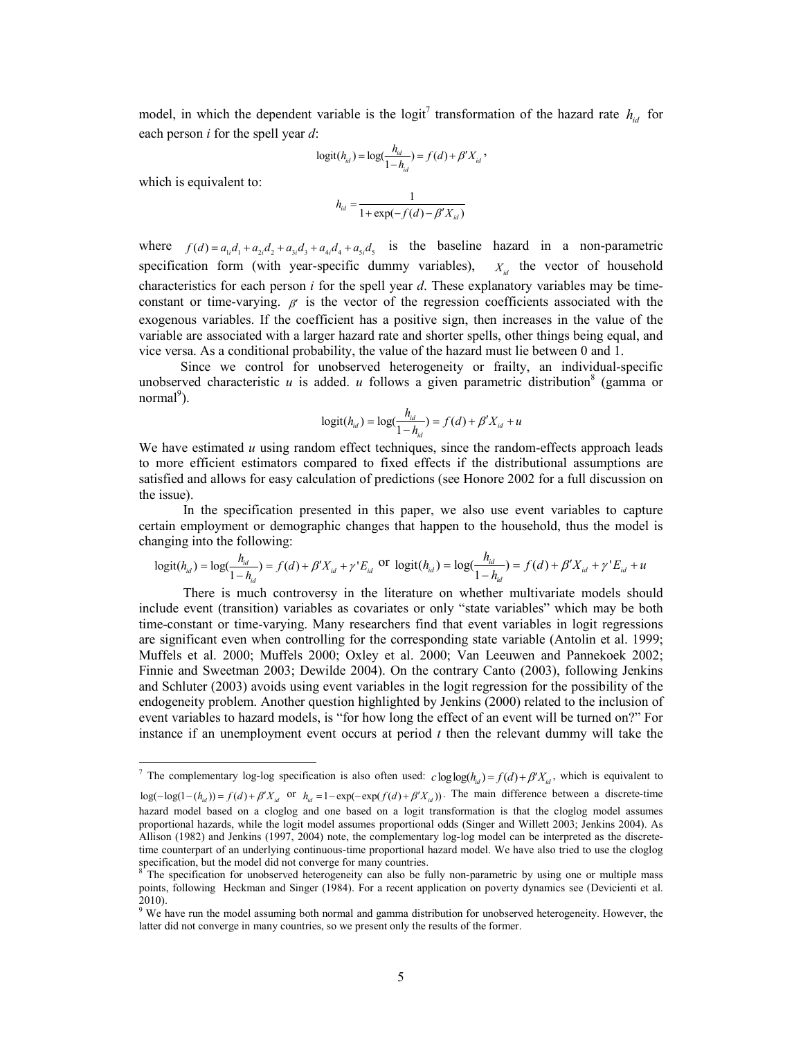model, in which the dependent variable is the logit[7] transformation of the hazard rate $h_{id}$ for each person *i* for the spell year *d*:

$$\text{logit}(h_{id}) = \log(\frac{h_{id}}{1-h_{id}}) = f(d) + \beta' X_{id},$$

which is equivalent to:

$$h_{id} = \frac{1}{1+\exp(-f(d) - \beta' X_{id})}$$

where $f(d) = a_{1i}d_1 + a_{2i}d_2 + a_{3i}d_3 + a_{4i}d_4 + a_{5i}d_5$ is the baseline hazard in a non-parametric specification form (with year-specific dummy variables), $X_{id}$ the vector of household characteristics for each person *i* for the spell year *d*. These explanatory variables may be time-constant or time-varying. $\beta'$ is the vector of the regression coefficients associated with the exogenous variables. If the coefficient has a positive sign, then increases in the value of the variable are associated with a larger hazard rate and shorter spells, other things being equal, and vice versa. As a conditional probability, the value of the hazard must lie between 0 and 1.

Since we control for unobserved heterogeneity or frailty, an individual-specific unobserved characteristic *u* is added. *u* follows a given parametric distribution[8] (gamma or normal[9]).

$$\text{logit}(h_{id}) = \log(\frac{h_{id}}{1-h_{id}}) = f(d) + \beta' X_{id} + u$$

We have estimated *u* using random effect techniques, since the random-effects approach leads to more efficient estimators compared to fixed effects if the distributional assumptions are satisfied and allows for easy calculation of predictions (see Honore 2002 for a full discussion on the issue).

In the specification presented in this paper, we also use event variables to capture certain employment or demographic changes that happen to the household, thus the model is changing into the following:

$$\text{logit}(h_{id}) = \log(\frac{h_{id}}{1-h_{id}}) = f(d) + \beta' X_{id} + \gamma' E_{id} \text{ or } \text{logit}(h_{id}) = \log(\frac{h_{id}}{1-h_{id}}) = f(d) + \beta' X_{id} + \gamma' E_{id} + u$$

There is much controversy in the literature on whether multivariate models should include event (transition) variables as covariates or only "state variables" which may be both time-constant or time-varying. Many researchers find that event variables in logit regressions are significant even when controlling for the corresponding state variable (Antolin et al. 1999; Muffels et al. 2000; Muffels 2000; Oxley et al. 2000; Van Leeuwen and Pannekoek 2002; Finnie and Sweetman 2003; Dewilde 2004). On the contrary Canto (2003), following Jenkins and Schluter (2003) avoids using event variables in the logit regression for the possibility of the endogeneity problem. Another question highlighted by Jenkins (2000) related to the inclusion of event variables to hazard models, is "for how long the effect of an event will be turned on?" For instance if an unemployment event occurs at period *t* then the relevant dummy will take the

---

[7] The complementary log-log specification is also often used: $c\log\log(h_{id}) = f(d) + \beta' X_{id}$, which is equivalent to $\log(-\log(1-(h_{id})) = f(d) + \beta' X_{id}$ or $h_{id} = 1 - \exp(-\exp(f(d) + \beta' X_{id}))$. The main difference between a discrete-time hazard model based on a cloglog and one based on a logit transformation is that the cloglog model assumes proportional hazards, while the logit model assumes proportional odds (Singer and Willett 2003; Jenkins 2004). As Allison (1982) and Jenkins (1997, 2004) note, the complementary log-log model can be interpreted as the discrete-time counterpart of an underlying continuous-time proportional hazard model. We have also tried to use the cloglog specification, but the model did not converge for many countries.

[8] The specification for unobserved heterogeneity can also be fully non-parametric by using one or multiple mass points, following Heckman and Singer (1984). For a recent application on poverty dynamics see (Devicienti et al. 2010).

[9] We have run the model assuming both normal and gamma distribution for unobserved heterogeneity. However, the latter did not converge in many countries, so we present only the results of the former.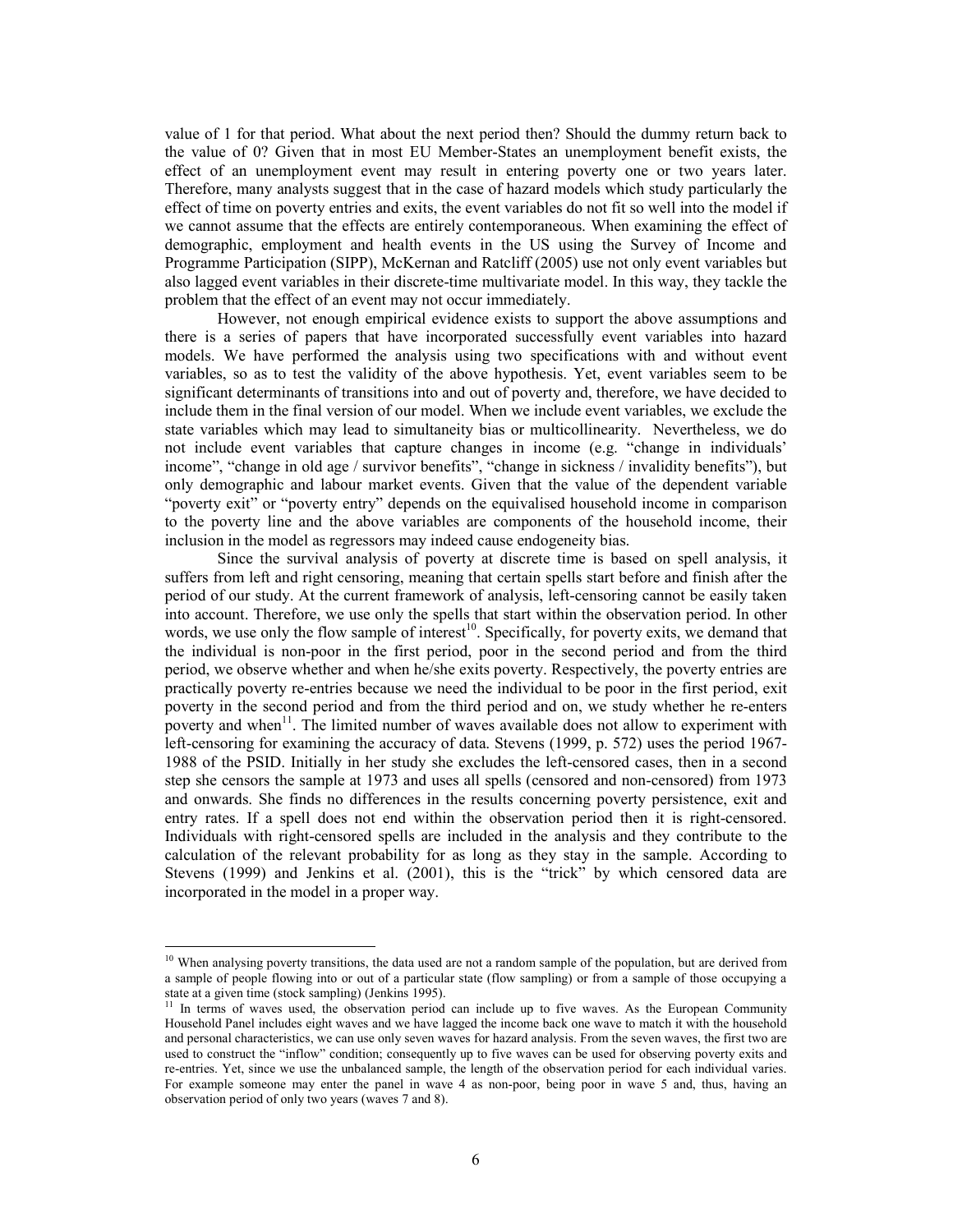value of 1 for that period. What about the next period then? Should the dummy return back to the value of 0? Given that in most EU Member-States an unemployment benefit exists, the effect of an unemployment event may result in entering poverty one or two years later. Therefore, many analysts suggest that in the case of hazard models which study particularly the effect of time on poverty entries and exits, the event variables do not fit so well into the model if we cannot assume that the effects are entirely contemporaneous. When examining the effect of demographic, employment and health events in the US using the Survey of Income and Programme Participation (SIPP), McKernan and Ratcliff (2005) use not only event variables but also lagged event variables in their discrete-time multivariate model. In this way, they tackle the problem that the effect of an event may not occur immediately.

However, not enough empirical evidence exists to support the above assumptions and there is a series of papers that have incorporated successfully event variables into hazard models. We have performed the analysis using two specifications with and without event variables, so as to test the validity of the above hypothesis. Yet, event variables seem to be significant determinants of transitions into and out of poverty and, therefore, we have decided to include them in the final version of our model. When we include event variables, we exclude the state variables which may lead to simultaneity bias or multicollinearity. Nevertheless, we do not include event variables that capture changes in income (e.g. "change in individuals' income", "change in old age / survivor benefits", "change in sickness / invalidity benefits"), but only demographic and labour market events. Given that the value of the dependent variable "poverty exit" or "poverty entry" depends on the equivalised household income in comparison to the poverty line and the above variables are components of the household income, their inclusion in the model as regressors may indeed cause endogeneity bias.

Since the survival analysis of poverty at discrete time is based on spell analysis, it suffers from left and right censoring, meaning that certain spells start before and finish after the period of our study. At the current framework of analysis, left-censoring cannot be easily taken into account. Therefore, we use only the spells that start within the observation period. In other words, we use only the flow sample of interest[10]. Specifically, for poverty exits, we demand that the individual is non-poor in the first period, poor in the second period and from the third period, we observe whether and when he/she exits poverty. Respectively, the poverty entries are practically poverty re-entries because we need the individual to be poor in the first period, exit poverty in the second period and from the third period and on, we study whether he re-enters poverty and when[11]. The limited number of waves available does not allow to experiment with left-censoring for examining the accuracy of data. Stevens (1999, p. 572) uses the period 1967-1988 of the PSID. Initially in her study she excludes the left-censored cases, then in a second step she censors the sample at 1973 and uses all spells (censored and non-censored) from 1973 and onwards. She finds no differences in the results concerning poverty persistence, exit and entry rates. If a spell does not end within the observation period then it is right-censored. Individuals with right-censored spells are included in the analysis and they contribute to the calculation of the relevant probability for as long as they stay in the sample. According to Stevens (1999) and Jenkins et al. (2001), this is the "trick" by which censored data are incorporated in the model in a proper way.

[10] When analysing poverty transitions, the data used are not a random sample of the population, but are derived from a sample of people flowing into or out of a particular state (flow sampling) or from a sample of those occupying a state at a given time (stock sampling) (Jenkins 1995).

[11] In terms of waves used, the observation period can include up to five waves. As the European Community Household Panel includes eight waves and we have lagged the income back one wave to match it with the household and personal characteristics, we can use only seven waves for hazard analysis. From the seven waves, the first two are used to construct the "inflow" condition; consequently up to five waves can be used for observing poverty exits and re-entries. Yet, since we use the unbalanced sample, the length of the observation period for each individual varies. For example someone may enter the panel in wave 4 as non-poor, being poor in wave 5 and, thus, having an observation period of only two years (waves 7 and 8).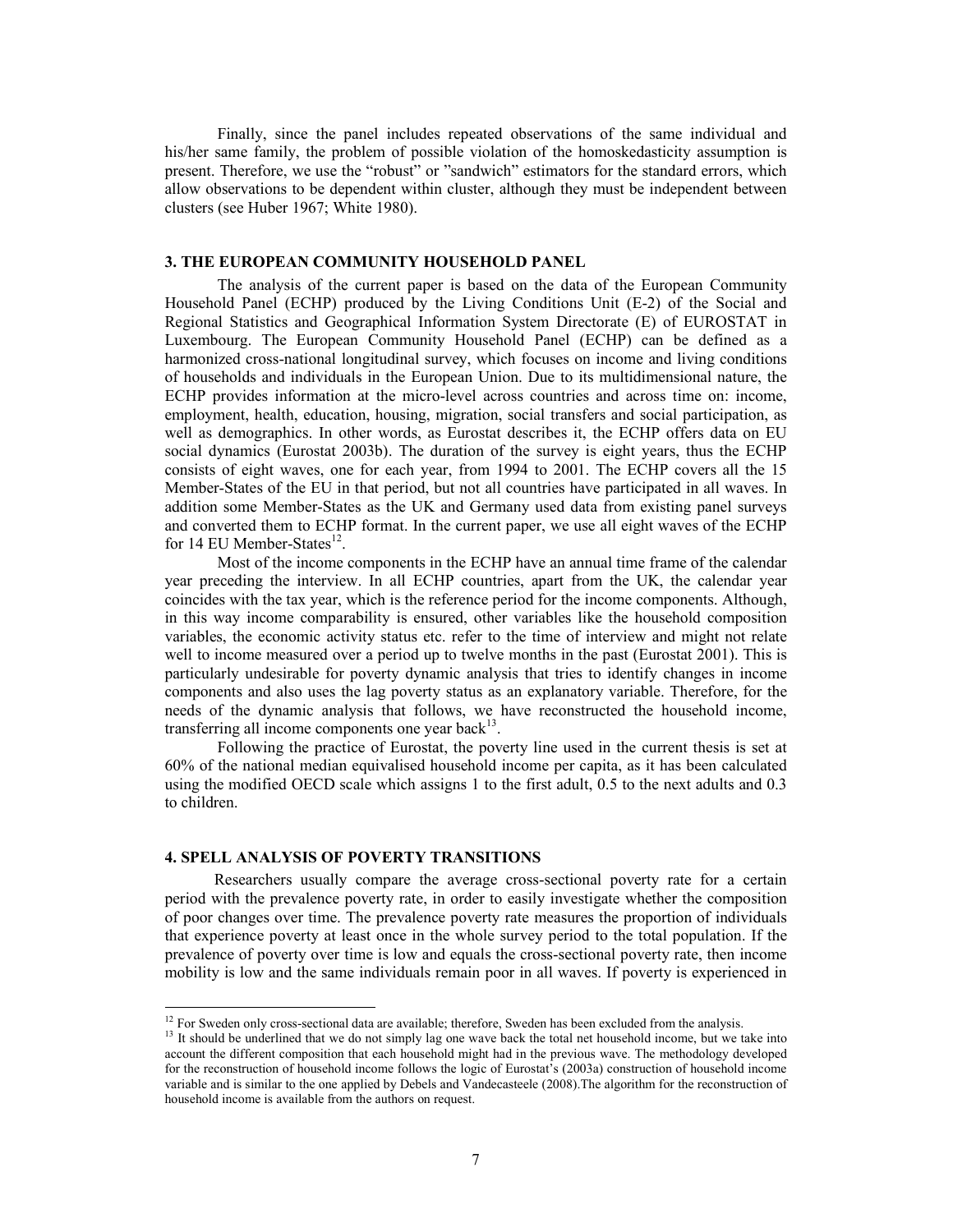Finally, since the panel includes repeated observations of the same individual and his/her same family, the problem of possible violation of the homoskedasticity assumption is present. Therefore, we use the "robust" or "sandwich" estimators for the standard errors, which allow observations to be dependent within cluster, although they must be independent between clusters (see Huber 1967; White 1980).

### 3. THE EUROPEAN COMMUNITY HOUSEHOLD PANEL

The analysis of the current paper is based on the data of the European Community Household Panel (ECHP) produced by the Living Conditions Unit (E-2) of the Social and Regional Statistics and Geographical Information System Directorate (E) of EUROSTAT in Luxembourg. The European Community Household Panel (ECHP) can be defined as a harmonized cross-national longitudinal survey, which focuses on income and living conditions of households and individuals in the European Union. Due to its multidimensional nature, the ECHP provides information at the micro-level across countries and across time on: income, employment, health, education, housing, migration, social transfers and social participation, as well as demographics. In other words, as Eurostat describes it, the ECHP offers data on EU social dynamics (Eurostat 2003b). The duration of the survey is eight years, thus the ECHP consists of eight waves, one for each year, from 1994 to 2001. The ECHP covers all the 15 Member-States of the EU in that period, but not all countries have participated in all waves. In addition some Member-States as the UK and Germany used data from existing panel surveys and converted them to ECHP format. In the current paper, we use all eight waves of the ECHP for 14 EU Member-States[12].

Most of the income components in the ECHP have an annual time frame of the calendar year preceding the interview. In all ECHP countries, apart from the UK, the calendar year coincides with the tax year, which is the reference period for the income components. Although, in this way income comparability is ensured, other variables like the household composition variables, the economic activity status etc. refer to the time of interview and might not relate well to income measured over a period up to twelve months in the past (Eurostat 2001). This is particularly undesirable for poverty dynamic analysis that tries to identify changes in income components and also uses the lag poverty status as an explanatory variable. Therefore, for the needs of the dynamic analysis that follows, we have reconstructed the household income, transferring all income components one year back[13].

Following the practice of Eurostat, the poverty line used in the current thesis is set at 60% of the national median equivalised household income per capita, as it has been calculated using the modified OECD scale which assigns 1 to the first adult, 0.5 to the next adults and 0.3 to children.

### 4. SPELL ANALYSIS OF POVERTY TRANSITIONS

Researchers usually compare the average cross-sectional poverty rate for a certain period with the prevalence poverty rate, in order to easily investigate whether the composition of poor changes over time. The prevalence poverty rate measures the proportion of individuals that experience poverty at least once in the whole survey period to the total population. If the prevalence of poverty over time is low and equals the cross-sectional poverty rate, then income mobility is low and the same individuals remain poor in all waves. If poverty is experienced in

---

[12] For Sweden only cross-sectional data are available; therefore, Sweden has been excluded from the analysis.

[13] It should be underlined that we do not simply lag one wave back the total net household income, but we take into account the different composition that each household might had in the previous wave. The methodology developed for the reconstruction of household income follows the logic of Eurostat's (2003a) construction of household income variable and is similar to the one applied by Debels and Vandecasteele (2008).The algorithm for the reconstruction of household income is available from the authors on request.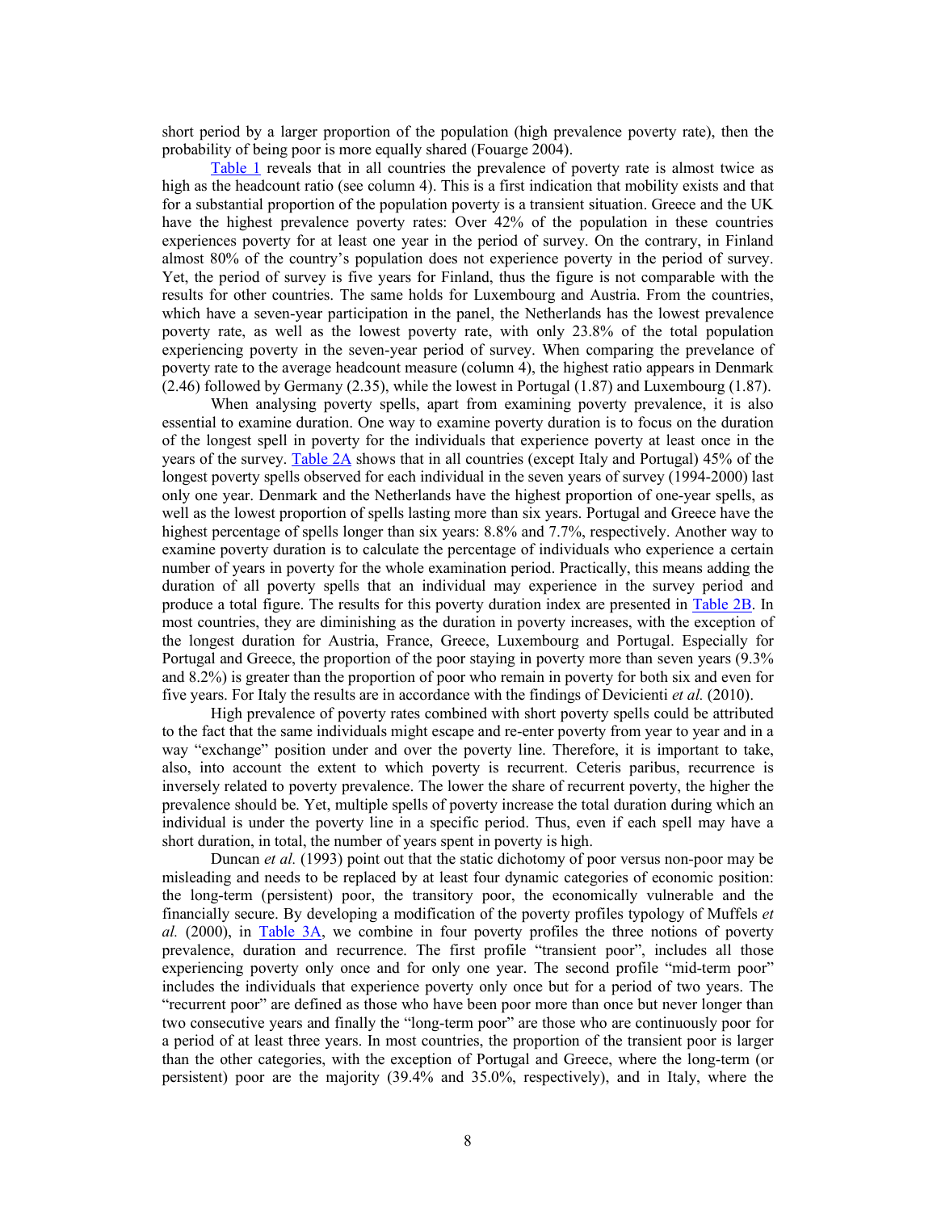short period by a larger proportion of the population (high prevalence poverty rate), then the probability of being poor is more equally shared (Fouarge 2004).

Table 1 reveals that in all countries the prevalence of poverty rate is almost twice as high as the headcount ratio (see column 4). This is a first indication that mobility exists and that for a substantial proportion of the population poverty is a transient situation. Greece and the UK have the highest prevalence poverty rates: Over 42% of the population in these countries experiences poverty for at least one year in the period of survey. On the contrary, in Finland almost 80% of the country's population does not experience poverty in the period of survey. Yet, the period of survey is five years for Finland, thus the figure is not comparable with the results for other countries. The same holds for Luxembourg and Austria. From the countries, which have a seven-year participation in the panel, the Netherlands has the lowest prevalence poverty rate, as well as the lowest poverty rate, with only 23.8% of the total population experiencing poverty in the seven-year period of survey. When comparing the prevelance of poverty rate to the average headcount measure (column 4), the highest ratio appears in Denmark (2.46) followed by Germany (2.35), while the lowest in Portugal (1.87) and Luxembourg (1.87).

When analysing poverty spells, apart from examining poverty prevalence, it is also essential to examine duration. One way to examine poverty duration is to focus on the duration of the longest spell in poverty for the individuals that experience poverty at least once in the years of the survey. Table 2A shows that in all countries (except Italy and Portugal) 45% of the longest poverty spells observed for each individual in the seven years of survey (1994-2000) last only one year. Denmark and the Netherlands have the highest proportion of one-year spells, as well as the lowest proportion of spells lasting more than six years. Portugal and Greece have the highest percentage of spells longer than six years: 8.8% and 7.7%, respectively. Another way to examine poverty duration is to calculate the percentage of individuals who experience a certain number of years in poverty for the whole examination period. Practically, this means adding the duration of all poverty spells that an individual may experience in the survey period and produce a total figure. The results for this poverty duration index are presented in Table 2B. In most countries, they are diminishing as the duration in poverty increases, with the exception of the longest duration for Austria, France, Greece, Luxembourg and Portugal. Especially for Portugal and Greece, the proportion of the poor staying in poverty more than seven years (9.3% and 8.2%) is greater than the proportion of poor who remain in poverty for both six and even for five years. For Italy the results are in accordance with the findings of Devicienti *et al.* (2010).

High prevalence of poverty rates combined with short poverty spells could be attributed to the fact that the same individuals might escape and re-enter poverty from year to year and in a way "exchange" position under and over the poverty line. Therefore, it is important to take, also, into account the extent to which poverty is recurrent. Ceteris paribus, recurrence is inversely related to poverty prevalence. The lower the share of recurrent poverty, the higher the prevalence should be. Yet, multiple spells of poverty increase the total duration during which an individual is under the poverty line in a specific period. Thus, even if each spell may have a short duration, in total, the number of years spent in poverty is high.

Duncan *et al.* (1993) point out that the static dichotomy of poor versus non-poor may be misleading and needs to be replaced by at least four dynamic categories of economic position: the long-term (persistent) poor, the transitory poor, the economically vulnerable and the financially secure. By developing a modification of the poverty profiles typology of Muffels *et al.* (2000), in Table 3A, we combine in four poverty profiles the three notions of poverty prevalence, duration and recurrence. The first profile "transient poor", includes all those experiencing poverty only once and for only one year. The second profile "mid-term poor" includes the individuals that experience poverty only once but for a period of two years. The "recurrent poor" are defined as those who have been poor more than once but never longer than two consecutive years and finally the "long-term poor" are those who are continuously poor for a period of at least three years. In most countries, the proportion of the transient poor is larger than the other categories, with the exception of Portugal and Greece, where the long-term (or persistent) poor are the majority (39.4% and 35.0%, respectively), and in Italy, where the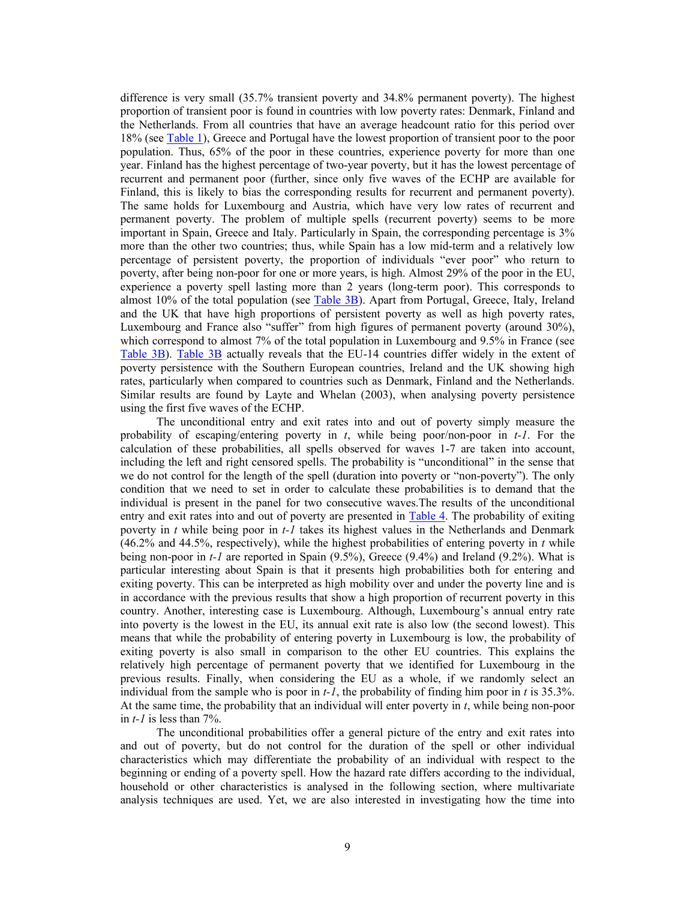difference is very small (35.7% transient poverty and 34.8% permanent poverty). The highest proportion of transient poor is found in countries with low poverty rates: Denmark, Finland and the Netherlands. From all countries that have an average headcount ratio for this period over 18% (see Table 1), Greece and Portugal have the lowest proportion of transient poor to the poor population. Thus, 65% of the poor in these countries, experience poverty for more than one year. Finland has the highest percentage of two-year poverty, but it has the lowest percentage of recurrent and permanent poor (further, since only five waves of the ECHP are available for Finland, this is likely to bias the corresponding results for recurrent and permanent poverty). The same holds for Luxembourg and Austria, which have very low rates of recurrent and permanent poverty. The problem of multiple spells (recurrent poverty) seems to be more important in Spain, Greece and Italy. Particularly in Spain, the corresponding percentage is 3% more than the other two countries; thus, while Spain has a low mid-term and a relatively low percentage of persistent poverty, the proportion of individuals "ever poor" who return to poverty, after being non-poor for one or more years, is high. Almost 29% of the poor in the EU, experience a poverty spell lasting more than 2 years (long-term poor). This corresponds to almost 10% of the total population (see Table 3B). Apart from Portugal, Greece, Italy, Ireland and the UK that have high proportions of persistent poverty as well as high poverty rates, Luxembourg and France also "suffer" from high figures of permanent poverty (around 30%), which correspond to almost 7% of the total population in Luxembourg and 9.5% in France (see Table 3B). Table 3B actually reveals that the EU-14 countries differ widely in the extent of poverty persistence with the Southern European countries, Ireland and the UK showing high rates, particularly when compared to countries such as Denmark, Finland and the Netherlands. Similar results are found by Layte and Whelan (2003), when analysing poverty persistence using the first five waves of the ECHP.

The unconditional entry and exit rates into and out of poverty simply measure the probability of escaping/entering poverty in *t*, while being poor/non-poor in *t-1*. For the calculation of these probabilities, all spells observed for waves 1-7 are taken into account, including the left and right censored spells. The probability is "unconditional" in the sense that we do not control for the length of the spell (duration into poverty or "non-poverty"). The only condition that we need to set in order to calculate these probabilities is to demand that the individual is present in the panel for two consecutive waves.The results of the unconditional entry and exit rates into and out of poverty are presented in Table 4. The probability of exiting poverty in *t* while being poor in *t-1* takes its highest values in the Netherlands and Denmark (46.2% and 44.5%, respectively), while the highest probabilities of entering poverty in *t* while being non-poor in *t-1* are reported in Spain (9.5%), Greece (9.4%) and Ireland (9.2%). What is particular interesting about Spain is that it presents high probabilities both for entering and exiting poverty. This can be interpreted as high mobility over and under the poverty line and is in accordance with the previous results that show a high proportion of recurrent poverty in this country. Another, interesting case is Luxembourg. Although, Luxembourg's annual entry rate into poverty is the lowest in the EU, its annual exit rate is also low (the second lowest). This means that while the probability of entering poverty in Luxembourg is low, the probability of exiting poverty is also small in comparison to the other EU countries. This explains the relatively high percentage of permanent poverty that we identified for Luxembourg in the previous results. Finally, when considering the EU as a whole, if we randomly select an individual from the sample who is poor in *t-1*, the probability of finding him poor in *t* is 35.3%. At the same time, the probability that an individual will enter poverty in *t*, while being non-poor in *t-1* is less than 7%.

The unconditional probabilities offer a general picture of the entry and exit rates into and out of poverty, but do not control for the duration of the spell or other individual characteristics which may differentiate the probability of an individual with respect to the beginning or ending of a poverty spell. How the hazard rate differs according to the individual, household or other characteristics is analysed in the following section, where multivariate analysis techniques are used. Yet, we are also interested in investigating how the time into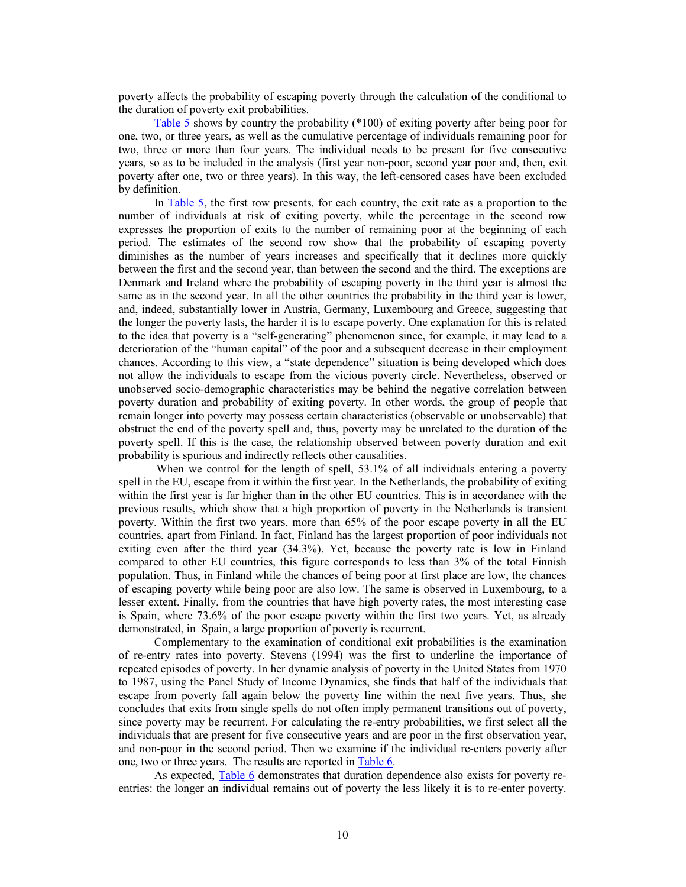poverty affects the probability of escaping poverty through the calculation of the conditional to the duration of poverty exit probabilities.

Table 5 shows by country the probability (*100) of exiting poverty after being poor for one, two, or three years, as well as the cumulative percentage of individuals remaining poor for two, three or more than four years. The individual needs to be present for five consecutive years, so as to be included in the analysis (first year non-poor, second year poor and, then, exit poverty after one, two or three years). In this way, the left-censored cases have been excluded by definition.

In Table 5, the first row presents, for each country, the exit rate as a proportion to the number of individuals at risk of exiting poverty, while the percentage in the second row expresses the proportion of exits to the number of remaining poor at the beginning of each period. The estimates of the second row show that the probability of escaping poverty diminishes as the number of years increases and specifically that it declines more quickly between the first and the second year, than between the second and the third. The exceptions are Denmark and Ireland where the probability of escaping poverty in the third year is almost the same as in the second year. In all the other countries the probability in the third year is lower, and, indeed, substantially lower in Austria, Germany, Luxembourg and Greece, suggesting that the longer the poverty lasts, the harder it is to escape poverty. One explanation for this is related to the idea that poverty is a "self-generating" phenomenon since, for example, it may lead to a deterioration of the "human capital" of the poor and a subsequent decrease in their employment chances. According to this view, a "state dependence" situation is being developed which does not allow the individuals to escape from the vicious poverty circle. Nevertheless, observed or unobserved socio-demographic characteristics may be behind the negative correlation between poverty duration and probability of exiting poverty. In other words, the group of people that remain longer into poverty may possess certain characteristics (observable or unobservable) that obstruct the end of the poverty spell and, thus, poverty may be unrelated to the duration of the poverty spell. If this is the case, the relationship observed between poverty duration and exit probability is spurious and indirectly reflects other causalities.

When we control for the length of spell, 53.1% of all individuals entering a poverty spell in the EU, escape from it within the first year. In the Netherlands, the probability of exiting within the first year is far higher than in the other EU countries. This is in accordance with the previous results, which show that a high proportion of poverty in the Netherlands is transient poverty. Within the first two years, more than 65% of the poor escape poverty in all the EU countries, apart from Finland. In fact, Finland has the largest proportion of poor individuals not exiting even after the third year (34.3%). Yet, because the poverty rate is low in Finland compared to other EU countries, this figure corresponds to less than 3% of the total Finnish population. Thus, in Finland while the chances of being poor at first place are low, the chances of escaping poverty while being poor are also low. The same is observed in Luxembourg, to a lesser extent. Finally, from the countries that have high poverty rates, the most interesting case is Spain, where 73.6% of the poor escape poverty within the first two years. Yet, as already demonstrated, in Spain, a large proportion of poverty is recurrent.

Complementary to the examination of conditional exit probabilities is the examination of re-entry rates into poverty. Stevens (1994) was the first to underline the importance of repeated episodes of poverty. In her dynamic analysis of poverty in the United States from 1970 to 1987, using the Panel Study of Income Dynamics, she finds that half of the individuals that escape from poverty fall again below the poverty line within the next five years. Thus, she concludes that exits from single spells do not often imply permanent transitions out of poverty, since poverty may be recurrent. For calculating the re-entry probabilities, we first select all the individuals that are present for five consecutive years and are poor in the first observation year, and non-poor in the second period. Then we examine if the individual re-enters poverty after one, two or three years. The results are reported in Table 6.

As expected, Table 6 demonstrates that duration dependence also exists for poverty re-entries: the longer an individual remains out of poverty the less likely it is to re-enter poverty.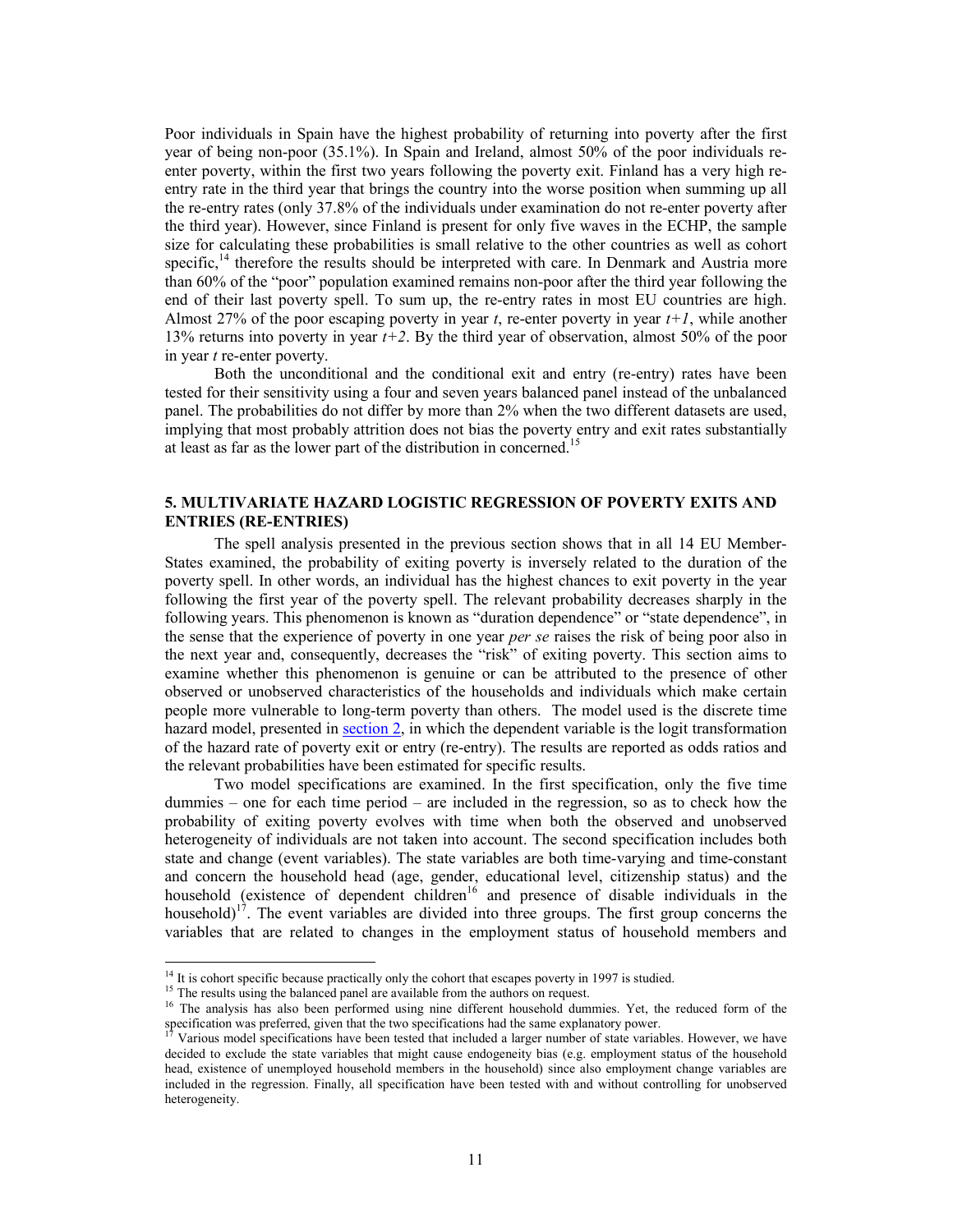Poor individuals in Spain have the highest probability of returning into poverty after the first year of being non-poor (35.1%). In Spain and Ireland, almost 50% of the poor individuals re-enter poverty, within the first two years following the poverty exit. Finland has a very high re-entry rate in the third year that brings the country into the worse position when summing up all the re-entry rates (only 37.8% of the individuals under examination do not re-enter poverty after the third year). However, since Finland is present for only five waves in the ECHP, the sample size for calculating these probabilities is small relative to the other countries as well as cohort specific,[14] therefore the results should be interpreted with care. In Denmark and Austria more than 60% of the "poor" population examined remains non-poor after the third year following the end of their last poverty spell. To sum up, the re-entry rates in most EU countries are high. Almost 27% of the poor escaping poverty in year *t*, re-enter poverty in year *t+1*, while another 13% returns into poverty in year *t+2*. By the third year of observation, almost 50% of the poor in year *t* re-enter poverty.

Both the unconditional and the conditional exit and entry (re-entry) rates have been tested for their sensitivity using a four and seven years balanced panel instead of the unbalanced panel. The probabilities do not differ by more than 2% when the two different datasets are used, implying that most probably attrition does not bias the poverty entry and exit rates substantially at least as far as the lower part of the distribution in concerned.[15]

## 5. MULTIVARIATE HAZARD LOGISTIC REGRESSION OF POVERTY EXITS AND ENTRIES (RE-ENTRIES)

The spell analysis presented in the previous section shows that in all 14 EU Member-States examined, the probability of exiting poverty is inversely related to the duration of the poverty spell. In other words, an individual has the highest chances to exit poverty in the year following the first year of the poverty spell. The relevant probability decreases sharply in the following years. This phenomenon is known as "duration dependence" or "state dependence", in the sense that the experience of poverty in one year *per se* raises the risk of being poor also in the next year and, consequently, decreases the "risk" of exiting poverty. This section aims to examine whether this phenomenon is genuine or can be attributed to the presence of other observed or unobserved characteristics of the households and individuals which make certain people more vulnerable to long-term poverty than others. The model used is the discrete time hazard model, presented in section 2, in which the dependent variable is the logit transformation of the hazard rate of poverty exit or entry (re-entry). The results are reported as odds ratios and the relevant probabilities have been estimated for specific results.

Two model specifications are examined. In the first specification, only the five time dummies – one for each time period – are included in the regression, so as to check how the probability of exiting poverty evolves with time when both the observed and unobserved heterogeneity of individuals are not taken into account. The second specification includes both state and change (event variables). The state variables are both time-varying and time-constant and concern the household head (age, gender, educational level, citizenship status) and the household (existence of dependent children[16] and presence of disable individuals in the household)[17]. The event variables are divided into three groups. The first group concerns the variables that are related to changes in the employment status of household members and

---

[14] It is cohort specific because practically only the cohort that escapes poverty in 1997 is studied.

[15] The results using the balanced panel are available from the authors on request.

[16] The analysis has also been performed using nine different household dummies. Yet, the reduced form of the specification was preferred, given that the two specifications had the same explanatory power.

[17] Various model specifications have been tested that included a larger number of state variables. However, we have decided to exclude the state variables that might cause endogeneity bias (e.g. employment status of the household head, existence of unemployed household members in the household) since also employment change variables are included in the regression. Finally, all specification have been tested with and without controlling for unobserved heterogeneity.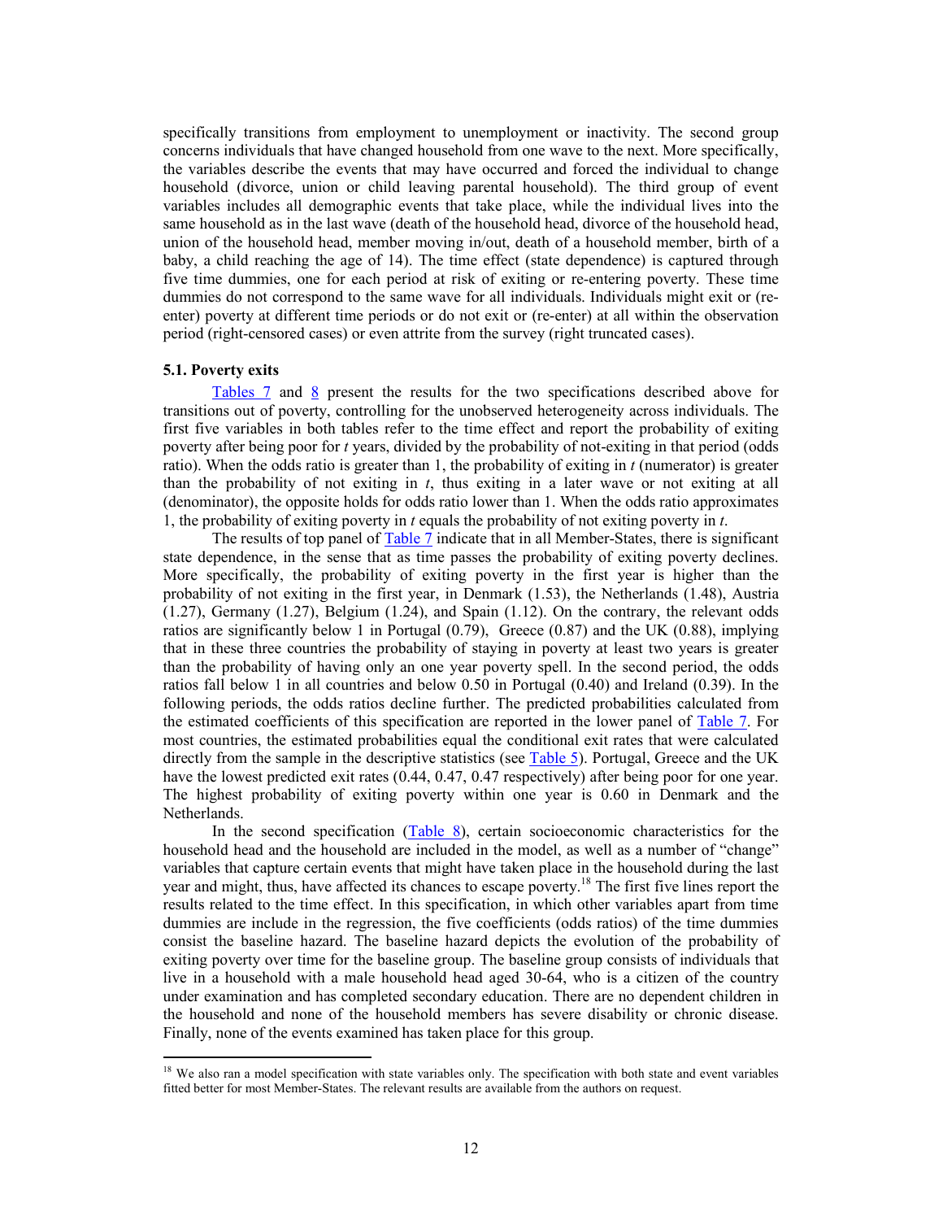specifically transitions from employment to unemployment or inactivity. The second group concerns individuals that have changed household from one wave to the next. More specifically, the variables describe the events that may have occurred and forced the individual to change household (divorce, union or child leaving parental household). The third group of event variables includes all demographic events that take place, while the individual lives into the same household as in the last wave (death of the household head, divorce of the household head, union of the household head, member moving in/out, death of a household member, birth of a baby, a child reaching the age of 14). The time effect (state dependence) is captured through five time dummies, one for each period at risk of exiting or re-entering poverty. These time dummies do not correspond to the same wave for all individuals. Individuals might exit or (re-enter) poverty at different time periods or do not exit or (re-enter) at all within the observation period (right-censored cases) or even attrite from the survey (right truncated cases).

**5.1. Poverty exits**

Tables 7 and 8 present the results for the two specifications described above for transitions out of poverty, controlling for the unobserved heterogeneity across individuals. The first five variables in both tables refer to the time effect and report the probability of exiting poverty after being poor for *t* years, divided by the probability of not-exiting in that period (odds ratio). When the odds ratio is greater than 1, the probability of exiting in *t* (numerator) is greater than the probability of not exiting in *t*, thus exiting in a later wave or not exiting at all (denominator), the opposite holds for odds ratio lower than 1. When the odds ratio approximates 1, the probability of exiting poverty in *t* equals the probability of not exiting poverty in *t*.

The results of top panel of Table 7 indicate that in all Member-States, there is significant state dependence, in the sense that as time passes the probability of exiting poverty declines. More specifically, the probability of exiting poverty in the first year is higher than the probability of not exiting in the first year, in Denmark (1.53), the Netherlands (1.48), Austria (1.27), Germany (1.27), Belgium (1.24), and Spain (1.12). On the contrary, the relevant odds ratios are significantly below 1 in Portugal (0.79), Greece (0.87) and the UK (0.88), implying that in these three countries the probability of staying in poverty at least two years is greater than the probability of having only an one year poverty spell. In the second period, the odds ratios fall below 1 in all countries and below 0.50 in Portugal (0.40) and Ireland (0.39). In the following periods, the odds ratios decline further. The predicted probabilities calculated from the estimated coefficients of this specification are reported in the lower panel of Table 7. For most countries, the estimated probabilities equal the conditional exit rates that were calculated directly from the sample in the descriptive statistics (see Table 5). Portugal, Greece and the UK have the lowest predicted exit rates (0.44, 0.47, 0.47 respectively) after being poor for one year. The highest probability of exiting poverty within one year is 0.60 in Denmark and the Netherlands.

In the second specification (Table 8), certain socioeconomic characteristics for the household head and the household are included in the model, as well as a number of "change" variables that capture certain events that might have taken place in the household during the last year and might, thus, have affected its chances to escape poverty.[18] The first five lines report the results related to the time effect. In this specification, in which other variables apart from time dummies are include in the regression, the five coefficients (odds ratios) of the time dummies consist the baseline hazard. The baseline hazard depicts the evolution of the probability of exiting poverty over time for the baseline group. The baseline group consists of individuals that live in a household with a male household head aged 30-64, who is a citizen of the country under examination and has completed secondary education. There are no dependent children in the household and none of the household members has severe disability or chronic disease. Finally, none of the events examined has taken place for this group.

[18] We also ran a model specification with state variables only. The specification with both state and event variables fitted better for most Member-States. The relevant results are available from the authors on request.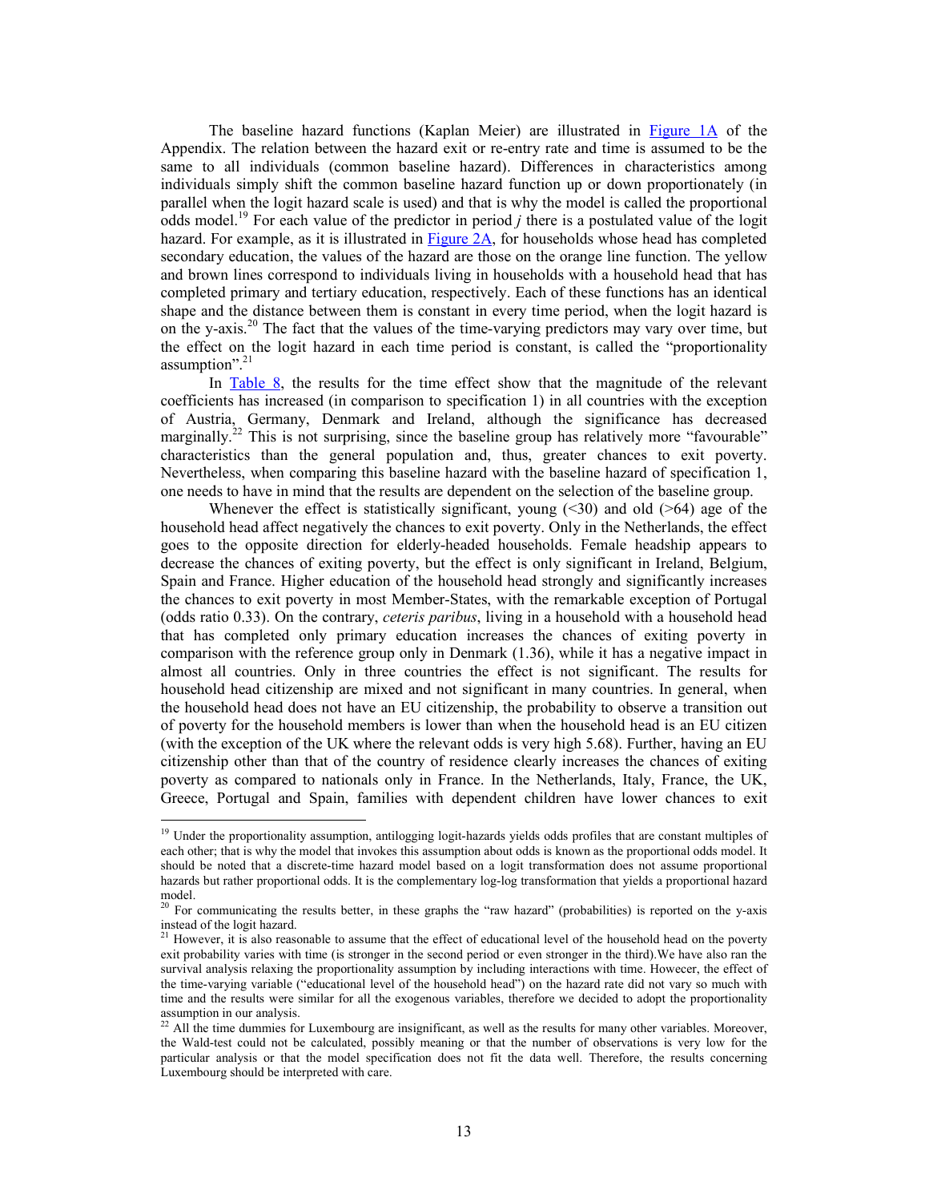The baseline hazard functions (Kaplan Meier) are illustrated in Figure 1A of the Appendix. The relation between the hazard exit or re-entry rate and time is assumed to be the same to all individuals (common baseline hazard). Differences in characteristics among individuals simply shift the common baseline hazard function up or down proportionately (in parallel when the logit hazard scale is used) and that is why the model is called the proportional odds model.[19] For each value of the predictor in period *j* there is a postulated value of the logit hazard. For example, as it is illustrated in Figure 2A, for households whose head has completed secondary education, the values of the hazard are those on the orange line function. The yellow and brown lines correspond to individuals living in households with a household head that has completed primary and tertiary education, respectively. Each of these functions has an identical shape and the distance between them is constant in every time period, when the logit hazard is on the y-axis.[20] The fact that the values of the time-varying predictors may vary over time, but the effect on the logit hazard in each time period is constant, is called the "proportionality assumption".[21]

In Table 8, the results for the time effect show that the magnitude of the relevant coefficients has increased (in comparison to specification 1) in all countries with the exception of Austria, Germany, Denmark and Ireland, although the significance has decreased marginally.[22] This is not surprising, since the baseline group has relatively more "favourable" characteristics than the general population and, thus, greater chances to exit poverty. Nevertheless, when comparing this baseline hazard with the baseline hazard of specification 1, one needs to have in mind that the results are dependent on the selection of the baseline group.

Whenever the effect is statistically significant, young (<30) and old (>64) age of the household head affect negatively the chances to exit poverty. Only in the Netherlands, the effect goes to the opposite direction for elderly-headed households. Female headship appears to decrease the chances of exiting poverty, but the effect is only significant in Ireland, Belgium, Spain and France. Higher education of the household head strongly and significantly increases the chances to exit poverty in most Member-States, with the remarkable exception of Portugal (odds ratio 0.33). On the contrary, *ceteris paribus*, living in a household with a household head that has completed only primary education increases the chances of exiting poverty in comparison with the reference group only in Denmark (1.36), while it has a negative impact in almost all countries. Only in three countries the effect is not significant. The results for household head citizenship are mixed and not significant in many countries. In general, when the household head does not have an EU citizenship, the probability to observe a transition out of poverty for the household members is lower than when the household head is an EU citizen (with the exception of the UK where the relevant odds is very high 5.68). Further, having an EU citizenship other than that of the country of residence clearly increases the chances of exiting poverty as compared to nationals only in France. In the Netherlands, Italy, France, the UK, Greece, Portugal and Spain, families with dependent children have lower chances to exit

---

[19] Under the proportionality assumption, antilogging logit-hazards yields odds profiles that are constant multiples of each other; that is why the model that invokes this assumption about odds is known as the proportional odds model. It should be noted that a discrete-time hazard model based on a logit transformation does not assume proportional hazards but rather proportional odds. It is the complementary log-log transformation that yields a proportional hazard model.

[20] For communicating the results better, in these graphs the "raw hazard" (probabilities) is reported on the y-axis instead of the logit hazard.

[21] However, it is also reasonable to assume that the effect of educational level of the household head on the poverty exit probability varies with time (is stronger in the second period or even stronger in the third).We have also ran the survival analysis relaxing the proportionality assumption by including interactions with time. Howecer, the effect of the time-varying variable ("educational level of the household head") on the hazard rate did not vary so much with time and the results were similar for all the exogenous variables, therefore we decided to adopt the proportionality assumption in our analysis.

[22] All the time dummies for Luxembourg are insignificant, as well as the results for many other variables. Moreover, the Wald-test could not be calculated, possibly meaning or that the number of observations is very low for the particular analysis or that the model specification does not fit the data well. Therefore, the results concerning Luxembourg should be interpreted with care.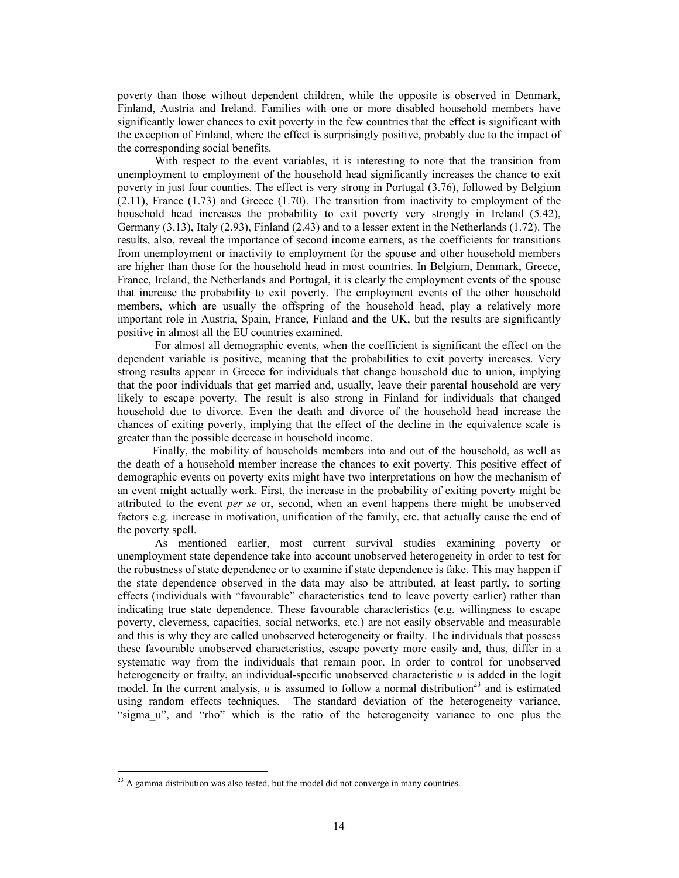poverty than those without dependent children, while the opposite is observed in Denmark, Finland, Austria and Ireland. Families with one or more disabled household members have significantly lower chances to exit poverty in the few countries that the effect is significant with the exception of Finland, where the effect is surprisingly positive, probably due to the impact of the corresponding social benefits.

With respect to the event variables, it is interesting to note that the transition from unemployment to employment of the household head significantly increases the chance to exit poverty in just four counties. The effect is very strong in Portugal (3.76), followed by Belgium (2.11), France (1.73) and Greece (1.70). The transition from inactivity to employment of the household head increases the probability to exit poverty very strongly in Ireland (5.42), Germany (3.13), Italy (2.93), Finland (2.43) and to a lesser extent in the Netherlands (1.72). The results, also, reveal the importance of second income earners, as the coefficients for transitions from unemployment or inactivity to employment for the spouse and other household members are higher than those for the household head in most countries. In Belgium, Denmark, Greece, France, Ireland, the Netherlands and Portugal, it is clearly the employment events of the spouse that increase the probability to exit poverty. The employment events of the other household members, which are usually the offspring of the household head, play a relatively more important role in Austria, Spain, France, Finland and the UK, but the results are significantly positive in almost all the EU countries examined.

For almost all demographic events, when the coefficient is significant the effect on the dependent variable is positive, meaning that the probabilities to exit poverty increases. Very strong results appear in Greece for individuals that change household due to union, implying that the poor individuals that get married and, usually, leave their parental household are very likely to escape poverty. The result is also strong in Finland for individuals that changed household due to divorce. Even the death and divorce of the household head increase the chances of exiting poverty, implying that the effect of the decline in the equivalence scale is greater than the possible decrease in household income.

Finally, the mobility of households members into and out of the household, as well as the death of a household member increase the chances to exit poverty. This positive effect of demographic events on poverty exits might have two interpretations on how the mechanism of an event might actually work. First, the increase in the probability of exiting poverty might be attributed to the event *per se* or, second, when an event happens there might be unobserved factors e.g. increase in motivation, unification of the family, etc. that actually cause the end of the poverty spell.

As mentioned earlier, most current survival studies examining poverty or unemployment state dependence take into account unobserved heterogeneity in order to test for the robustness of state dependence or to examine if state dependence is fake. This may happen if the state dependence observed in the data may also be attributed, at least partly, to sorting effects (individuals with "favourable" characteristics tend to leave poverty earlier) rather than indicating true state dependence. These favourable characteristics (e.g. willingness to escape poverty, cleverness, capacities, social networks, etc.) are not easily observable and measurable and this is why they are called unobserved heterogeneity or frailty. The individuals that possess these favourable unobserved characteristics, escape poverty more easily and, thus, differ in a systematic way from the individuals that remain poor. In order to control for unobserved heterogeneity or frailty, an individual-specific unobserved characteristic $u$ is added in the logit model. In the current analysis, $u$ is assumed to follow a normal distribution[23] and is estimated using random effects techniques. The standard deviation of the heterogeneity variance, "sigma_u", and "rho" which is the ratio of the heterogeneity variance to one plus the

[23] A gamma distribution was also tested, but the model did not converge in many countries.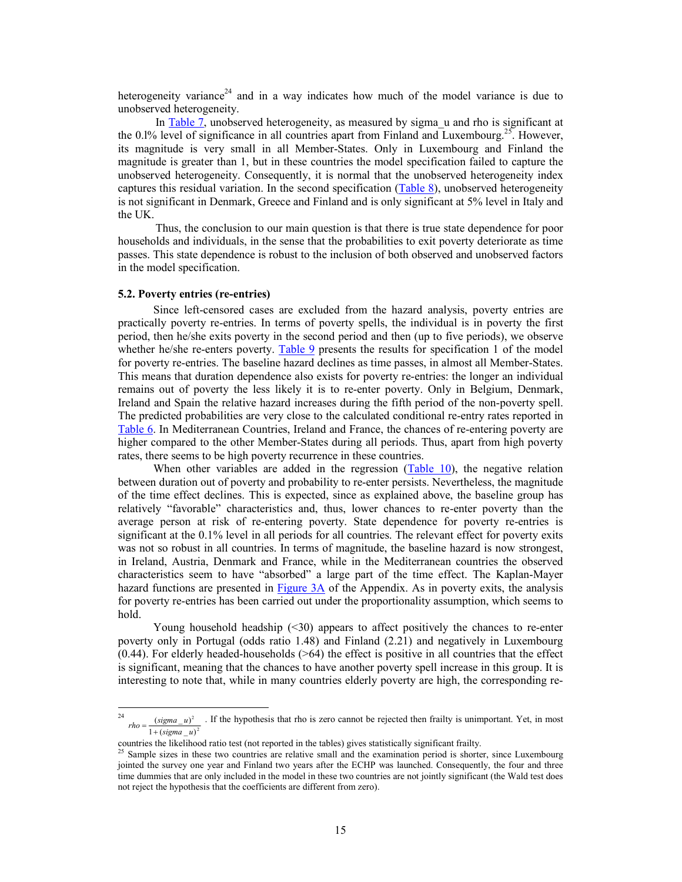heterogeneity variance[24] and in a way indicates how much of the model variance is due to unobserved heterogeneity.

In Table 7, unobserved heterogeneity, as measured by sigma_u and rho is significant at the 0.l% level of significance in all countries apart from Finland and Luxembourg.[25]. However, its magnitude is very small in all Member-States. Only in Luxembourg and Finland the magnitude is greater than 1, but in these countries the model specification failed to capture the unobserved heterogeneity. Consequently, it is normal that the unobserved heterogeneity index captures this residual variation. In the second specification (Table 8), unobserved heterogeneity is not significant in Denmark, Greece and Finland and is only significant at 5% level in Italy and the UK.

Thus, the conclusion to our main question is that there is true state dependence for poor households and individuals, in the sense that the probabilities to exit poverty deteriorate as time passes. This state dependence is robust to the inclusion of both observed and unobserved factors in the model specification.

### 5.2. Poverty entries (re-entries)

Since left-censored cases are excluded from the hazard analysis, poverty entries are practically poverty re-entries. In terms of poverty spells, the individual is in poverty the first period, then he/she exits poverty in the second period and then (up to five periods), we observe whether he/she re-enters poverty. Table 9 presents the results for specification 1 of the model for poverty re-entries. The baseline hazard declines as time passes, in almost all Member-States. This means that duration dependence also exists for poverty re-entries: the longer an individual remains out of poverty the less likely it is to re-enter poverty. Only in Belgium, Denmark, Ireland and Spain the relative hazard increases during the fifth period of the non-poverty spell. The predicted probabilities are very close to the calculated conditional re-entry rates reported in Table 6. In Mediterranean Countries, Ireland and France, the chances of re-entering poverty are higher compared to the other Member-States during all periods. Thus, apart from high poverty rates, there seems to be high poverty recurrence in these countries.

When other variables are added in the regression (Table 10), the negative relation between duration out of poverty and probability to re-enter poverty persists. Nevertheless, the magnitude of the time effect declines. This is expected, since as explained above, the baseline group has relatively "favorable" characteristics and, thus, lower chances to re-enter poverty than the average person at risk of re-entering poverty. State dependence for poverty re-entries is significant at the 0.1% level in all periods for all countries. The relevant effect for poverty exits was not so robust in all countries. In terms of magnitude, the baseline hazard is now strongest, in Ireland, Austria, Denmark and France, while in the Mediterranean countries the observed characteristics seem to have "absorbed" a large part of the time effect. The Kaplan-Mayer hazard functions are presented in Figure 3A of the Appendix. As in poverty exits, the analysis for poverty re-entries has been carried out under the proportionality assumption, which seems to hold.

Young household headship (<30) appears to affect positively the chances to re-enter poverty only in Portugal (odds ratio 1.48) and Finland (2.21) and negatively in Luxembourg (0.44). For elderly headed-households (>64) the effect is positive in all countries that the effect is significant, meaning that the chances to have another poverty spell increase in this group. It is interesting to note that, while in many countries elderly poverty are high, the corresponding re-

---

[24] $rho = \frac{(sigma\_u)^2}{1+(sigma\_u)^2}$ . If the hypothesis that rho is zero cannot be rejected then frailty is unimportant. Yet, in most countries the likelihood ratio test (not reported in the tables) gives statistically significant frailty.

[25] Sample sizes in these two countries are relative small and the examination period is shorter, since Luxembourg jointed the survey one year and Finland two years after the ECHP was launched. Consequently, the four and three time dummies that are only included in the model in these two countries are not jointly significant (the Wald test does not reject the hypothesis that the coefficients are different from zero).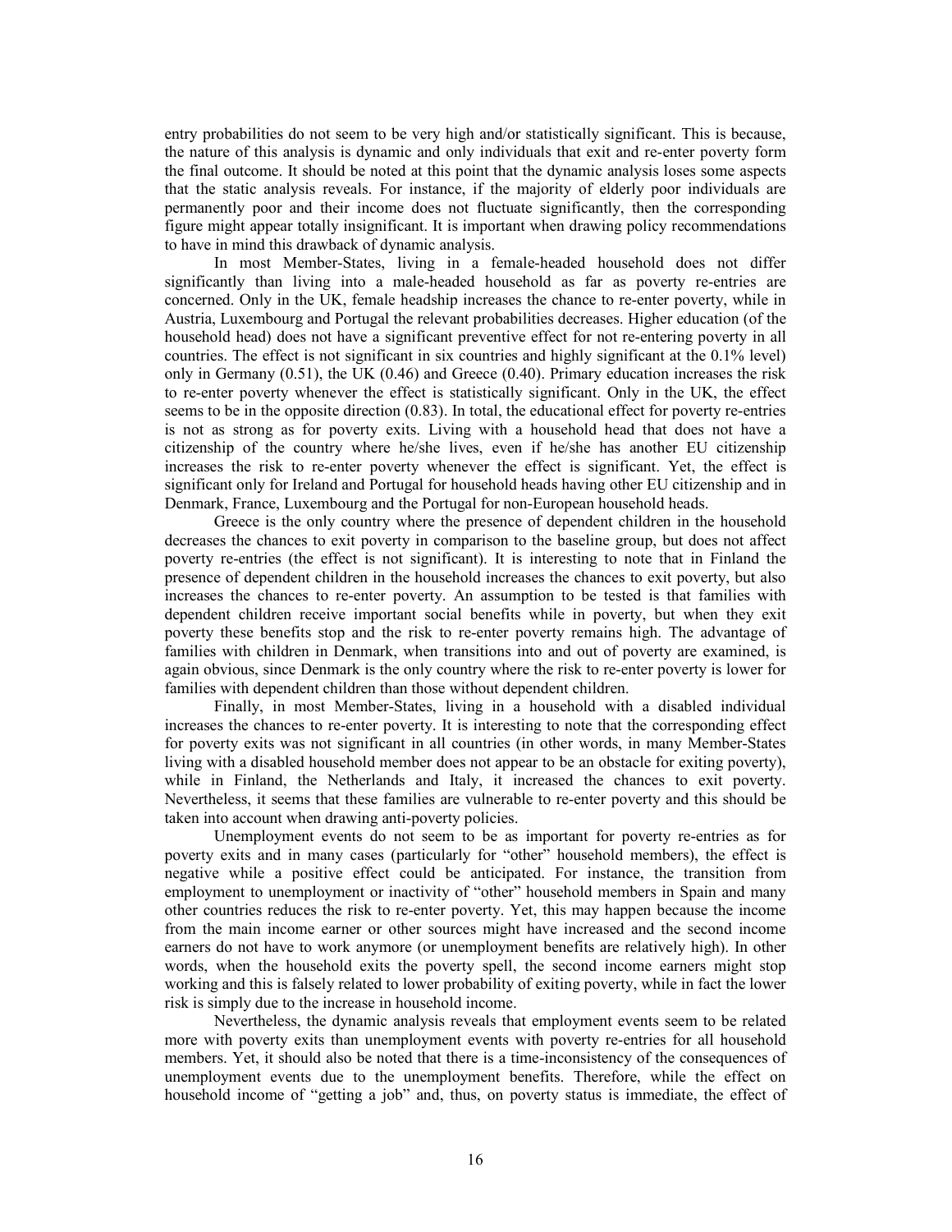entry probabilities do not seem to be very high and/or statistically significant. This is because, the nature of this analysis is dynamic and only individuals that exit and re-enter poverty form the final outcome. It should be noted at this point that the dynamic analysis loses some aspects that the static analysis reveals. For instance, if the majority of elderly poor individuals are permanently poor and their income does not fluctuate significantly, then the corresponding figure might appear totally insignificant. It is important when drawing policy recommendations to have in mind this drawback of dynamic analysis.

In most Member-States, living in a female-headed household does not differ significantly than living into a male-headed household as far as poverty re-entries are concerned. Only in the UK, female headship increases the chance to re-enter poverty, while in Austria, Luxembourg and Portugal the relevant probabilities decreases. Higher education (of the household head) does not have a significant preventive effect for not re-entering poverty in all countries. The effect is not significant in six countries and highly significant at the 0.1% level) only in Germany (0.51), the UK (0.46) and Greece (0.40). Primary education increases the risk to re-enter poverty whenever the effect is statistically significant. Only in the UK, the effect seems to be in the opposite direction (0.83). In total, the educational effect for poverty re-entries is not as strong as for poverty exits. Living with a household head that does not have a citizenship of the country where he/she lives, even if he/she has another EU citizenship increases the risk to re-enter poverty whenever the effect is significant. Yet, the effect is significant only for Ireland and Portugal for household heads having other EU citizenship and in Denmark, France, Luxembourg and the Portugal for non-European household heads.

Greece is the only country where the presence of dependent children in the household decreases the chances to exit poverty in comparison to the baseline group, but does not affect poverty re-entries (the effect is not significant). It is interesting to note that in Finland the presence of dependent children in the household increases the chances to exit poverty, but also increases the chances to re-enter poverty. An assumption to be tested is that families with dependent children receive important social benefits while in poverty, but when they exit poverty these benefits stop and the risk to re-enter poverty remains high. The advantage of families with children in Denmark, when transitions into and out of poverty are examined, is again obvious, since Denmark is the only country where the risk to re-enter poverty is lower for families with dependent children than those without dependent children.

Finally, in most Member-States, living in a household with a disabled individual increases the chances to re-enter poverty. It is interesting to note that the corresponding effect for poverty exits was not significant in all countries (in other words, in many Member-States living with a disabled household member does not appear to be an obstacle for exiting poverty), while in Finland, the Netherlands and Italy, it increased the chances to exit poverty. Nevertheless, it seems that these families are vulnerable to re-enter poverty and this should be taken into account when drawing anti-poverty policies.

Unemployment events do not seem to be as important for poverty re-entries as for poverty exits and in many cases (particularly for "other" household members), the effect is negative while a positive effect could be anticipated. For instance, the transition from employment to unemployment or inactivity of "other" household members in Spain and many other countries reduces the risk to re-enter poverty. Yet, this may happen because the income from the main income earner or other sources might have increased and the second income earners do not have to work anymore (or unemployment benefits are relatively high). In other words, when the household exits the poverty spell, the second income earners might stop working and this is falsely related to lower probability of exiting poverty, while in fact the lower risk is simply due to the increase in household income.

Nevertheless, the dynamic analysis reveals that employment events seem to be related more with poverty exits than unemployment events with poverty re-entries for all household members. Yet, it should also be noted that there is a time-inconsistency of the consequences of unemployment events due to the unemployment benefits. Therefore, while the effect on household income of "getting a job" and, thus, on poverty status is immediate, the effect of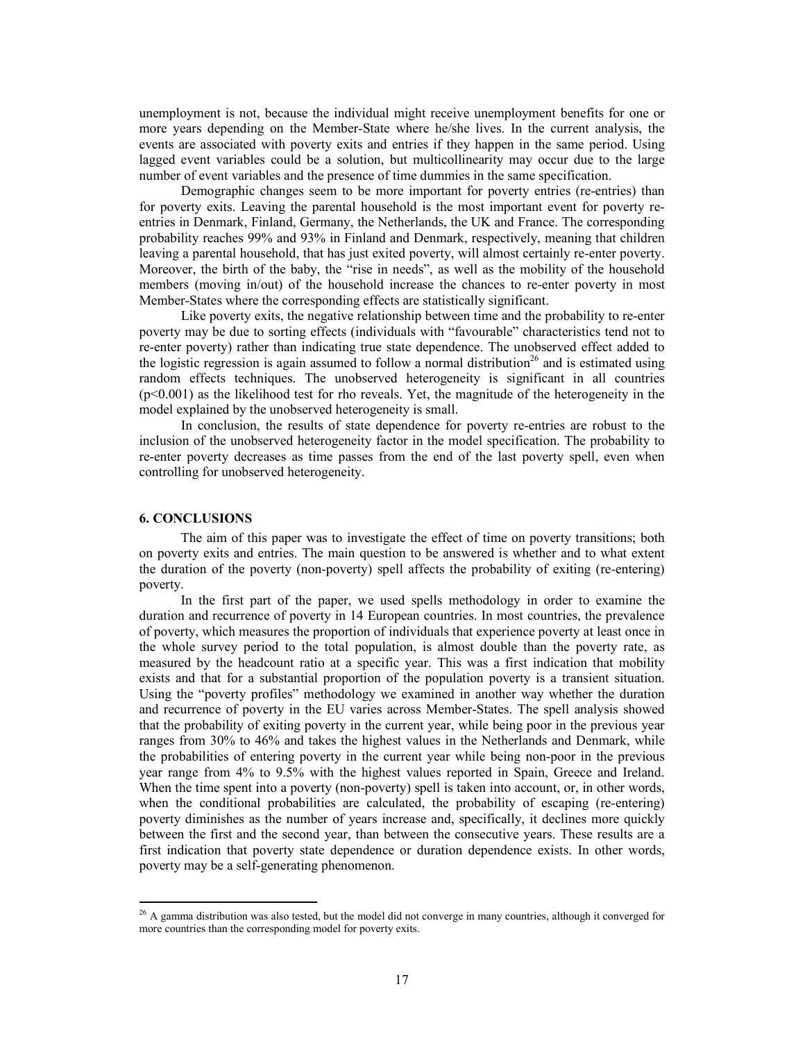unemployment is not, because the individual might receive unemployment benefits for one or more years depending on the Member-State where he/she lives. In the current analysis, the events are associated with poverty exits and entries if they happen in the same period. Using lagged event variables could be a solution, but multicollinearity may occur due to the large number of event variables and the presence of time dummies in the same specification.

Demographic changes seem to be more important for poverty entries (re-entries) than for poverty exits. Leaving the parental household is the most important event for poverty re-entries in Denmark, Finland, Germany, the Netherlands, the UK and France. The corresponding probability reaches 99% and 93% in Finland and Denmark, respectively, meaning that children leaving a parental household, that has just exited poverty, will almost certainly re-enter poverty. Moreover, the birth of the baby, the "rise in needs", as well as the mobility of the household members (moving in/out) of the household increase the chances to re-enter poverty in most Member-States where the corresponding effects are statistically significant.

Like poverty exits, the negative relationship between time and the probability to re-enter poverty may be due to sorting effects (individuals with "favourable" characteristics tend not to re-enter poverty) rather than indicating true state dependence. The unobserved effect added to the logistic regression is again assumed to follow a normal distribution[26] and is estimated using random effects techniques. The unobserved heterogeneity is significant in all countries ($p<0.001$) as the likelihood test for rho reveals. Yet, the magnitude of the heterogeneity in the model explained by the unobserved heterogeneity is small.

In conclusion, the results of state dependence for poverty re-entries are robust to the inclusion of the unobserved heterogeneity factor in the model specification. The probability to re-enter poverty decreases as time passes from the end of the last poverty spell, even when controlling for unobserved heterogeneity.

## 6. CONCLUSIONS

The aim of this paper was to investigate the effect of time on poverty transitions; both on poverty exits and entries. The main question to be answered is whether and to what extent the duration of the poverty (non-poverty) spell affects the probability of exiting (re-entering) poverty.

In the first part of the paper, we used spells methodology in order to examine the duration and recurrence of poverty in 14 European countries. In most countries, the prevalence of poverty, which measures the proportion of individuals that experience poverty at least once in the whole survey period to the total population, is almost double than the poverty rate, as measured by the headcount ratio at a specific year. This was a first indication that mobility exists and that for a substantial proportion of the population poverty is a transient situation. Using the "poverty profiles" methodology we examined in another way whether the duration and recurrence of poverty in the EU varies across Member-States. The spell analysis showed that the probability of exiting poverty in the current year, while being poor in the previous year ranges from 30% to 46% and takes the highest values in the Netherlands and Denmark, while the probabilities of entering poverty in the current year while being non-poor in the previous year range from 4% to 9.5% with the highest values reported in Spain, Greece and Ireland. When the time spent into a poverty (non-poverty) spell is taken into account, or, in other words, when the conditional probabilities are calculated, the probability of escaping (re-entering) poverty diminishes as the number of years increase and, specifically, it declines more quickly between the first and the second year, than between the consecutive years. These results are a first indication that poverty state dependence or duration dependence exists. In other words, poverty may be a self-generating phenomenon.

---

[26] A gamma distribution was also tested, but the model did not converge in many countries, although it converged for more countries than the corresponding model for poverty exits.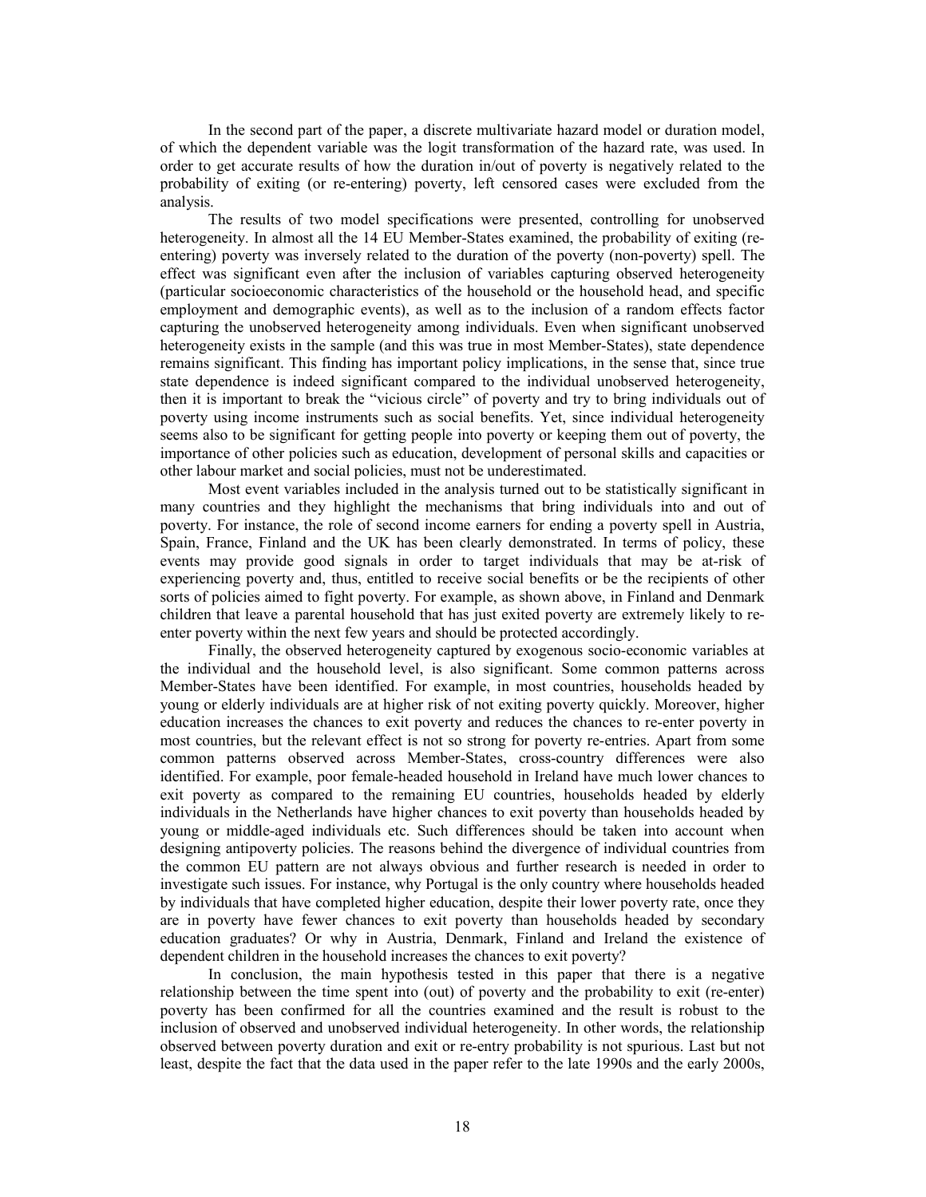In the second part of the paper, a discrete multivariate hazard model or duration model, of which the dependent variable was the logit transformation of the hazard rate, was used. In order to get accurate results of how the duration in/out of poverty is negatively related to the probability of exiting (or re-entering) poverty, left censored cases were excluded from the analysis.

The results of two model specifications were presented, controlling for unobserved heterogeneity. In almost all the 14 EU Member-States examined, the probability of exiting (re-entering) poverty was inversely related to the duration of the poverty (non-poverty) spell. The effect was significant even after the inclusion of variables capturing observed heterogeneity (particular socioeconomic characteristics of the household or the household head, and specific employment and demographic events), as well as to the inclusion of a random effects factor capturing the unobserved heterogeneity among individuals. Even when significant unobserved heterogeneity exists in the sample (and this was true in most Member-States), state dependence remains significant. This finding has important policy implications, in the sense that, since true state dependence is indeed significant compared to the individual unobserved heterogeneity, then it is important to break the "vicious circle" of poverty and try to bring individuals out of poverty using income instruments such as social benefits. Yet, since individual heterogeneity seems also to be significant for getting people into poverty or keeping them out of poverty, the importance of other policies such as education, development of personal skills and capacities or other labour market and social policies, must not be underestimated.

Most event variables included in the analysis turned out to be statistically significant in many countries and they highlight the mechanisms that bring individuals into and out of poverty. For instance, the role of second income earners for ending a poverty spell in Austria, Spain, France, Finland and the UK has been clearly demonstrated. In terms of policy, these events may provide good signals in order to target individuals that may be at-risk of experiencing poverty and, thus, entitled to receive social benefits or be the recipients of other sorts of policies aimed to fight poverty. For example, as shown above, in Finland and Denmark children that leave a parental household that has just exited poverty are extremely likely to re-enter poverty within the next few years and should be protected accordingly.

Finally, the observed heterogeneity captured by exogenous socio-economic variables at the individual and the household level, is also significant. Some common patterns across Member-States have been identified. For example, in most countries, households headed by young or elderly individuals are at higher risk of not exiting poverty quickly. Moreover, higher education increases the chances to exit poverty and reduces the chances to re-enter poverty in most countries, but the relevant effect is not so strong for poverty re-entries. Apart from some common patterns observed across Member-States, cross-country differences were also identified. For example, poor female-headed household in Ireland have much lower chances to exit poverty as compared to the remaining EU countries, households headed by elderly individuals in the Netherlands have higher chances to exit poverty than households headed by young or middle-aged individuals etc. Such differences should be taken into account when designing antipoverty policies. The reasons behind the divergence of individual countries from the common EU pattern are not always obvious and further research is needed in order to investigate such issues. For instance, why Portugal is the only country where households headed by individuals that have completed higher education, despite their lower poverty rate, once they are in poverty have fewer chances to exit poverty than households headed by secondary education graduates? Or why in Austria, Denmark, Finland and Ireland the existence of dependent children in the household increases the chances to exit poverty?

In conclusion, the main hypothesis tested in this paper that there is a negative relationship between the time spent into (out) of poverty and the probability to exit (re-enter) poverty has been confirmed for all the countries examined and the result is robust to the inclusion of observed and unobserved individual heterogeneity. In other words, the relationship observed between poverty duration and exit or re-entry probability is not spurious. Last but not least, despite the fact that the data used in the paper refer to the late 1990s and the early 2000s,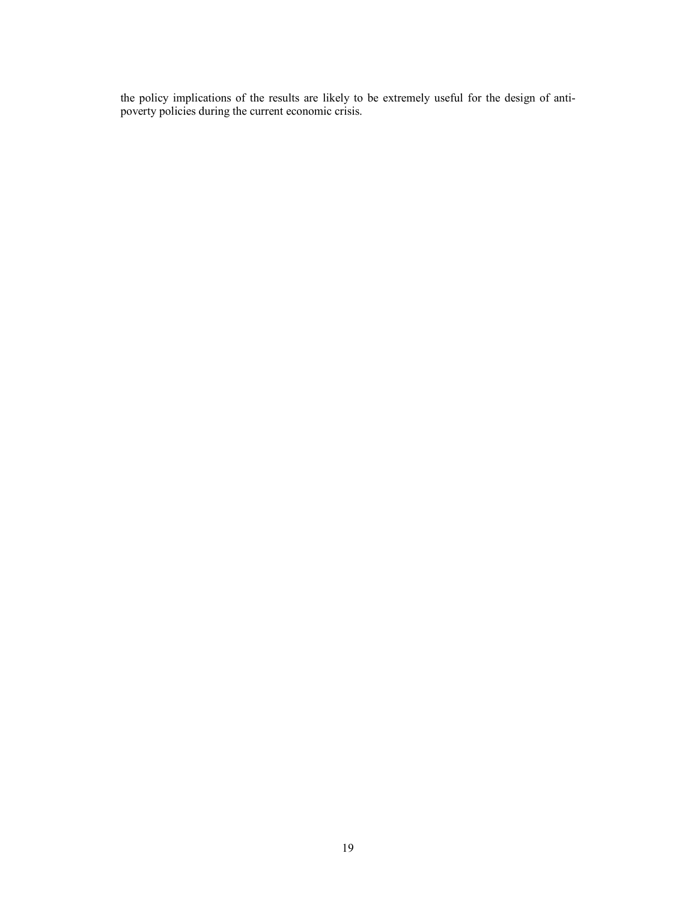the policy implications of the results are likely to be extremely useful for the design of anti-poverty policies during the current economic crisis.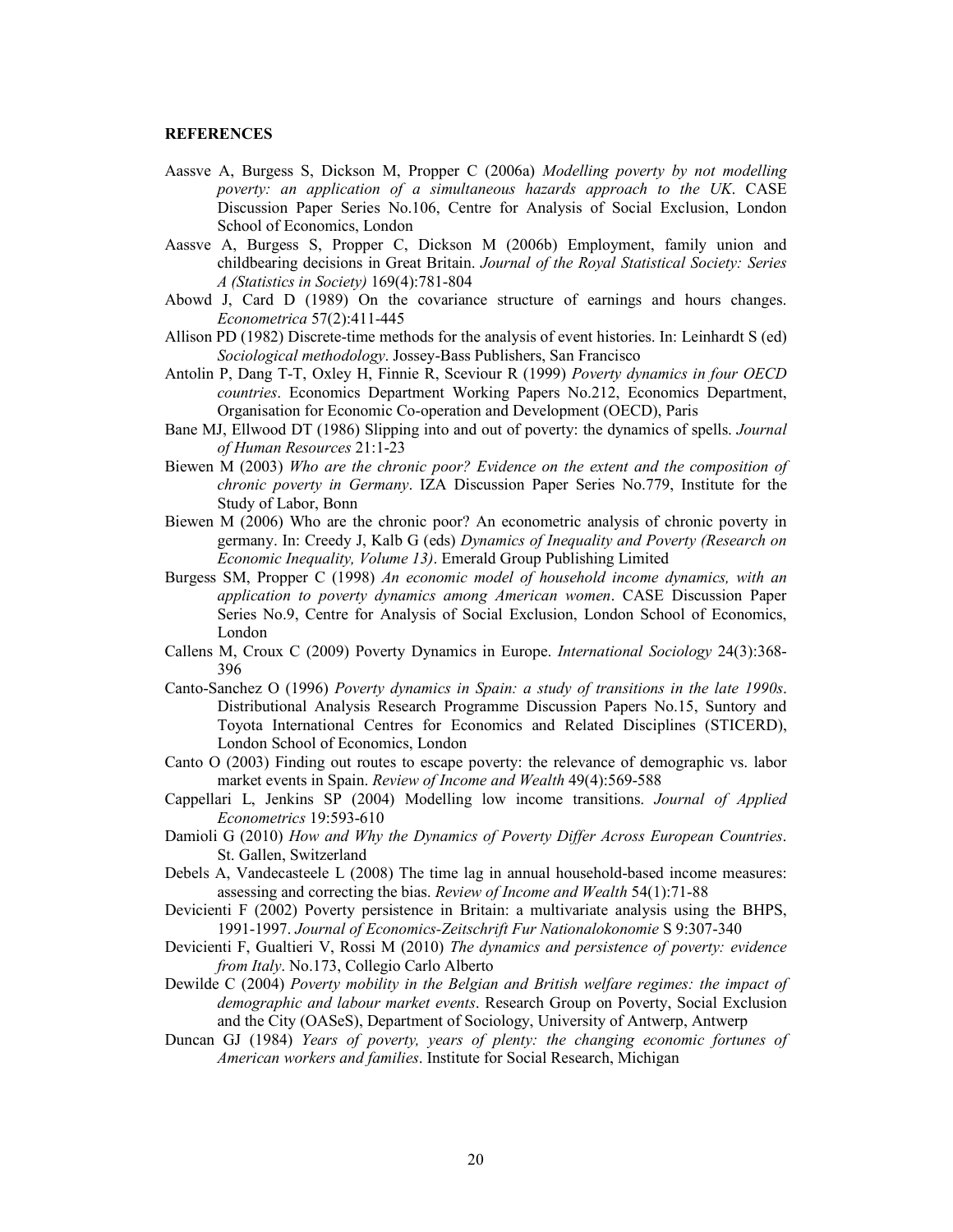**REFERENCES**

Aassve A, Burgess S, Dickson M, Propper C (2006a) *Modelling poverty by not modelling poverty: an application of a simultaneous hazards approach to the UK*. CASE Discussion Paper Series No.106, Centre for Analysis of Social Exclusion, London School of Economics, London

Aassve A, Burgess S, Propper C, Dickson M (2006b) Employment, family union and childbearing decisions in Great Britain. *Journal of the Royal Statistical Society: Series A (Statistics in Society)* 169(4):781-804

Abowd J, Card D (1989) On the covariance structure of earnings and hours changes. *Econometrica* 57(2):411-445

Allison PD (1982) Discrete-time methods for the analysis of event histories. In: Leinhardt S (ed) *Sociological methodology*. Jossey-Bass Publishers, San Francisco

Antolin P, Dang T-T, Oxley H, Finnie R, Sceviour R (1999) *Poverty dynamics in four OECD countries*. Economics Department Working Papers No.212, Economics Department, Organisation for Economic Co-operation and Development (OECD), Paris

Bane MJ, Ellwood DT (1986) Slipping into and out of poverty: the dynamics of spells. *Journal of Human Resources* 21:1-23

Biewen M (2003) *Who are the chronic poor? Evidence on the extent and the composition of chronic poverty in Germany*. IZA Discussion Paper Series No.779, Institute for the Study of Labor, Bonn

Biewen M (2006) Who are the chronic poor? An econometric analysis of chronic poverty in germany. In: Creedy J, Kalb G (eds) *Dynamics of Inequality and Poverty (Research on Economic Inequality, Volume 13)*. Emerald Group Publishing Limited

Burgess SM, Propper C (1998) *An economic model of household income dynamics, with an application to poverty dynamics among American women*. CASE Discussion Paper Series No.9, Centre for Analysis of Social Exclusion, London School of Economics, London

Callens M, Croux C (2009) Poverty Dynamics in Europe. *International Sociology* 24(3):368-396

Canto-Sanchez O (1996) *Poverty dynamics in Spain: a study of transitions in the late 1990s*. Distributional Analysis Research Programme Discussion Papers No.15, Suntory and Toyota International Centres for Economics and Related Disciplines (STICERD), London School of Economics, London

Canto O (2003) Finding out routes to escape poverty: the relevance of demographic vs. labor market events in Spain. *Review of Income and Wealth* 49(4):569-588

Cappellari L, Jenkins SP (2004) Modelling low income transitions. *Journal of Applied Econometrics* 19:593-610

Damioli G (2010) *How and Why the Dynamics of Poverty Differ Across European Countries*. St. Gallen, Switzerland

Debels A, Vandecasteele L (2008) The time lag in annual household-based income measures: assessing and correcting the bias. *Review of Income and Wealth* 54(1):71-88

Devicienti F (2002) Poverty persistence in Britain: a multivariate analysis using the BHPS, 1991-1997. *Journal of Economics-Zeitschrift Fur Nationalokonomie* S 9:307-340

Devicienti F, Gualtieri V, Rossi M (2010) *The dynamics and persistence of poverty: evidence from Italy*. No.173, Collegio Carlo Alberto

Dewilde C (2004) *Poverty mobility in the Belgian and British welfare regimes: the impact of demographic and labour market events*. Research Group on Poverty, Social Exclusion and the City (OASeS), Department of Sociology, University of Antwerp, Antwerp

Duncan GJ (1984) *Years of poverty, years of plenty: the changing economic fortunes of American workers and families*. Institute for Social Research, Michigan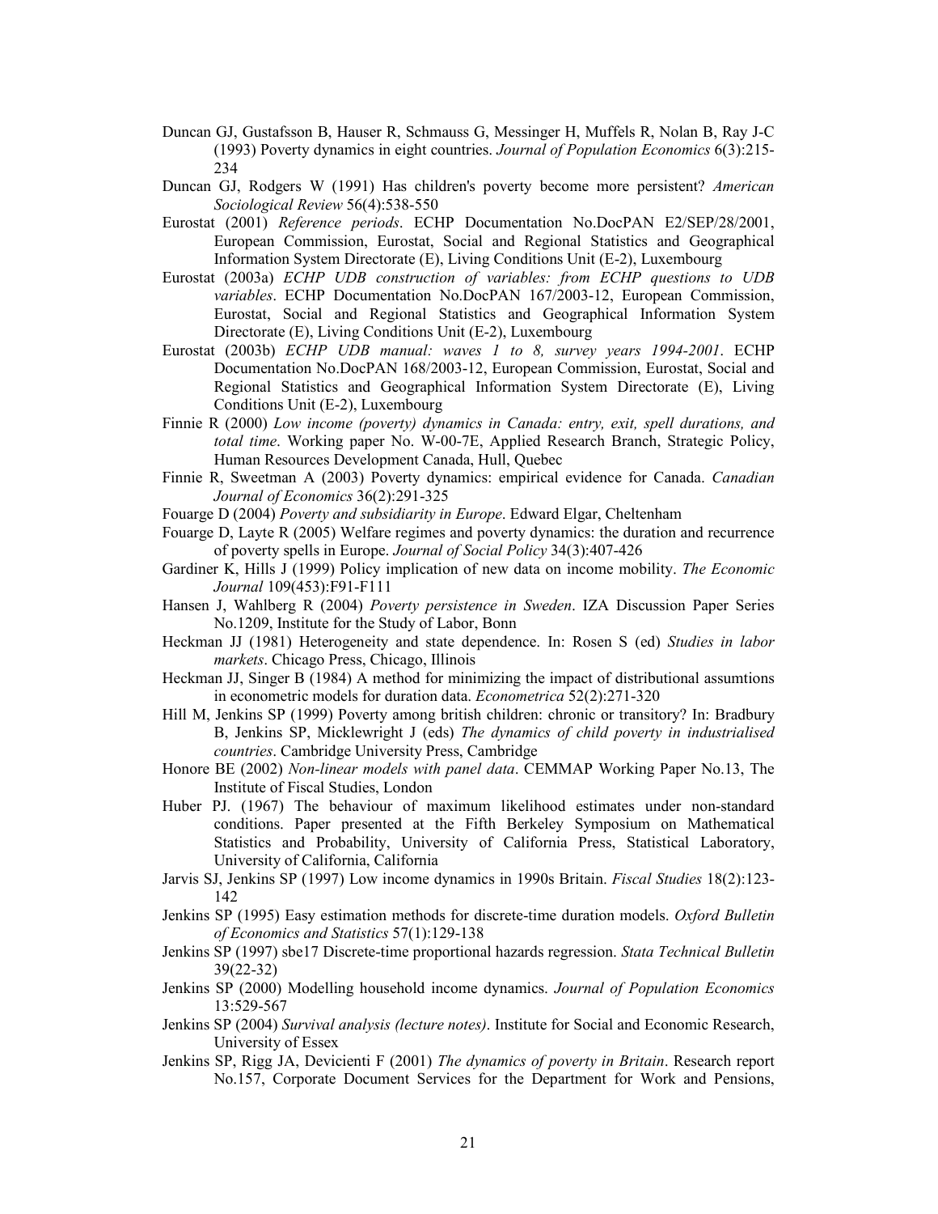Duncan GJ, Gustafsson B, Hauser R, Schmauss G, Messinger H, Muffels R, Nolan B, Ray J-C (1993) Poverty dynamics in eight countries. *Journal of Population Economics* 6(3):215-234

Duncan GJ, Rodgers W (1991) Has children's poverty become more persistent? *American Sociological Review* 56(4):538-550

Eurostat (2001) *Reference periods*. ECHP Documentation No.DocPAN E2/SEP/28/2001, European Commission, Eurostat, Social and Regional Statistics and Geographical Information System Directorate (E), Living Conditions Unit (E-2), Luxembourg

Eurostat (2003a) *ECHP UDB construction of variables: from ECHP questions to UDB variables*. ECHP Documentation No.DocPAN 167/2003-12, European Commission, Eurostat, Social and Regional Statistics and Geographical Information System Directorate (E), Living Conditions Unit (E-2), Luxembourg

Eurostat (2003b) *ECHP UDB manual: waves 1 to 8, survey years 1994-2001*. ECHP Documentation No.DocPAN 168/2003-12, European Commission, Eurostat, Social and Regional Statistics and Geographical Information System Directorate (E), Living Conditions Unit (E-2), Luxembourg

Finnie R (2000) *Low income (poverty) dynamics in Canada: entry, exit, spell durations, and total time*. Working paper No. W-00-7E, Applied Research Branch, Strategic Policy, Human Resources Development Canada, Hull, Quebec

Finnie R, Sweetman A (2003) Poverty dynamics: empirical evidence for Canada. *Canadian Journal of Economics* 36(2):291-325

Fouarge D (2004) *Poverty and subsidiarity in Europe*. Edward Elgar, Cheltenham

Fouarge D, Layte R (2005) Welfare regimes and poverty dynamics: the duration and recurrence of poverty spells in Europe. *Journal of Social Policy* 34(3):407-426

Gardiner K, Hills J (1999) Policy implication of new data on income mobility. *The Economic Journal* 109(453):F91-F111

Hansen J, Wahlberg R (2004) *Poverty persistence in Sweden*. IZA Discussion Paper Series No.1209, Institute for the Study of Labor, Bonn

Heckman JJ (1981) Heterogeneity and state dependence. In: Rosen S (ed) *Studies in labor markets*. Chicago Press, Chicago, Illinois

Heckman JJ, Singer B (1984) A method for minimizing the impact of distributional assumtions in econometric models for duration data. *Econometrica* 52(2):271-320

Hill M, Jenkins SP (1999) Poverty among british children: chronic or transitory? In: Bradbury B, Jenkins SP, Micklewright J (eds) *The dynamics of child poverty in industrialised countries*. Cambridge University Press, Cambridge

Honore BE (2002) *Non-linear models with panel data*. CEMMAP Working Paper No.13, The Institute of Fiscal Studies, London

Huber PJ. (1967) The behaviour of maximum likelihood estimates under non-standard conditions. Paper presented at the Fifth Berkeley Symposium on Mathematical Statistics and Probability, University of California Press, Statistical Laboratory, University of California, California

Jarvis SJ, Jenkins SP (1997) Low income dynamics in 1990s Britain. *Fiscal Studies* 18(2):123-142

Jenkins SP (1995) Easy estimation methods for discrete-time duration models. *Oxford Bulletin of Economics and Statistics* 57(1):129-138

Jenkins SP (1997) sbe17 Discrete-time proportional hazards regression. *Stata Technical Bulletin* 39(22-32)

Jenkins SP (2000) Modelling household income dynamics. *Journal of Population Economics* 13:529-567

Jenkins SP (2004) *Survival analysis (lecture notes)*. Institute for Social and Economic Research, University of Essex

Jenkins SP, Rigg JA, Devicienti F (2001) *The dynamics of poverty in Britain*. Research report No.157, Corporate Document Services for the Department for Work and Pensions,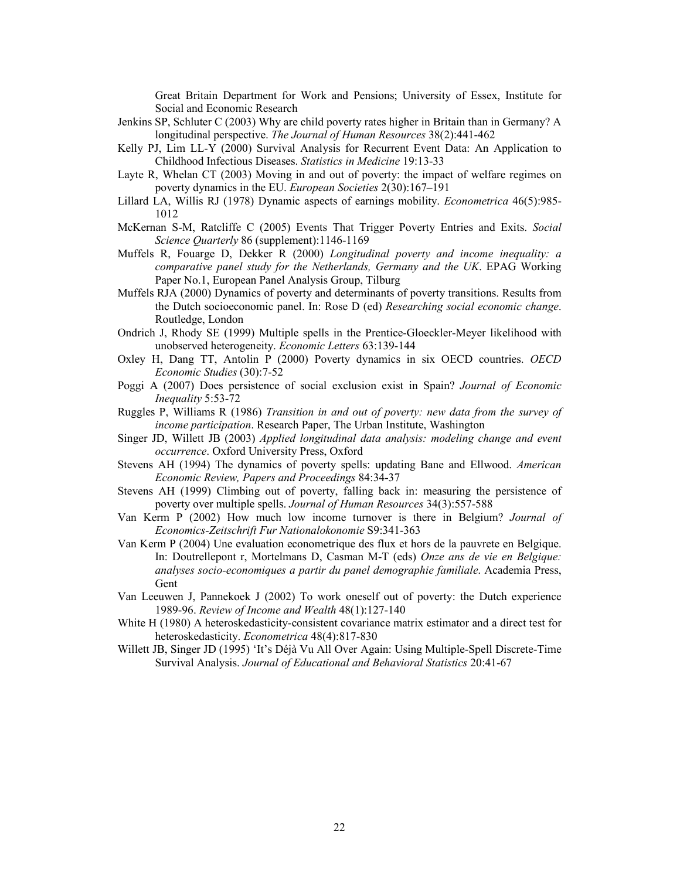Great Britain Department for Work and Pensions; University of Essex, Institute for Social and Economic Research

Jenkins SP, Schluter C (2003) Why are child poverty rates higher in Britain than in Germany? A longitudinal perspective. *The Journal of Human Resources* 38(2):441-462

Kelly PJ, Lim LL-Y (2000) Survival Analysis for Recurrent Event Data: An Application to Childhood Infectious Diseases. *Statistics in Medicine* 19:13-33

Layte R, Whelan CT (2003) Moving in and out of poverty: the impact of welfare regimes on poverty dynamics in the EU. *European Societies* 2(30):167–191

Lillard LA, Willis RJ (1978) Dynamic aspects of earnings mobility. *Econometrica* 46(5):985-1012

McKernan S-M, Ratcliffe C (2005) Events That Trigger Poverty Entries and Exits. *Social Science Quarterly* 86 (supplement):1146-1169

Muffels R, Fouarge D, Dekker R (2000) *Longitudinal poverty and income inequality: a comparative panel study for the Netherlands, Germany and the UK*. EPAG Working Paper No.1, European Panel Analysis Group, Tilburg

Muffels RJA (2000) Dynamics of poverty and determinants of poverty transitions. Results from the Dutch socioeconomic panel. In: Rose D (ed) *Researching social economic change*. Routledge, London

Ondrich J, Rhody SE (1999) Multiple spells in the Prentice-Gloeckler-Meyer likelihood with unobserved heterogeneity. *Economic Letters* 63:139-144

Oxley H, Dang TT, Antolin P (2000) Poverty dynamics in six OECD countries. *OECD Economic Studies* (30):7-52

Poggi A (2007) Does persistence of social exclusion exist in Spain? *Journal of Economic Inequality* 5:53-72

Ruggles P, Williams R (1986) *Transition in and out of poverty: new data from the survey of income participation*. Research Paper, The Urban Institute, Washington

Singer JD, Willett JB (2003) *Applied longitudinal data analysis: modeling change and event occurrence*. Oxford University Press, Oxford

Stevens AH (1994) The dynamics of poverty spells: updating Bane and Ellwood. *American Economic Review, Papers and Proceedings* 84:34-37

Stevens AH (1999) Climbing out of poverty, falling back in: measuring the persistence of poverty over multiple spells. *Journal of Human Resources* 34(3):557-588

Van Kerm P (2002) How much low income turnover is there in Belgium? *Journal of Economics-Zeitschrift Fur Nationalokonomie* S9:341-363

Van Kerm P (2004) Une evaluation econometrique des flux et hors de la pauvrete en Belgique. In: Doutrellepont r, Mortelmans D, Casman M-T (eds) *Onze ans de vie en Belgique: analyses socio-economiques a partir du panel demographie familiale*. Academia Press, Gent

Van Leeuwen J, Pannekoek J (2002) To work oneself out of poverty: the Dutch experience 1989-96. *Review of Income and Wealth* 48(1):127-140

White H (1980) A heteroskedasticity-consistent covariance matrix estimator and a direct test for heteroskedasticity. *Econometrica* 48(4):817-830

Willett JB, Singer JD (1995) 'It's Déjà Vu All Over Again: Using Multiple-Spell Discrete-Time Survival Analysis. *Journal of Educational and Behavioral Statistics* 20:41-67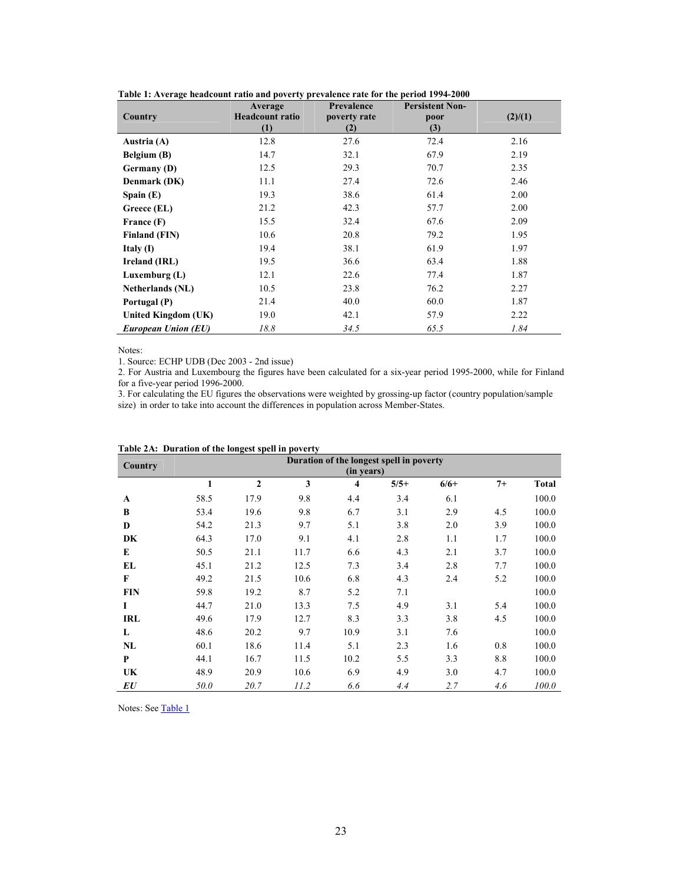**Table 1: Average headcount ratio and poverty prevalence rate for the period 1994-2000**

| Country | Average Headcount ratio (1) | Prevalence poverty rate (2) | Persistent Non-poor (3) | (2)/(1) |
|---|---|---|---|---|
| **Austria (A)** | 12.8 | 27.6 | 72.4 | 2.16 |
| **Belgium (B)** | 14.7 | 32.1 | 67.9 | 2.19 |
| **Germany (D)** | 12.5 | 29.3 | 70.7 | 2.35 |
| **Denmark (DK)** | 11.1 | 27.4 | 72.6 | 2.46 |
| **Spain (E)** | 19.3 | 38.6 | 61.4 | 2.00 |
| **Greece (EL)** | 21.2 | 42.3 | 57.7 | 2.00 |
| **France (F)** | 15.5 | 32.4 | 67.6 | 2.09 |
| **Finland (FIN)** | 10.6 | 20.8 | 79.2 | 1.95 |
| **Italy (I)** | 19.4 | 38.1 | 61.9 | 1.97 |
| **Ireland (IRL)** | 19.5 | 36.6 | 63.4 | 1.88 |
| **Luxemburg (L)** | 12.1 | 22.6 | 77.4 | 1.87 |
| **Netherlands (NL)** | 10.5 | 23.8 | 76.2 | 2.27 |
| **Portugal (P)** | 21.4 | 40.0 | 60.0 | 1.87 |
| **United Kingdom (UK)** | 19.0 | 42.1 | 57.9 | 2.22 |
| ***European Union (EU)*** | *18.8* | *34.5* | *65.5* | *1.84* |

Notes:

1. Source: ECHP UDB (Dec 2003 - 2nd issue)
2. For Austria and Luxembourg the figures have been calculated for a six-year period 1995-2000, while for Finland for a five-year period 1996-2000.
3. For calculating the EU figures the observations were weighted by grossing-up factor (country population/sample size) in order to take into account the differences in population across Member-States.

**Table 2A: Duration of the longest spell in poverty**

| Country | Duration of the longest spell in poverty (in years) | | | | | | | |
|---|---|---|---|---|---|---|---|---|
| | **1** | **2** | **3** | **4** | **5/5+** | **6/6+** | **7+** | **Total** |
| **A** | 58.5 | 17.9 | 9.8 | 4.4 | 3.4 | 6.1 | | 100.0 |
| **B** | 53.4 | 19.6 | 9.8 | 6.7 | 3.1 | 2.9 | 4.5 | 100.0 |
| **D** | 54.2 | 21.3 | 9.7 | 5.1 | 3.8 | 2.0 | 3.9 | 100.0 |
| **DK** | 64.3 | 17.0 | 9.1 | 4.1 | 2.8 | 1.1 | 1.7 | 100.0 |
| **E** | 50.5 | 21.1 | 11.7 | 6.6 | 4.3 | 2.1 | 3.7 | 100.0 |
| **EL** | 45.1 | 21.2 | 12.5 | 7.3 | 3.4 | 2.8 | 7.7 | 100.0 |
| **F** | 49.2 | 21.5 | 10.6 | 6.8 | 4.3 | 2.4 | 5.2 | 100.0 |
| **FIN** | 59.8 | 19.2 | 8.7 | 5.2 | 7.1 | | | 100.0 |
| **I** | 44.7 | 21.0 | 13.3 | 7.5 | 4.9 | 3.1 | 5.4 | 100.0 |
| **IRL** | 49.6 | 17.9 | 12.7 | 8.3 | 3.3 | 3.8 | 4.5 | 100.0 |
| **L** | 48.6 | 20.2 | 9.7 | 10.9 | 3.1 | 7.6 | | 100.0 |
| **NL** | 60.1 | 18.6 | 11.4 | 5.1 | 2.3 | 1.6 | 0.8 | 100.0 |
| **P** | 44.1 | 16.7 | 11.5 | 10.2 | 5.5 | 3.3 | 8.8 | 100.0 |
| **UK** | 48.9 | 20.9 | 10.6 | 6.9 | 4.9 | 3.0 | 4.7 | 100.0 |
| ***EU*** | *50.0* | *20.7* | *11.2* | *6.6* | *4.4* | *2.7* | *4.6* | *100.0* |

Notes: See Table 1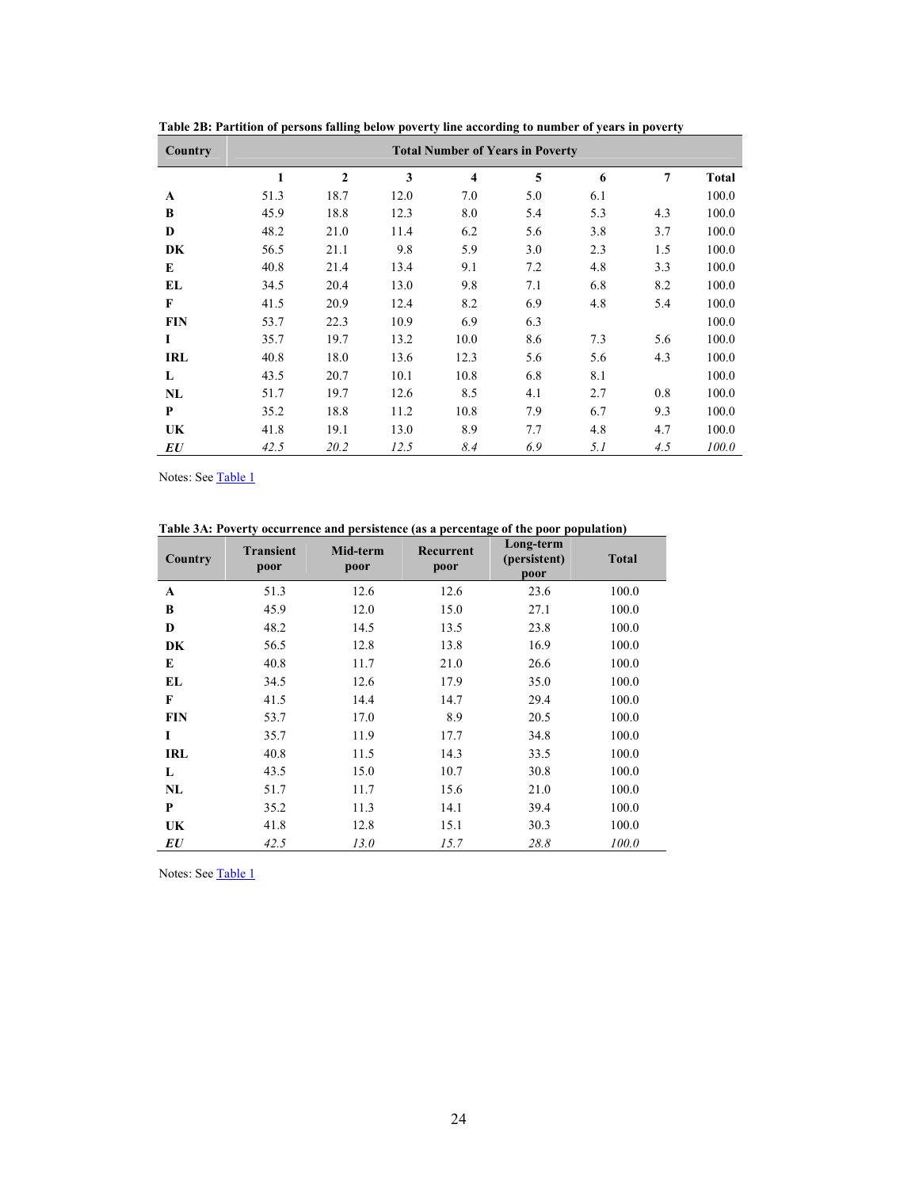**Table 2B: Partition of persons falling below poverty line according to number of years in poverty**

| Country | Total Number of Years in Poverty | | | | | | | |
|---|---|---|---|---|---|---|---|---|
| | 1 | 2 | 3 | 4 | 5 | 6 | 7 | Total |
| **A** | 51.3 | 18.7 | 12.0 | 7.0 | 5.0 | 6.1 | | 100.0 |
| **B** | 45.9 | 18.8 | 12.3 | 8.0 | 5.4 | 5.3 | 4.3 | 100.0 |
| **D** | 48.2 | 21.0 | 11.4 | 6.2 | 5.6 | 3.8 | 3.7 | 100.0 |
| **DK** | 56.5 | 21.1 | 9.8 | 5.9 | 3.0 | 2.3 | 1.5 | 100.0 |
| **E** | 40.8 | 21.4 | 13.4 | 9.1 | 7.2 | 4.8 | 3.3 | 100.0 |
| **EL** | 34.5 | 20.4 | 13.0 | 9.8 | 7.1 | 6.8 | 8.2 | 100.0 |
| **F** | 41.5 | 20.9 | 12.4 | 8.2 | 6.9 | 4.8 | 5.4 | 100.0 |
| **FIN** | 53.7 | 22.3 | 10.9 | 6.9 | 6.3 | | | 100.0 |
| **I** | 35.7 | 19.7 | 13.2 | 10.0 | 8.6 | 7.3 | 5.6 | 100.0 |
| **IRL** | 40.8 | 18.0 | 13.6 | 12.3 | 5.6 | 5.6 | 4.3 | 100.0 |
| **L** | 43.5 | 20.7 | 10.1 | 10.8 | 6.8 | 8.1 | | 100.0 |
| **NL** | 51.7 | 19.7 | 12.6 | 8.5 | 4.1 | 2.7 | 0.8 | 100.0 |
| **P** | 35.2 | 18.8 | 11.2 | 10.8 | 7.9 | 6.7 | 9.3 | 100.0 |
| **UK** | 41.8 | 19.1 | 13.0 | 8.9 | 7.7 | 4.8 | 4.7 | 100.0 |
| ***EU*** | *42.5* | *20.2* | *12.5* | *8.4* | *6.9* | *5.1* | *4.5* | *100.0* |

Notes: See Table 1

**Table 3A: Poverty occurrence and persistence (as a percentage of the poor population)**

| Country | Transient poor | Mid-term poor | Recurrent poor | Long-term (persistent) poor | Total |
|---|---|---|---|---|---|
| **A** | 51.3 | 12.6 | 12.6 | 23.6 | 100.0 |
| **B** | 45.9 | 12.0 | 15.0 | 27.1 | 100.0 |
| **D** | 48.2 | 14.5 | 13.5 | 23.8 | 100.0 |
| **DK** | 56.5 | 12.8 | 13.8 | 16.9 | 100.0 |
| **E** | 40.8 | 11.7 | 21.0 | 26.6 | 100.0 |
| **EL** | 34.5 | 12.6 | 17.9 | 35.0 | 100.0 |
| **F** | 41.5 | 14.4 | 14.7 | 29.4 | 100.0 |
| **FIN** | 53.7 | 17.0 | 8.9 | 20.5 | 100.0 |
| **I** | 35.7 | 11.9 | 17.7 | 34.8 | 100.0 |
| **IRL** | 40.8 | 11.5 | 14.3 | 33.5 | 100.0 |
| **L** | 43.5 | 15.0 | 10.7 | 30.8 | 100.0 |
| **NL** | 51.7 | 11.7 | 15.6 | 21.0 | 100.0 |
| **P** | 35.2 | 11.3 | 14.1 | 39.4 | 100.0 |
| **UK** | 41.8 | 12.8 | 15.1 | 30.3 | 100.0 |
| ***EU*** | *42.5* | *13.0* | *15.7* | *28.8* | *100.0* |

Notes: See Table 1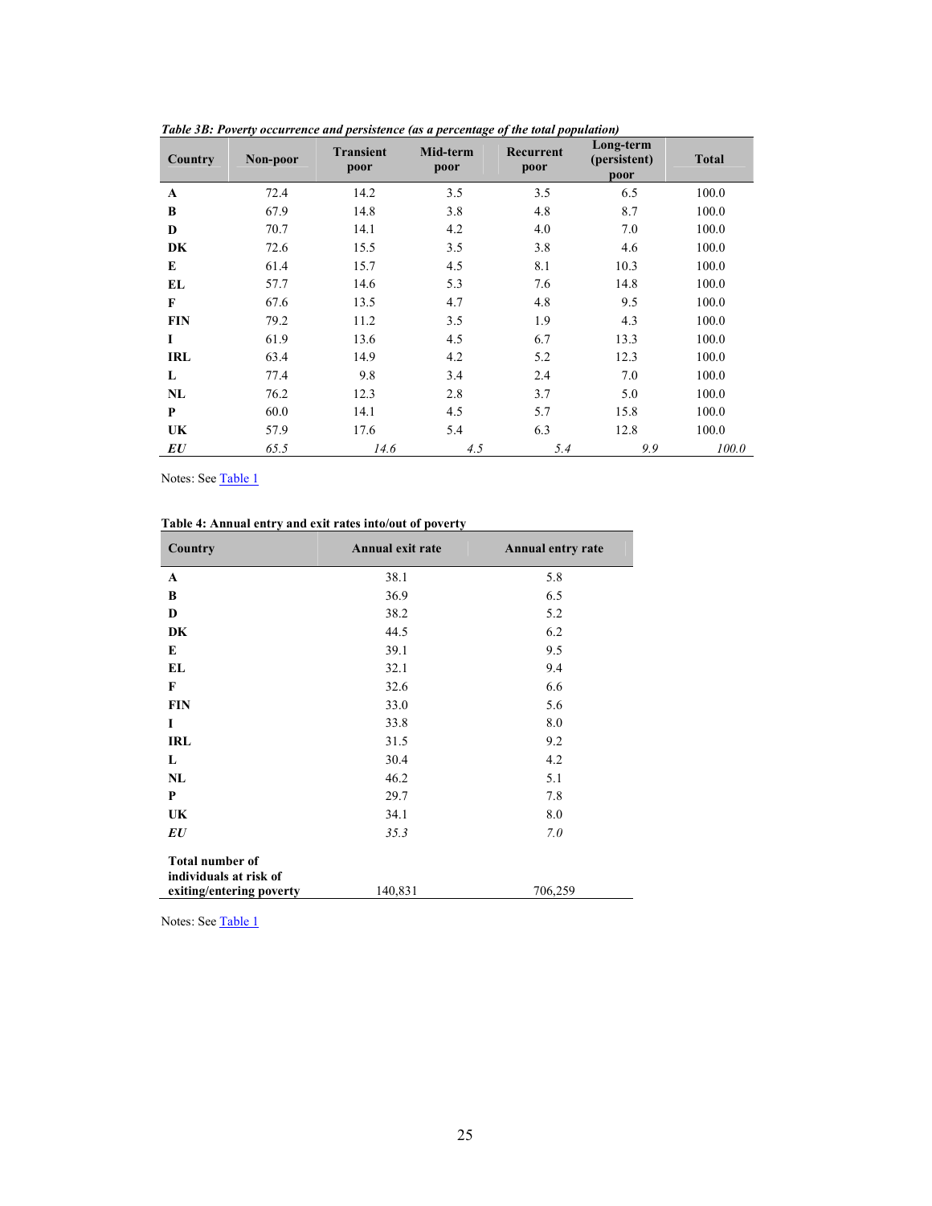*Table 3B: Poverty occurrence and persistence (as a percentage of the total population)*

| Country | Non-poor | Transient poor | Mid-term poor | Recurrent poor | Long-term (persistent) poor | Total |
|---|---|---|---|---|---|---|
| **A** | 72.4 | 14.2 | 3.5 | 3.5 | 6.5 | 100.0 |
| **B** | 67.9 | 14.8 | 3.8 | 4.8 | 8.7 | 100.0 |
| **D** | 70.7 | 14.1 | 4.2 | 4.0 | 7.0 | 100.0 |
| **DK** | 72.6 | 15.5 | 3.5 | 3.8 | 4.6 | 100.0 |
| **E** | 61.4 | 15.7 | 4.5 | 8.1 | 10.3 | 100.0 |
| **EL** | 57.7 | 14.6 | 5.3 | 7.6 | 14.8 | 100.0 |
| **F** | 67.6 | 13.5 | 4.7 | 4.8 | 9.5 | 100.0 |
| **FIN** | 79.2 | 11.2 | 3.5 | 1.9 | 4.3 | 100.0 |
| **I** | 61.9 | 13.6 | 4.5 | 6.7 | 13.3 | 100.0 |
| **IRL** | 63.4 | 14.9 | 4.2 | 5.2 | 12.3 | 100.0 |
| **L** | 77.4 | 9.8 | 3.4 | 2.4 | 7.0 | 100.0 |
| **NL** | 76.2 | 12.3 | 2.8 | 3.7 | 5.0 | 100.0 |
| **P** | 60.0 | 14.1 | 4.5 | 5.7 | 15.8 | 100.0 |
| **UK** | 57.9 | 17.6 | 5.4 | 6.3 | 12.8 | 100.0 |
| ***EU*** | *65.5* | *14.6* | *4.5* | *5.4* | *9.9* | *100.0* |

Notes: See Table 1

**Table 4: Annual entry and exit rates into/out of poverty**

| Country | Annual exit rate | Annual entry rate |
|---|---|---|
| **A** | 38.1 | 5.8 |
| **B** | 36.9 | 6.5 |
| **D** | 38.2 | 5.2 |
| **DK** | 44.5 | 6.2 |
| **E** | 39.1 | 9.5 |
| **EL** | 32.1 | 9.4 |
| **F** | 32.6 | 6.6 |
| **FIN** | 33.0 | 5.6 |
| **I** | 33.8 | 8.0 |
| **IRL** | 31.5 | 9.2 |
| **L** | 30.4 | 4.2 |
| **NL** | 46.2 | 5.1 |
| **P** | 29.7 | 7.8 |
| **UK** | 34.1 | 8.0 |
| ***EU*** | *35.3* | *7.0* |
| **Total number of individuals at risk of exiting/entering poverty** | 140,831 | 706,259 |

Notes: See Table 1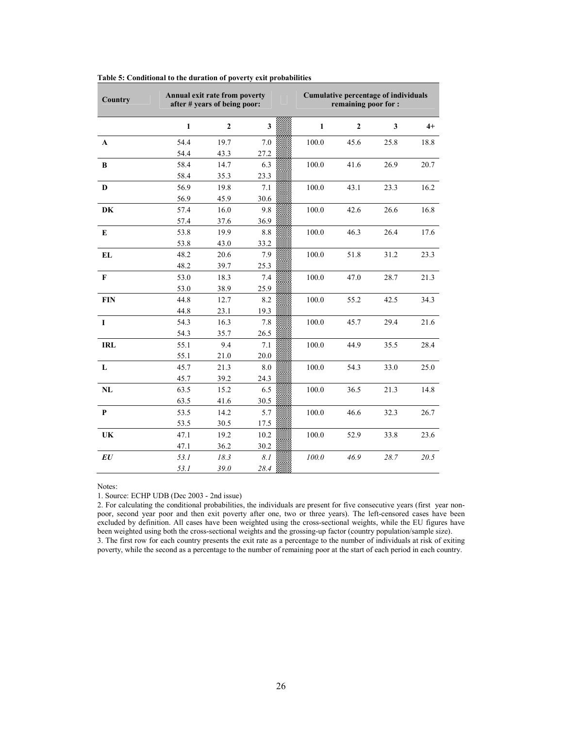**Table 5: Conditional to the duration of poverty exit probabilities**

| Country | Annual exit rate from poverty after # years of being poor: | | | Cumulative percentage of individuals remaining poor for : | | | |
|---|---|---|---|---|---|---|---|
| | **1** | **2** | **3** | **1** | **2** | **3** | **4+** |
| **A** | 54.4 | 19.7 | 7.0 | 100.0 | 45.6 | 25.8 | 18.8 |
| | 54.4 | 43.3 | 27.2 | | | | |
| **B** | 58.4 | 14.7 | 6.3 | 100.0 | 41.6 | 26.9 | 20.7 |
| | 58.4 | 35.3 | 23.3 | | | | |
| **D** | 56.9 | 19.8 | 7.1 | 100.0 | 43.1 | 23.3 | 16.2 |
| | 56.9 | 45.9 | 30.6 | | | | |
| **DK** | 57.4 | 16.0 | 9.8 | 100.0 | 42.6 | 26.6 | 16.8 |
| | 57.4 | 37.6 | 36.9 | | | | |
| **E** | 53.8 | 19.9 | 8.8 | 100.0 | 46.3 | 26.4 | 17.6 |
| | 53.8 | 43.0 | 33.2 | | | | |
| **EL** | 48.2 | 20.6 | 7.9 | 100.0 | 51.8 | 31.2 | 23.3 |
| | 48.2 | 39.7 | 25.3 | | | | |
| **F** | 53.0 | 18.3 | 7.4 | 100.0 | 47.0 | 28.7 | 21.3 |
| | 53.0 | 38.9 | 25.9 | | | | |
| **FIN** | 44.8 | 12.7 | 8.2 | 100.0 | 55.2 | 42.5 | 34.3 |
| | 44.8 | 23.1 | 19.3 | | | | |
| **I** | 54.3 | 16.3 | 7.8 | 100.0 | 45.7 | 29.4 | 21.6 |
| | 54.3 | 35.7 | 26.5 | | | | |
| **IRL** | 55.1 | 9.4 | 7.1 | 100.0 | 44.9 | 35.5 | 28.4 |
| | 55.1 | 21.0 | 20.0 | | | | |
| **L** | 45.7 | 21.3 | 8.0 | 100.0 | 54.3 | 33.0 | 25.0 |
| | 45.7 | 39.2 | 24.3 | | | | |
| **NL** | 63.5 | 15.2 | 6.5 | 100.0 | 36.5 | 21.3 | 14.8 |
| | 63.5 | 41.6 | 30.5 | | | | |
| **P** | 53.5 | 14.2 | 5.7 | 100.0 | 46.6 | 32.3 | 26.7 |
| | 53.5 | 30.5 | 17.5 | | | | |
| **UK** | 47.1 | 19.2 | 10.2 | 100.0 | 52.9 | 33.8 | 23.6 |
| | 47.1 | 36.2 | 30.2 | | | | |
| ***EU*** | *53.1* | *18.3* | *8.1* | *100.0* | *46.9* | *28.7* | *20.5* |
| | *53.1* | *39.0* | *28.4* | | | | |

Notes:

1. Source: ECHP UDB (Dec 2003 - 2nd issue)
2. For calculating the conditional probabilities, the individuals are present for five consecutive years (first year non-poor, second year poor and then exit poverty after one, two or three years). The left-censored cases have been excluded by definition. All cases have been weighted using the cross-sectional weights, while the EU figures have been weighted using both the cross-sectional weights and the grossing-up factor (country population/sample size).
3. The first row for each country presents the exit rate as a percentage to the number of individuals at risk of exiting poverty, while the second as a percentage to the number of remaining poor at the start of each period in each country.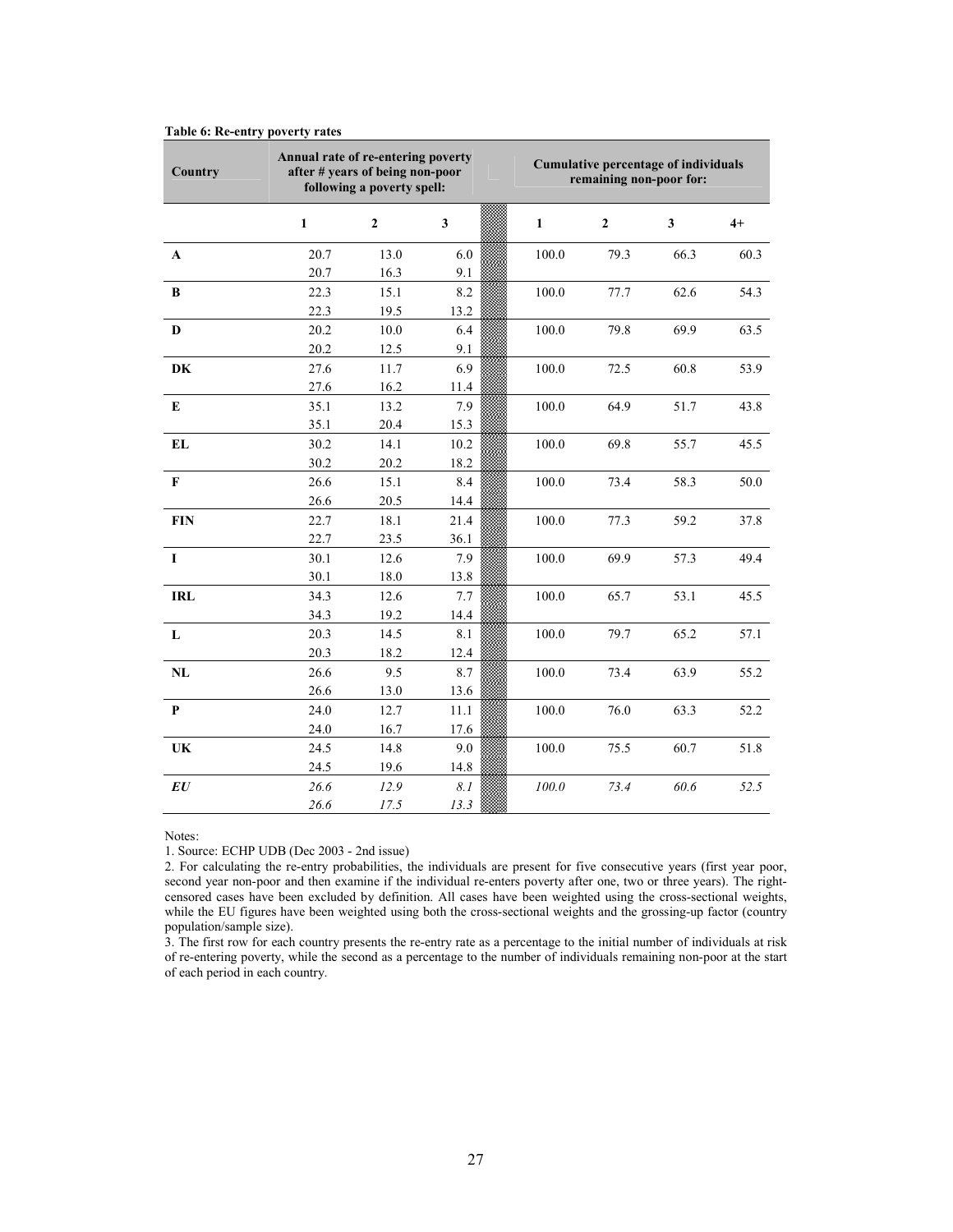**Table 6: Re-entry poverty rates**

| Country | Annual rate of re-entering poverty after # years of being non-poor following a poverty spell: | | | Cumulative percentage of individuals remaining non-poor for: | | | |
|---|---|---|---|---|---|---|---|
| | 1 | 2 | 3 | 1 | 2 | 3 | 4+ |
| **A** | 20.7 | 13.0 | 6.0 | 100.0 | 79.3 | 66.3 | 60.3 |
| | 20.7 | 16.3 | 9.1 | | | | |
| **B** | 22.3 | 15.1 | 8.2 | 100.0 | 77.7 | 62.6 | 54.3 |
| | 22.3 | 19.5 | 13.2 | | | | |
| **D** | 20.2 | 10.0 | 6.4 | 100.0 | 79.8 | 69.9 | 63.5 |
| | 20.2 | 12.5 | 9.1 | | | | |
| **DK** | 27.6 | 11.7 | 6.9 | 100.0 | 72.5 | 60.8 | 53.9 |
| | 27.6 | 16.2 | 11.4 | | | | |
| **E** | 35.1 | 13.2 | 7.9 | 100.0 | 64.9 | 51.7 | 43.8 |
| | 35.1 | 20.4 | 15.3 | | | | |
| **EL** | 30.2 | 14.1 | 10.2 | 100.0 | 69.8 | 55.7 | 45.5 |
| | 30.2 | 20.2 | 18.2 | | | | |
| **F** | 26.6 | 15.1 | 8.4 | 100.0 | 73.4 | 58.3 | 50.0 |
| | 26.6 | 20.5 | 14.4 | | | | |
| **FIN** | 22.7 | 18.1 | 21.4 | 100.0 | 77.3 | 59.2 | 37.8 |
| | 22.7 | 23.5 | 36.1 | | | | |
| **I** | 30.1 | 12.6 | 7.9 | 100.0 | 69.9 | 57.3 | 49.4 |
| | 30.1 | 18.0 | 13.8 | | | | |
| **IRL** | 34.3 | 12.6 | 7.7 | 100.0 | 65.7 | 53.1 | 45.5 |
| | 34.3 | 19.2 | 14.4 | | | | |
| **L** | 20.3 | 14.5 | 8.1 | 100.0 | 79.7 | 65.2 | 57.1 |
| | 20.3 | 18.2 | 12.4 | | | | |
| **NL** | 26.6 | 9.5 | 8.7 | 100.0 | 73.4 | 63.9 | 55.2 |
| | 26.6 | 13.0 | 13.6 | | | | |
| **P** | 24.0 | 12.7 | 11.1 | 100.0 | 76.0 | 63.3 | 52.2 |
| | 24.0 | 16.7 | 17.6 | | | | |
| **UK** | 24.5 | 14.8 | 9.0 | 100.0 | 75.5 | 60.7 | 51.8 |
| | 24.5 | 19.6 | 14.8 | | | | |
| ***EU*** | *26.6* | *12.9* | *8.1* | *100.0* | *73.4* | *60.6* | *52.5* |
| | *26.6* | *17.5* | *13.3* | | | | |

Notes:

1. Source: ECHP UDB (Dec 2003 - 2nd issue)
2. For calculating the re-entry probabilities, the individuals are present for five consecutive years (first year poor, second year non-poor and then examine if the individual re-enters poverty after one, two or three years). The right-censored cases have been excluded by definition. All cases have been weighted using the cross-sectional weights, while the EU figures have been weighted using both the cross-sectional weights and the grossing-up factor (country population/sample size).
3. The first row for each country presents the re-entry rate as a percentage to the initial number of individuals at risk of re-entering poverty, while the second as a percentage to the number of individuals remaining non-poor at the start of each period in each country.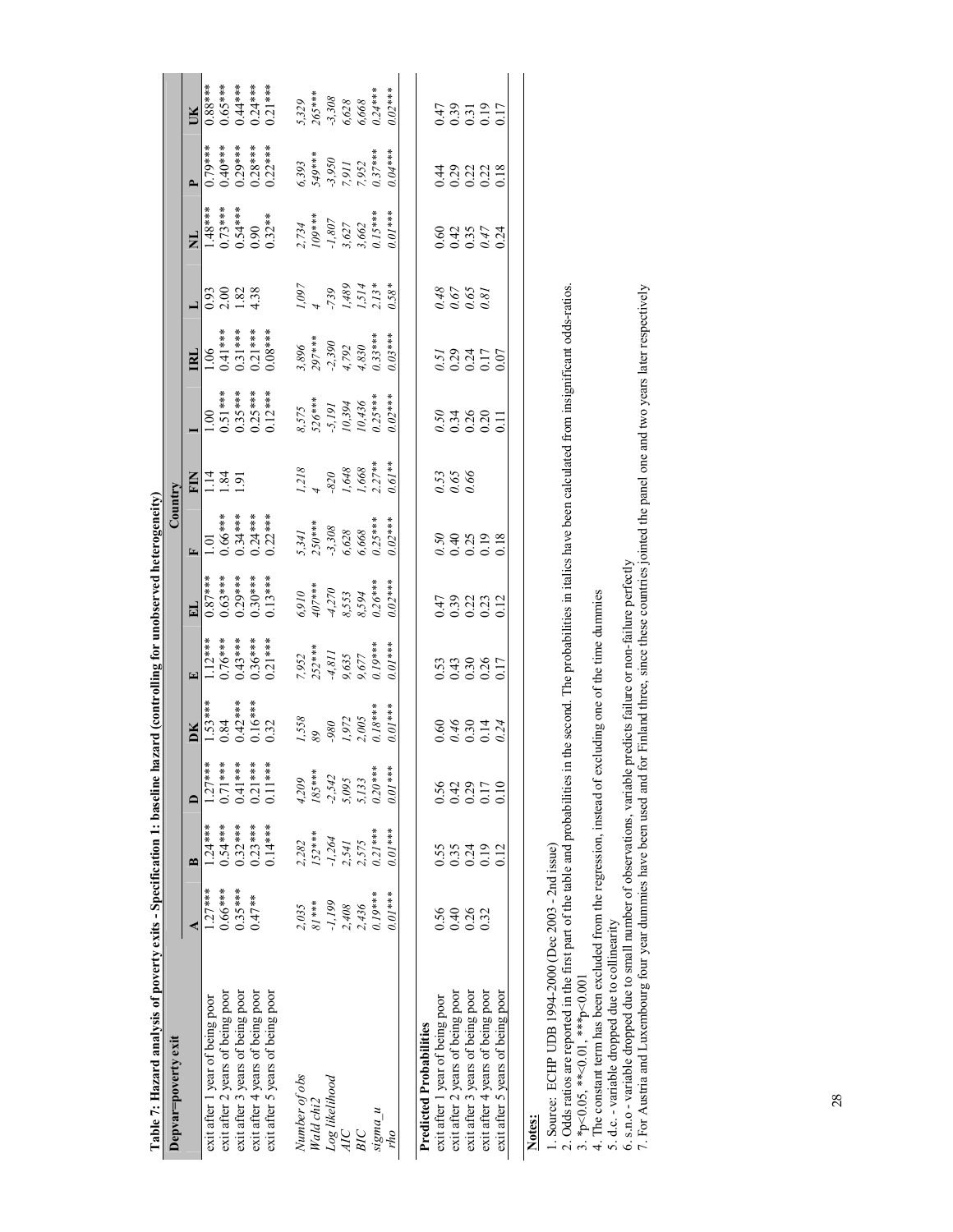**Table 7: Hazard analysis of poverty exits - Specification 1: baseline hazard (controlling for unobserved heterogeneity)**

| Depvar=poverty exit | Country | | | | | | | | | | | | | |
|---|---|---|---|---|---|---|---|---|---|---|---|---|---|---|
| | A | B | D | DK | E | EL | F | FIN | I | IRL | L | NL | P | UK |
| exit after 1 year of being poor | 1.27*** | 1.24*** | 1.27*** | 1.53*** | 1.12*** | 0.87*** | 1.01 | 1.14 | 1.00 | 1.06 | 0.93 | 1.48*** | 0.79*** | 0.88*** |
| exit after 2 years of being poor | 0.66*** | 0.54*** | 0.71*** | 0.84 | 0.76*** | 0.63*** | 0.66*** | 1.84 | 0.51*** | 0.41*** | 2.00 | 0.73*** | 0.40*** | 0.65*** |
| exit after 3 years of being poor | 0.35*** | 0.32*** | 0.41*** | 0.42*** | 0.43*** | 0.29*** | 0.34*** | 1.91 | 0.35*** | 0.31*** | 1.82 | 0.54*** | 0.29*** | 0.44*** |
| exit after 4 years of being poor | 0.47** | 0.23*** | 0.21*** | 0.16*** | 0.36*** | 0.30*** | 0.24*** | | 0.25*** | 0.21*** | 4.38 | 0.90 | 0.28*** | 0.24*** |
| exit after 5 years of being poor | | 0.14*** | 0.11*** | 0.32 | 0.21*** | 0.13*** | 0.22*** | | 0.12*** | 0.08*** | | 0.32** | 0.22*** | 0.21*** |
| *Number of obs* | *2,035* | *2,282* | *4,209* | *1,558* | *7,952* | *6,910* | *5,341* | *1,218* | *8,575* | *3,896* | *1,097* | *2,734* | *6,393* | *5,329* |
| *Wald chi2* | *81\*\*\** | *152\*\*\** | *185\*\*\** | *89* | *252\*\*\** | *407\*\*\** | *250\*\*\** | *4* | *526\*\*\** | *297\*\*\** | *4* | *109\*\*\** | *549\*\*\** | *265\*\*\** |
| *Log likelihood* | *-1,199* | *-1,264* | *-2,542* | *-980* | *-4,811* | *-4,270* | *-3,308* | *-820* | *-5,191* | *-2,390* | *-739* | *-1,807* | *-3,950* | *-3,308* |
| *AIC* | *2,408* | *2,541* | *5,095* | *1,972* | *9,635* | *8,553* | *6,628* | *1,648* | *10,394* | *4,792* | *1,489* | *3,627* | *7,911* | *6,628* |
| *BIC* | *2,436* | *2,575* | *5,133* | *2,005* | *9,677* | *8,594* | *6,668* | *1,668* | *10,436* | *4,830* | *1,514* | *3,662* | *7,952* | *6,668* |
| *sigma_u* | *0.19\*\*\** | *0.21\*\*\** | *0.20\*\*\** | *0.18\*\*\** | *0.19\*\*\** | *0.26\*\*\** | *0.25\*\*\** | *2.27\*\** | *0.25\*\*\** | *0.33\*\*\** | *2.13\** | *0.15\*\*\** | *0.37\*\*\** | *0.24\*\*\** |
| *rho* | *0.01\*\*\** | *0.01\*\*\** | *0.01\*\*\** | *0.01\*\*\** | *0.01\*\*\** | *0.02\*\*\** | *0.02\*\*\** | *0.61\*\** | *0.02\*\*\** | *0.03\*\*\** | *0.58\** | *0.01\*\*\** | *0.04\*\*\** | *0.02\*\*\** |
| **Predicted Probabilities** | | | | | | | | | | | | | | |
| exit after 1 year of being poor | 0.56 | 0.55 | 0.56 | 0.60 | 0.53 | 0.47 | *0.50* | *0.53* | *0.50* | *0.51* | *0.48* | 0.60 | 0.44 | 0.47 |
| exit after 2 years of being poor | 0.40 | 0.35 | 0.42 | *0.46* | 0.43 | 0.39 | 0.40 | *0.65* | 0.34 | 0.29 | *0.67* | 0.42 | 0.29 | 0.39 |
| exit after 3 years of being poor | 0.26 | 0.24 | 0.29 | 0.30 | 0.30 | 0.22 | 0.25 | *0.66* | 0.26 | 0.24 | *0.65* | 0.35 | 0.22 | 0.31 |
| exit after 4 years of being poor | 0.32 | 0.19 | 0.17 | 0.14 | 0.26 | 0.23 | 0.19 | | 0.20 | 0.17 | *0.81* | *0.47* | 0.22 | 0.19 |
| exit after 5 years of being poor | | 0.12 | 0.10 | *0.24* | 0.17 | 0.12 | 0.18 | | 0.11 | 0.07 | | 0.24 | 0.18 | 0.17 |

**Notes:**

1. Source: ECHP UDB 1994-2000 (Dec 2003 - 2nd issue)
2. Odds ratios are reported in the first part of the table and probabilities in the second. The probabilities in italics have been calculated from insignificant odds-ratios.
3. *p<0.05, **<0.01, ***p<0.001
4. The constant term has been excluded from the regression, instead of excluding one of the time dummies
5. d.c. - variable dropped due to collinearity
6. s.n.o - variable dropped due to small number of observations, variable predicts failure or non-failure perfectly
7. For Austria and Luxembourg four year dummies have been used and for Finland three, since these countries jointed the panel one and two years later respectively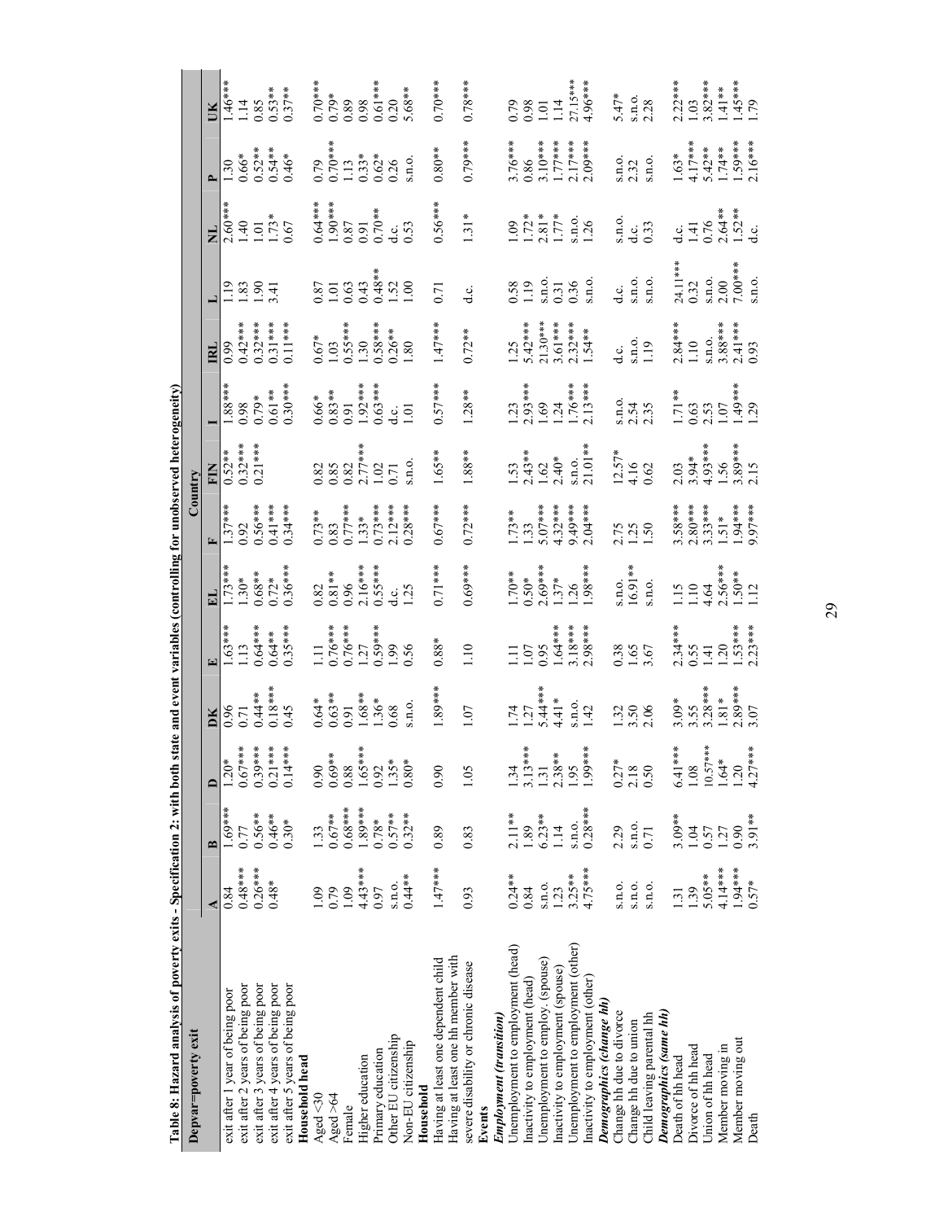**Table 8: Hazard analysis of poverty exits - Specification 2: with both state and event variables (controlling for unobserved heterogeneity)**

| Depvar=poverty exit | Country | | | | | | | | | | | | | |
|---|---|---|---|---|---|---|---|---|---|---|---|---|---|---|
| | A | B | D | DK | E | EL | F | FIN | I | IRL | L | NL | P | UK |
| exit after 1 year of being poor | 0.84 | 1.69*** | 1.20* | 0.96 | 1.63*** | 1.73*** | 1.37*** | 0.52** | 1.88*** | 0.99 | 1.19 | 2.60*** | 1.30 | 1.46*** |
| exit after 2 years of being poor | 0.48*** | 0.77 | 0.67*** | 0.71 | 1.13 | 1.30* | 0.92 | 0.32*** | 0.98 | 0.42*** | 1.83 | 1.40 | 0.66* | 1.14 |
| exit after 3 years of being poor | 0.26*** | 0.56** | 0.39*** | 0.44** | 0.64*** | 0.68** | 0.56*** | 0.21*** | 0.79* | 0.32*** | 1.90 | 1.01 | 0.52** | 0.85 |
| exit after 4 years of being poor | 0.48* | 0.46** | 0.21*** | 0.18*** | 0.64** | 0.72* | 0.41*** | | 0.61** | 0.31*** | 3.41 | 1.73* | 0.54** | 0.53** |
| exit after 5 years of being poor | | 0.30* | 0.14*** | 0.45 | 0.35*** | 0.36*** | 0.34*** | | 0.30*** | 0.11*** | | 0.67 | 0.46* | 0.37** |
| **Household head** | | | | | | | | | | | | | | |
| Aged <30 | 1.09 | 1.33 | 0.90 | 0.64* | 1.11 | 0.82 | 0.73** | 0.82 | 0.66* | 0.67* | 0.87 | 0.64*** | 0.79 | 0.70*** |
| Aged >64 | 0.79 | 0.67** | 0.69** | 0.63** | 0.76*** | 0.81** | 0.83 | 0.85 | 0.83** | 1.03 | 1.01 | 1.90*** | 0.70*** | 0.79* |
| Female | 1.09 | 0.68*** | 0.88 | 0.91 | 0.76*** | 0.96 | 0.77*** | 0.82 | 0.91 | 0.55*** | 0.63 | 0.87 | 1.13 | 0.89 |
| Higher education | 4.43*** | 1.89*** | 1.65*** | 1.68** | 1.27 | 2.16*** | 1.33* | 2.77*** | 1.92*** | 1.30 | 0.43 | 0.91 | 0.33* | 0.98 |
| Primary education | 0.97 | 0.78* | 0.92 | 1.36* | 0.59*** | 0.55*** | 0.73*** | 1.02 | 0.63*** | 0.58*** | 0.48** | 0.70** | 0.62* | 0.61*** |
| Other EU citizenship | s.n.o. | 0.57** | 1.35* | 0.68 | 1.99 | d.c. | 2.12*** | 0.71 | d.c. | 0.26** | 1.52 | d.c. | 0.26 | 0.20 |
| Non-EU citizenship | 0.44** | 0.32** | 0.80* | s.n.o. | 0.56 | 1.25 | 0.28*** | s.n.o. | 1.01 | 1.80 | 1.00 | 0.53 | s.n.o. | 5.68** |
| **Household** | | | | | | | | | | | | | | |
| Having at least one dependent child | 1.47*** | 0.89 | 0.90 | 1.89*** | 0.88* | 0.71*** | 0.67*** | 1.65** | 0.57*** | 1.47*** | 0.71 | 0.56*** | 0.80** | 0.70*** |
| Having at least one hh member with severe disability or chronic disease | 0.93 | 0.83 | 1.05 | 1.07 | 1.10 | 0.69*** | 0.72*** | 1.88** | 1.28** | 0.72** | d.c. | 1.31* | 0.79*** | 0.78*** |
| **Events** | | | | | | | | | | | | | | |
| ***Employment (transition)*** | | | | | | | | | | | | | | |
| Unemployment to employment (head) | 0.24** | 2.11** | 1.34 | 1.74 | 1.11 | 1.70** | 1.73** | 1.53 | 1.23 | 1.25 | 0.58 | 1.09 | 3.76*** | 0.79 |
| Inactivity to employment (head) | 0.84 | 1.89 | 3.13*** | 1.27 | 1.07 | 0.50* | 1.33 | 2.43** | 2.93*** | 5.42*** | 1.19 | 1.72* | 0.86 | 0.98 |
| Unemployment to employ. (spouse) | s.n.o. | 6.23** | 1.31 | 5.44*** | 0.95 | 2.69*** | 5.07*** | 1.62 | 1.69 | 21.30*** | s.n.o. | 2.81* | 3.10*** | 1.01 |
| Inactivity to employment (spouse) | 1.23 | 1.14 | 2.38** | 4.41* | 1.64*** | 1.37* | 4.32*** | 2.40* | 1.24 | 3.61*** | 0.31 | 1.77* | 1.77*** | 1.14 |
| Unemployment to employment (other) | 3.25** | s.n.o. | 1.95 | s.n.o. | 3.18*** | 1.26 | 9.49*** | s.n.o. | 1.76*** | 2.32*** | 0.36 | s.n.o. | 2.17*** | 27.15*** |
| Inactivity to employment (other) | 4.75*** | 0.28*** | 1.99*** | 1.42 | 2.98*** | 1.98*** | 2.04*** | 21.01** | 2.13*** | 1.54** | s.n.o. | 1.26 | 2.09*** | 4.96*** |
| ***Demographics (change hh)*** | | | | | | | | | | | | | | |
| Change hh due to divorce | s.n.o. | 2.29 | 0.27* | 1.32 | 0.38 | s.n.o. | 2.75 | 12.57* | s.n.o. | d.c. | d.c. | s.n.o. | s.n.o. | 5.47* |
| Change hh due to union | s.n.o. | s.n.o. | 2.18 | 3.50 | 1.65 | 16.91** | 1.25 | 4.16 | 2.54 | s.n.o. | s.n.o. | d.c. | 2.32 | s.n.o. |
| Child leaving parental hh | s.n.o. | 0.71 | 0.50 | 2.06 | 3.67 | s.n.o. | 1.50 | 0.62 | 2.35 | 1.19 | s.n.o. | 0.33 | s.n.o. | 2.28 |
| ***Demographics (same hh)*** | | | | | | | | | | | | | | |
| Death of hh head | 1.31 | 3.09** | 6.41*** | 3.09* | 2.34*** | 1.15 | 3.58*** | 2.03 | 1.71** | 2.84*** | 24.11*** | d.c. | 1.63* | 2.22*** |
| Divorce of hh head | 1.39 | 1.04 | 1.08 | 3.55 | 0.55 | 1.10 | 2.80*** | 3.94* | 0.63 | 1.10 | 0.32 | 1.41 | 4.17*** | 1.03 |
| Union of hh head | 5.05** | 0.57 | 10.57*** | 3.28*** | 1.41 | 4.64 | 3.33*** | 4.93*** | 2.53 | s.n.o. | s.n.o. | 0.76 | 5.42** | 3.82*** |
| Member moving in | 4.14*** | 1.27 | 1.64* | 1.81* | 1.20 | 2.56*** | 1.51* | 1.56 | 1.07 | 3.88*** | 2.00 | 2.64** | 1.74** | 1.41** |
| Member moving out | 1.94*** | 0.90 | 1.20 | 2.89*** | 1.53*** | 1.50** | 1.94*** | 3.89*** | 1.49*** | 2.41*** | 7.00*** | 1.52** | 1.59*** | 1.45*** |
| Death | 0.57* | 3.91** | 4.27*** | 3.07 | 2.23*** | 1.12 | 9.97*** | 2.15 | 1.29 | 0.93 | s.n.o. | d.c. | 2.16*** | 1.79 |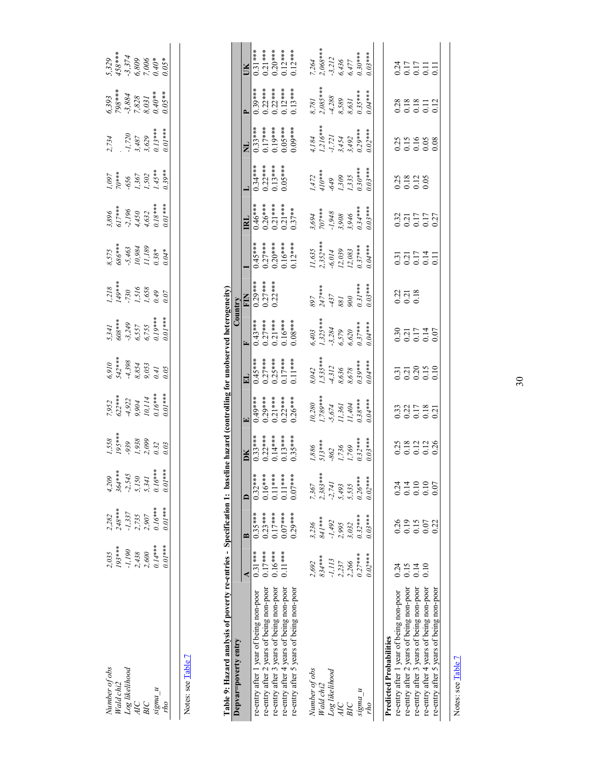| | | | | | | | | | | | | | | | |
|---|---|---|---|---|---|---|---|---|---|---|---|---|---|---|---|
| *Number of obs* | *2,035* | *2,282* | *4,209* | *1,558* | *7,952* | *6,910* | *5,341* | *1,218* | *8,575* | *3,896* | *1,097* | *2,734* | *6,393* | *5,329* |
| *Wald chi2* | *193\*\*\** | *248\*\*\** | *364\*\*\** | *195\*\*\** | *622\*\*\** | *542\*\*\** | *608\*\*\** | *149\*\*\** | *686\*\*\** | *617\*\*\** | *70\*\*\** | *.* | *798\*\*\** | *458\*\*\** |
| *Log likelihood* | *-1,190* | *-1,337* | *-2,545* | *-939* | *-4,922* | *-4,398* | *-3,249* | *-730* | *-5,463* | *-2,196* | *-656* | *-1,720* | *-3,884* | *-3,374* |
| *AIC* | *2,438* | *2,735* | *5,150* | *1,938* | *9,904* | *8,854* | *6,557* | *1,516* | *10,984* | *4,450* | *1,367* | *3,487* | *7,828* | *6,809* |
| *BIC* | *2,600* | *2,907* | *5,341* | *2,099* | *10,114* | *9,053* | *6,755* | *1,658* | *11,189* | *4,632* | *1,502* | *3,629* | *8,031* | *7,006* |
| *sigma_u* | *0.14\*\*\** | *0.16\*\*\** | *0.16\*\*\** | *0.32* | *0.16\*\*\** | *0.41* | *0.19\*\*\** | *0.49* | *0.38\** | *0.18\*\*\** | *1.45\*\** | *0.13\*\*\** | *0.40\*\** | *0.40\** |
| *rho* | *0.01\*\*\** | *0.01\*\*\** | *0.01\*\*\** | *0.03* | *0.01\*\*\** | *0.05* | *0.01\*\*\** | *0.07* | *0.04\** | *0.01\*\*\** | *0.39\*\** | *0.01\*\*\** | *0.05\*\** | *0.05\** |

Notes: see Table 7

**Table 9: Hazard analysis of poverty re-entries - Specification 1: baseline hazard (controlling for unobserved heterogeneity)**

| Depvar=poverty entry | Country | | | | | | | | | | | | | |
|---|---|---|---|---|---|---|---|---|---|---|---|---|---|---|
| | A | B | D | DK | E | EL | F | FIN | I | IRL | L | NL | P | UK |
| re-entry after 1 year of being non-poor | 0.31\*\*\* | 0.35\*\*\* | 0.32\*\*\* | 0.33\*\*\* | 0.49\*\*\* | 0.45\*\*\* | 0.43\*\*\* | 0.29\*\*\* | 0.45\*\*\* | 0.46\*\*\* | 0.34\*\*\* | 0.33\*\*\* | 0.39\*\*\* | 0.31\*\*\* |
| re-entry after 2 years of being non-poor | 0.17\*\*\* | 0.23\*\*\* | 0.16\*\*\* | 0.22\*\*\* | 0.29\*\*\* | 0.27\*\*\* | 0.27\*\*\* | 0.27\*\*\* | 0.27\*\*\* | 0.26\*\*\* | 0.22\*\*\* | 0.17\*\*\* | 0.22\*\*\* | 0.21\*\*\* |
| re-entry after 3 years of being non-poor | 0.16\*\*\* | 0.17\*\*\* | 0.11\*\*\* | 0.14\*\*\* | 0.21\*\*\* | 0.25\*\*\* | 0.21\*\*\* | 0.22\*\*\* | 0.20\*\*\* | 0.21\*\*\* | 0.13\*\*\* | 0.19\*\*\* | 0.22\*\*\* | 0.20\*\*\* |
| re-entry after 4 years of being non-poor | 0.11\*\*\* | 0.07\*\*\* | 0.11\*\*\* | 0.13\*\*\* | 0.22\*\*\* | 0.17\*\*\* | 0.16\*\*\* | | 0.16\*\*\* | 0.21\*\*\* | 0.05\*\*\* | 0.05\*\*\* | 0.12\*\*\* | 0.12\*\*\* |
| re-entry after 5 years of being non-poor | | 0.29\*\*\* | 0.07\*\*\* | 0.35\*\*\* | 0.26\*\*\* | 0.11\*\*\* | 0.08\*\*\* | | 0.12\*\*\* | 0.37\*\* | | 0.09\*\*\* | 0.13\*\*\* | 0.12\*\*\* |
| | | | | | | | | | | | | | | |
| *Number of obs* | *2,692* | *3,236* | *7,367* | *1,886* | *10,280* | *8,042* | *6,403* | *897* | *11,635* | *3,694* | *1,472* | *4,184* | *8,781* | *7,264* |
| *Wald chi2* | *834\*\*\** | *841\*\*\** | *2,383\*\*\** | *513\*\*\** | *1,789\*\*\** | *1,535\*\*\** | *1,325\*\*\** | *247\*\*\** | *2,352\*\*\** | *707\*\*\** | *410\*\*\** | *1,216\*\*\** | *2,085\*\*\** | *2,068\*\*\** |
| *Log likelihood* | *-1,113* | *-1,492* | *-2,741* | *-862* | *-5,674* | *-4,312* | *-3,284* | *-437* | *-6,014* | *-1,948* | *-649* | *-1,721* | *-4,288* | *-3,212* |
| *AIC* | *2,237* | *2,995* | *5,493* | *1,736* | *11,361* | *8,636* | *6,579* | *881* | *12,039* | *3,908* | *1,309* | *3,454* | *8,589* | *6,436* |
| *BIC* | *2,266* | *3,032* | *5,535* | *1,769* | *11,404* | *8,678* | *6,620* | *900* | *12,083* | *3,946* | *1,335* | *3,492* | *8,631* | *6,477* |
| *sigma_u* | *0.27\*\*\** | *0.32\*\*\** | *0.26\*\*\** | *0.32\*\*\** | *0.38\*\*\** | *0.39\*\*\** | *0.37\*\*\** | *0.31\*\*\** | *0.37\*\*\** | *0.34\*\*\** | *0.30\*\*\** | *0.29\*\*\** | *0.35\*\*\** | *0.30\*\*\** |
| *rho* | *0.02\*\*\** | *0.03\*\*\** | *0.02\*\*\** | *0.03\*\*\** | *0.04\*\*\** | *0.04\*\*\** | *0.04\*\*\** | *0.03\*\*\** | *0.04\*\*\** | *0.03\*\*\** | *0.03\*\*\** | *0.02\*\*\** | *0.04\*\*\** | *0.03\*\*\** |
| **Predicted Probabilities** | | | | | | | | | | | | | | |
| re-entry after 1 year of being non-poor | 0.24 | 0.26 | 0.24 | 0.25 | 0.33 | 0.31 | 0.30 | 0.22 | 0.31 | 0.32 | 0.25 | 0.25 | 0.28 | 0.24 |
| re-entry after 2 years of being non-poor | 0.15 | 0.19 | 0.14 | 0.18 | 0.22 | 0.21 | 0.21 | 0.21 | 0.21 | 0.21 | 0.18 | 0.15 | 0.18 | 0.17 |
| re-entry after 3 years of being non-poor | 0.14 | 0.15 | 0.10 | 0.12 | 0.17 | 0.20 | 0.17 | 0.18 | 0.17 | 0.17 | 0.12 | 0.16 | 0.18 | 0.17 |
| re-entry after 4 years of being non-poor | 0.10 | 0.07 | 0.10 | 0.12 | 0.18 | 0.15 | 0.14 | | 0.14 | 0.17 | 0.05 | 0.05 | 0.11 | 0.11 |
| re-entry after 5 years of being non-poor | | 0.22 | 0.07 | 0.26 | 0.21 | 0.10 | 0.07 | | 0.11 | 0.27 | | 0.08 | 0.12 | 0.11 |

Notes: see Table 7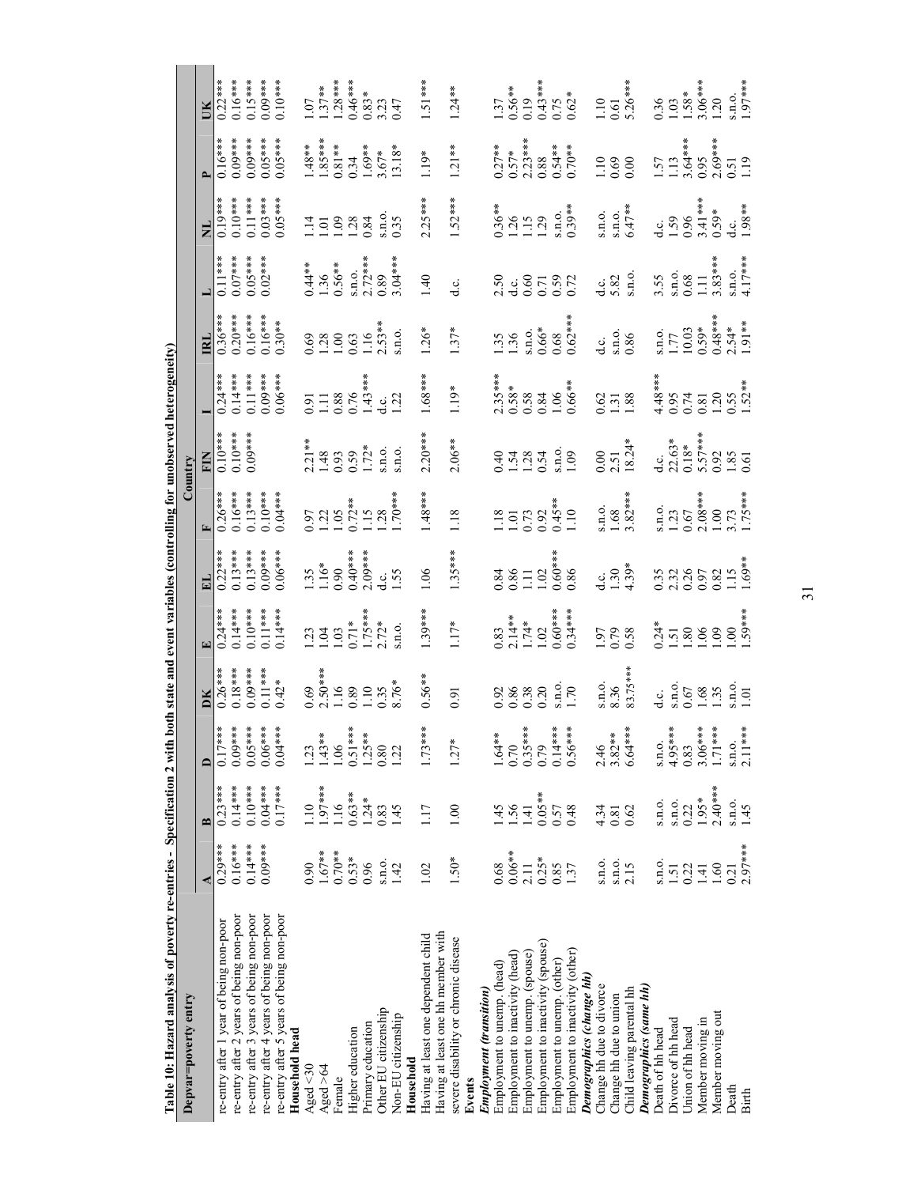**Table 10: Hazard analysis of poverty re-entries - Specification 2 with both state and event variables (controlling for unobserved heterogeneity)**

| Depvar=poverty entry | Country | | | | | | | | | | | | | |
|---|---|---|---|---|---|---|---|---|---|---|---|---|---|---|
| | A | B | D | DK | E | EL | F | FIN | I | IRL | L | NL | P | UK |
| re-entry after 1 year of being non-poor | 0.29*** | 0.23*** | 0.17*** | 0.26*** | 0.24*** | 0.22*** | 0.26*** | 0.10*** | 0.24*** | 0.36*** | 0.11*** | 0.19*** | 0.16*** | 0.22*** |
| re-entry after 2 years of being non-poor | 0.16*** | 0.14*** | 0.09*** | 0.18*** | 0.14*** | 0.13*** | 0.16*** | 0.10*** | 0.14*** | 0.20*** | 0.07*** | 0.10*** | 0.09*** | 0.16*** |
| re-entry after 3 years of being non-poor | 0.14*** | 0.10*** | 0.05*** | 0.09*** | 0.10*** | 0.13*** | 0.13*** | 0.09*** | 0.11*** | 0.16*** | 0.05*** | 0.11*** | 0.09*** | 0.15*** |
| re-entry after 4 years of being non-poor | 0.09*** | 0.04*** | 0.06*** | 0.11*** | 0.11*** | 0.09*** | 0.10*** | | 0.09*** | 0.16*** | 0.02*** | 0.03*** | 0.05*** | 0.09*** |
| re-entry after 5 years of being non-poor | | 0.17*** | 0.04*** | 0.42* | 0.14*** | 0.06*** | 0.04*** | | 0.06*** | 0.30** | | 0.05*** | 0.05*** | 0.10*** |
| **Household head** | | | | | | | | | | | | | | |
| Aged <30 | 0.90 | 1.10 | 1.23 | 0.69 | 1.23 | 1.35 | 0.97 | 2.21** | 0.91 | 0.69 | 0.44** | 1.14 | 1.48** | 1.07 |
| Aged >64 | 1.67** | 1.97*** | 1.43** | 2.50*** | 1.04 | 1.16* | 1.22 | 1.48 | 1.11 | 1.28 | 1.36 | 1.01 | 1.85*** | 1.37** |
| Female | 0.70** | 1.16 | 1.06 | 1.16 | 1.03 | 0.90 | 1.05 | 0.93 | 0.88 | 1.00 | 0.56** | 1.09 | 0.81** | 1.28*** |
| Higher education | 0.53* | 0.63** | 0.51*** | 0.89 | 0.71* | 0.40*** | 0.72** | 0.59 | 0.76 | 0.63 | s.n.o. | 1.28 | 0.34 | 0.46*** |
| Primary education | 0.96 | 1.24* | 1.25** | 1.10 | 1.75*** | 2.09*** | 1.15 | 1.72* | 1.43*** | 1.16 | 2.72*** | 0.84 | 1.69** | 0.83* |
| Other EU citizenship | s.n.o. | 0.83 | 0.80 | 0.35 | 2.72* | d.c. | 1.28 | s.n.o. | d.c. | 2.53** | 0.89 | s.n.o. | 3.67* | 3.23 |
| Non-EU citizenship | 1.42 | 1.45 | 1.22 | 8.76* | s.n.o. | 1.55 | 1.70*** | s.n.o. | 1.22 | s.n.o. | 3.04*** | 0.35 | 13.18* | 0.47 |
| **Household** | | | | | | | | | | | | | | |
| Having at least one dependent child | 1.02 | 1.17 | 1.73*** | 0.56** | 1.39*** | 1.06 | 1.48*** | 2.20*** | 1.68*** | 1.26* | 1.40 | 2.25*** | 1.19* | 1.51*** |
| Having at least one hh member with severe disability or chronic disease | 1.50* | 1.00 | 1.27* | 0.91 | 1.17* | 1.35*** | 1.18 | 2.06** | 1.19* | 1.37* | d.c. | 1.52*** | 1.21** | 1.24** |
| **Events** | | | | | | | | | | | | | | |
| ***Employment (transition)*** | | | | | | | | | | | | | | |
| Employment to unemp. (head) | 0.68 | 1.45 | 1.64** | 0.92 | 0.83 | 0.84 | 1.18 | 0.40 | 2.35*** | 1.35 | 2.50 | 0.36** | 0.27** | 1.37 |
| Employment to inactivity (head) | 0.06** | 1.56 | 0.70 | 0.86 | 2.14** | 0.86 | 1.01 | 1.54 | 0.58* | 1.36 | d.c. | 1.26 | 0.57* | 0.56** |
| Employment to unemp. (spouse) | 2.11 | 1.41 | 0.35*** | 0.38 | 1.74* | 1.11 | 0.73 | 1.28 | 0.58 | s.n.o. | 0.60 | 1.15 | 2.23*** | 0.19 |
| Employment to inactivity (spouse) | 0.25* | 0.05** | 0.79 | 0.20 | 1.02 | 1.02 | 0.92 | 0.54 | 0.84 | 0.66* | 0.71 | 1.29 | 0.88 | 0.43*** |
| Employment to unemp. (other) | 0.85 | 0.57 | 0.14*** | s.n.o. | 0.60*** | 0.60*** | 0.45** | s.n.o. | 1.06 | 0.68 | 0.59 | s.n.o. | 0.54** | 0.75 |
| Employment to inactivity (other) | 1.37 | 0.48 | 0.56*** | 1.70 | 0.34*** | 0.86 | 1.10 | 1.09 | 0.66** | 0.62*** | 0.72 | 0.39** | 0.70** | 0.62* |
| ***Demographics (change hh)*** | | | | | | | | | | | | | | |
| Change hh due to divorce | s.n.o. | 4.34 | 2.46 | s.n.o. | 1.97 | d.c. | s.n.o. | 0.00 | 0.62 | d.c. | d.c. | s.n.o. | 1.10 | 1.10 |
| Change hh due to union | s.n.o. | 0.81 | 3.82** | 8.36 | 0.79 | 1.30 | 1.68 | 2.51 | 1.31 | s.n.o. | 5.82 | s.n.o. | 0.69 | 0.61 |
| Child leaving parental hh | 2.15 | 0.62 | 6.64*** | 83.75*** | 0.58 | 4.39* | 3.82*** | 18.24* | 1.88 | 0.86 | s.n.o. | 6.47** | 0.00 | 5.26*** |
| ***Demographics (same hh)*** | | | | | | | | | | | | | | |
| Death of hh head | s.n.o. | s.n.o. | s.n.o. | d.c. | 0.24* | 0.35 | s.n.o. | d.c. | 4.48*** | s.n.o. | 3.55 | d.c. | 1.57 | 0.36 |
| Divorce of hh head | 1.51 | s.n.o. | 4.95*** | s.n.o. | 1.51 | 2.32 | 1.23 | 22.63* | 0.95 | 1.77 | s.n.o. | 1.59 | 1.13 | 1.03 |
| Union of hh head | 0.22 | 0.22 | 0.83 | 0.67 | 1.80 | 0.26 | 0.67 | 0.18* | 0.74 | 10.03 | 0.68 | 0.96 | 3.64*** | 1.58* |
| Member moving in | 1.41 | 1.95* | 3.06*** | 1.68 | 1.06 | 0.97 | 2.08*** | 5.57*** | 0.81 | 0.59* | 1.11 | 3.41*** | 0.95 | 3.06*** |
| Member moving out | 1.60 | 2.40*** | 1.71*** | 1.35 | 1.09 | 0.82 | 1.00 | 0.92 | 1.20 | 0.48*** | 3.83*** | 0.59* | 2.69*** | 1.20 |
| Death | 0.21 | s.n.o. | s.n.o. | s.n.o. | 1.00 | 1.15 | 3.73 | 1.85 | 0.55 | 2.54* | s.n.o. | d.c. | 0.51 | s.n.o. |
| Birth | 2.97*** | 1.45 | 2.11*** | 1.01 | 1.59*** | 1.69** | 1.75*** | 0.61 | 1.52** | 1.91** | 4.17*** | 1.98** | 1.19 | 1.97*** |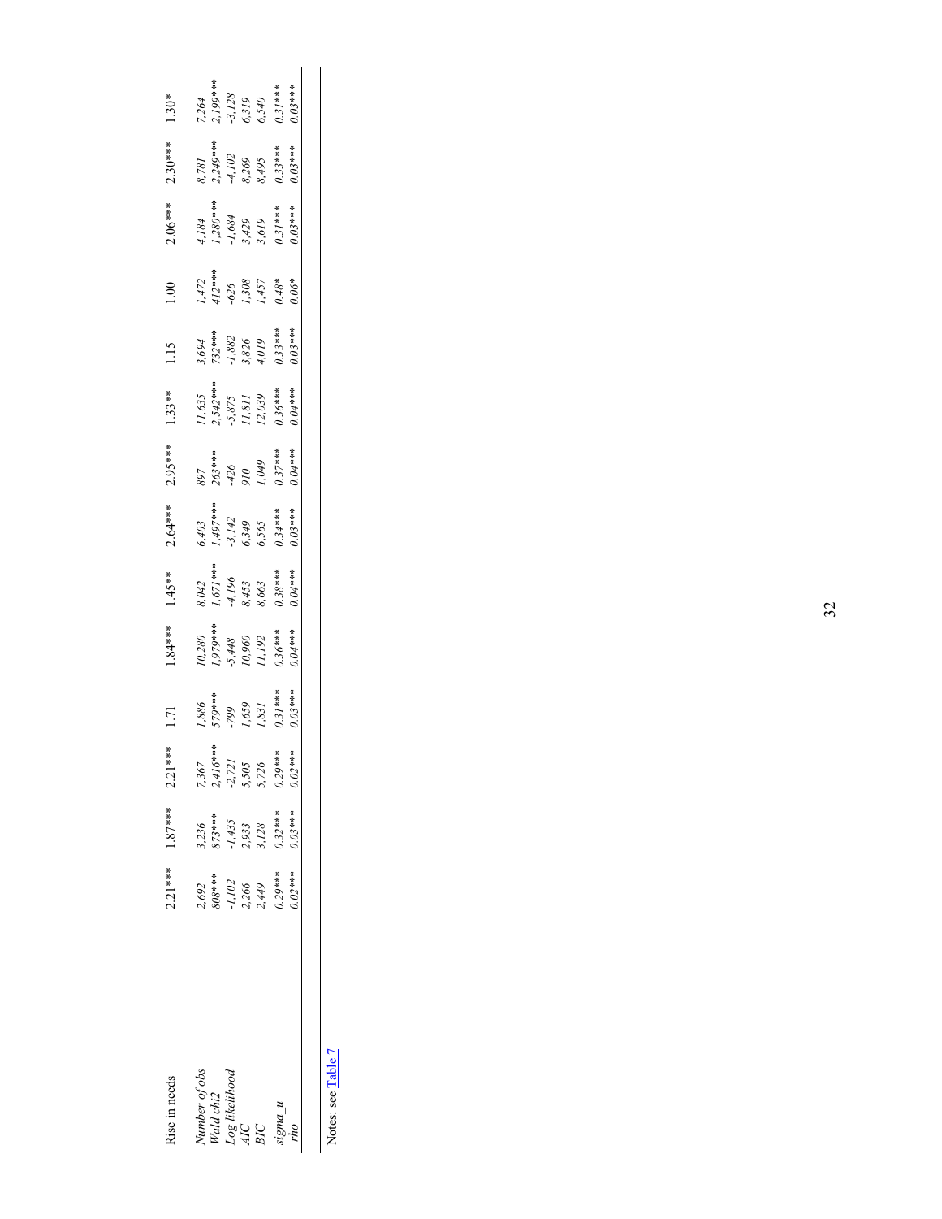| Rise in needs | 2.21*** | 1.87*** | 2.21*** | 1.71 | 1.84*** | 1.45** | 2.64*** | 2.95*** | 1.33** | 1.15 | 1.00 | 2.06*** | 2.30*** | 1.30* |
|---|---|---|---|---|---|---|---|---|---|---|---|---|---|---|
| *Number of obs* | *2,692* | *3,236* | *7,367* | *1,886* | *10,280* | *8,042* | *6,403* | *897* | *11,635* | *3,694* | *1,472* | *4,184* | *8,781* | *7,264* |
| *Wald chi2* | *808**** | *873**** | *2,416**** | *579**** | *1,979**** | *1,671**** | *1,497**** | *263**** | *2,542**** | *732**** | *412**** | *1,280**** | *2,249**** | *2,199**** |
| *Log likelihood* | *-1,102* | *-1,435* | *-2,721* | *-799* | *-5,448* | *-4,196* | *-3,142* | *-426* | *-5,875* | *-1,882* | *-626* | *-1,684* | *-4,102* | *-3,128* |
| *AIC* | *2,266* | *2,933* | *5,505* | *1,659* | *10,960* | *8,453* | *6,349* | *910* | *11,811* | *3,826* | *1,308* | *3,429* | *8,269* | *6,319* |
| *BIC* | *2,449* | *3,128* | *5,726* | *1,831* | *11,192* | *8,663* | *6,565* | *1,049* | *12,039* | *4,019* | *1,457* | *3,619* | *8,495* | *6,540* |
| *sigma_u* | *0.29**** | *0.32**** | *0.29**** | *0.31**** | *0.36**** | *0.38**** | *0.34**** | *0.37**** | *0.36**** | *0.33**** | *0.48** | *0.31**** | *0.33**** | *0.31**** |
| *rho* | *0.02**** | *0.03**** | *0.02**** | *0.03**** | *0.04**** | *0.04**** | *0.03**** | *0.04**** | *0.04**** | *0.03**** | *0.06** | *0.03**** | *0.03**** | *0.03**** |

Notes: see Table 7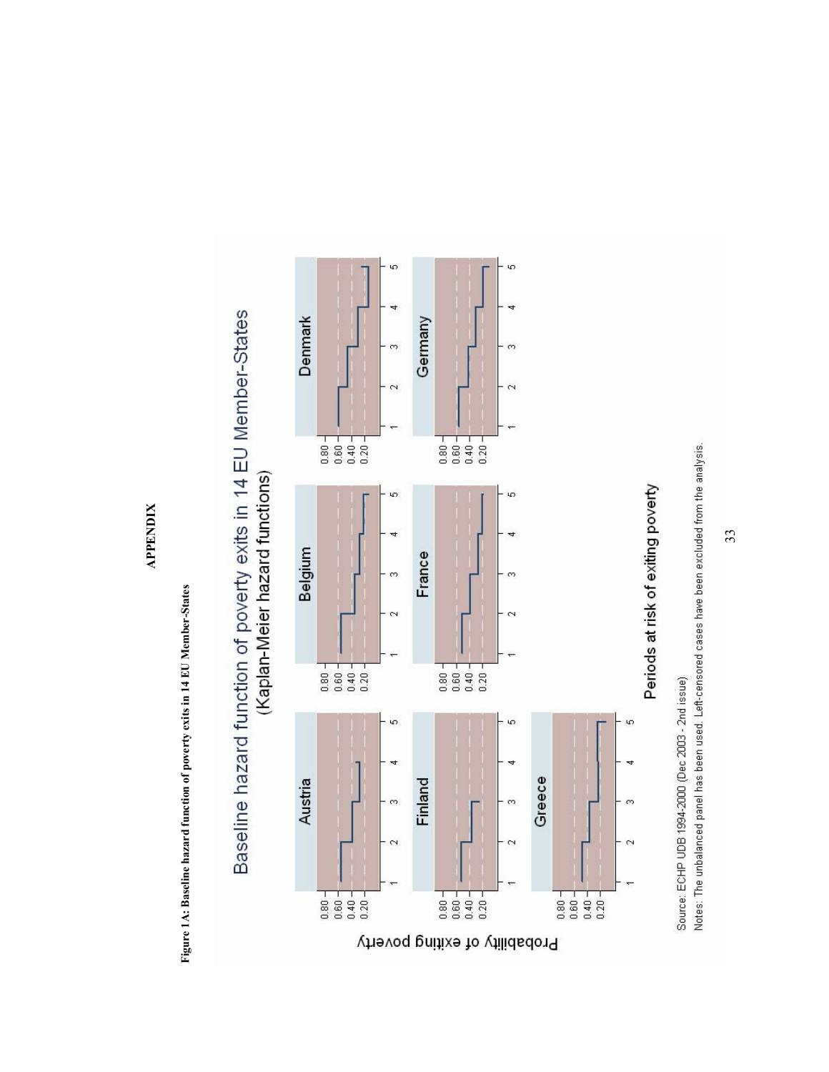# APPENDIX

**Figure 1A: Baseline hazard function of poverty exits in 14 EU Member-States**

Baseline hazard function of poverty exits in 14 EU Member-States
(Kaplan-Meier hazard functions)

Source: ECHP UDB 1994-2000 (Dec 2003 - 2nd issue)

Notes: The unbalanced panel has been used. Left-censored cases have been excluded from the analysis.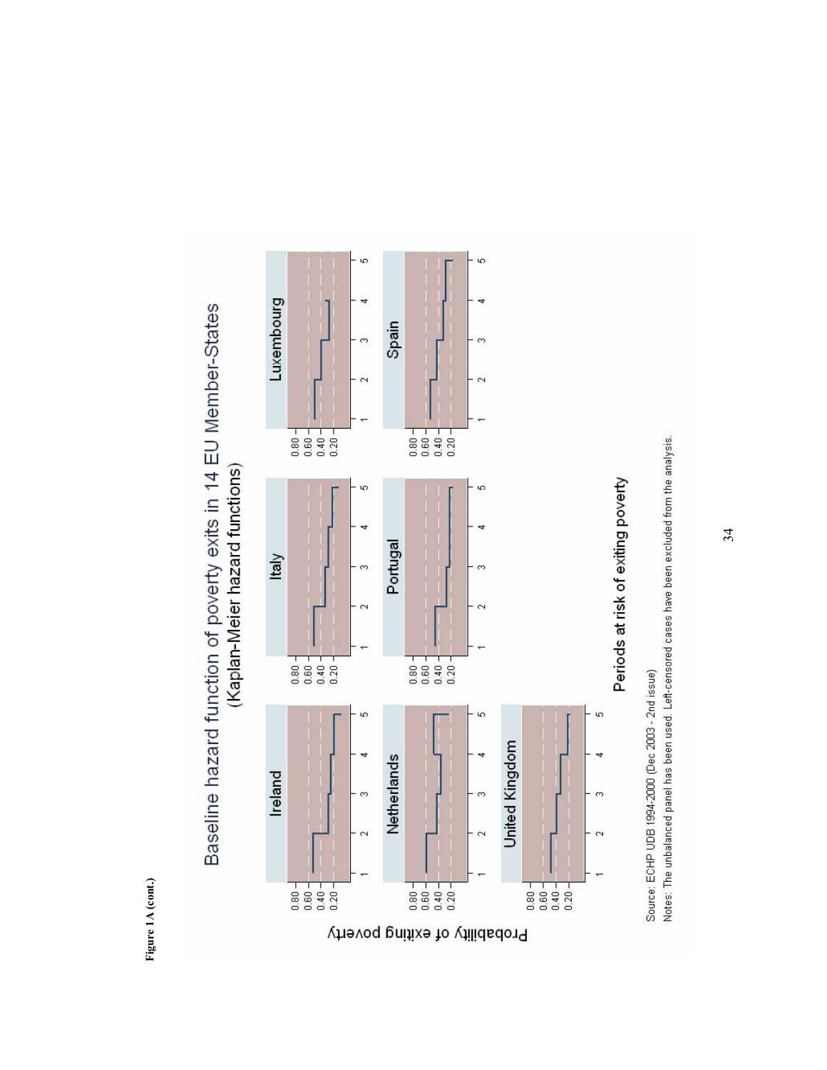**Figure 1A (cont.)**

Baseline hazard function of poverty exits in 14 EU Member-States
(Kaplan-Meier hazard functions)

Ireland | Italy | Luxembourg
Netherlands | Portugal | Spain
United Kingdom

Probability of exiting poverty

Periods at risk of exiting poverty

Source: ECHP UDB 1994-2000 (Dec 2003 - 2nd issue)
Notes: The unbalanced panel has been used. Left-censored cases have been excluded from the analysis.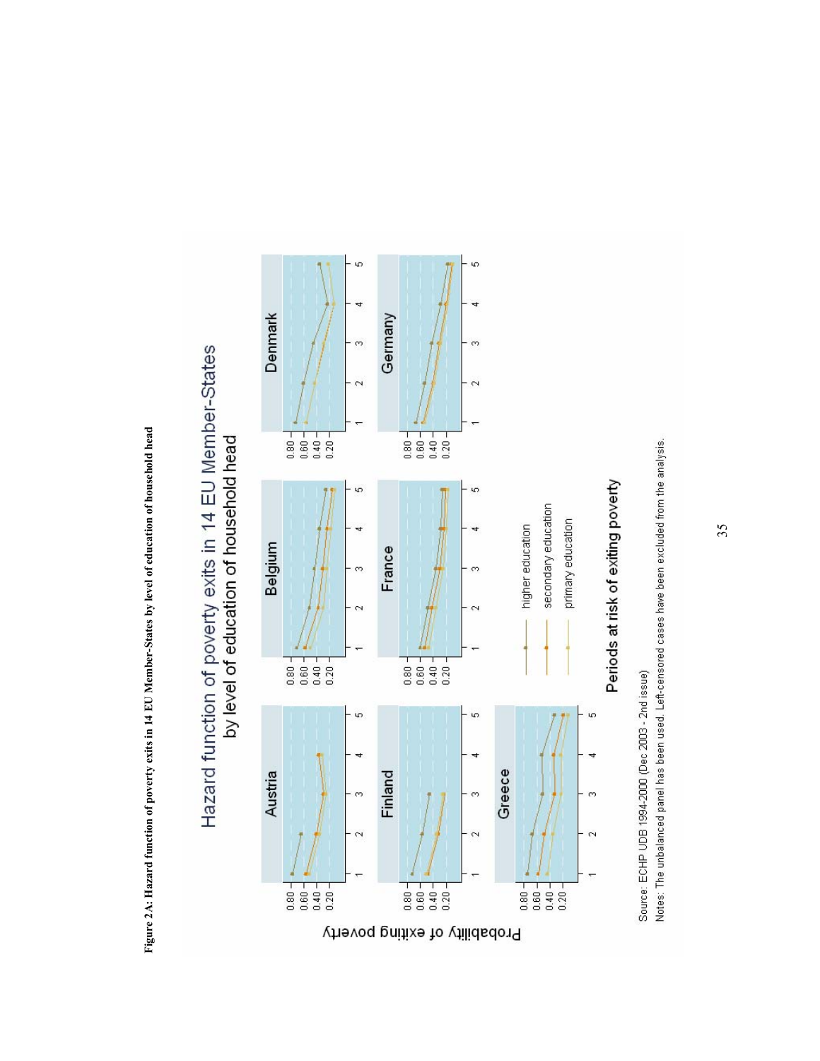**Figure 2A: Hazard function of poverty exits in 14 EU Member-States by level of education of household head**

Hazard function of poverty exits in 14 EU Member-States
by level of education of household head

Austria, Belgium, Denmark, Finland, France, Germany, Greece

Probability of exiting poverty

Periods at risk of exiting poverty

higher education
secondary education
primary education

Source: ECHP UDB 1994-2000 (Dec 2003 - 2nd issue)
Notes: The unbalanced panel has been used. Left-censored cases have been excluded from the analysis.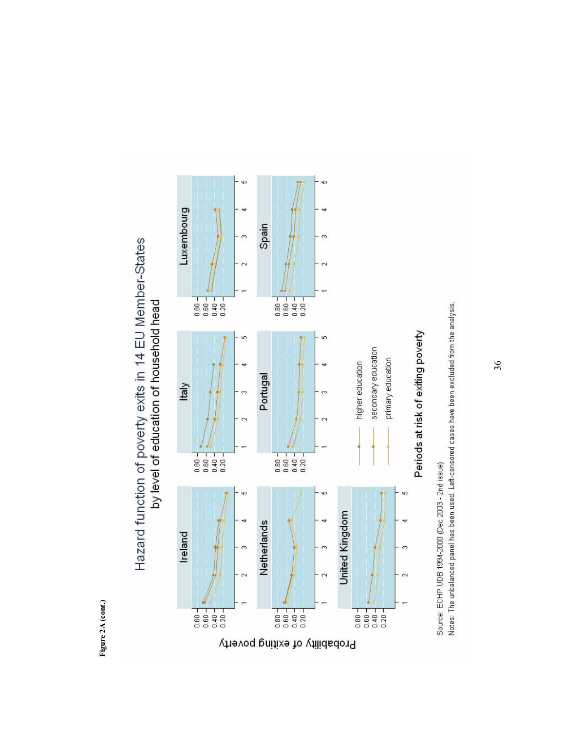**Figure 2A (cont.)**

## Hazard function of poverty exits in 14 EU Member-States by level of education of household head

Panels: Ireland, Italy, Luxembourg, Netherlands, Portugal, Spain, United Kingdom

Y-axis: Probability of exiting poverty (0.20, 0.40, 0.60, 0.80)

X-axis: Periods at risk of exiting poverty (1, 2, 3, 4, 5)

Legend: higher education; secondary education; primary education

Source: ECHP UDB 1994-2000 (Dec 2003 - 2nd issue)

Notes: The unbalanced panel has been used. Left-censored cases have been excluded from the analysis.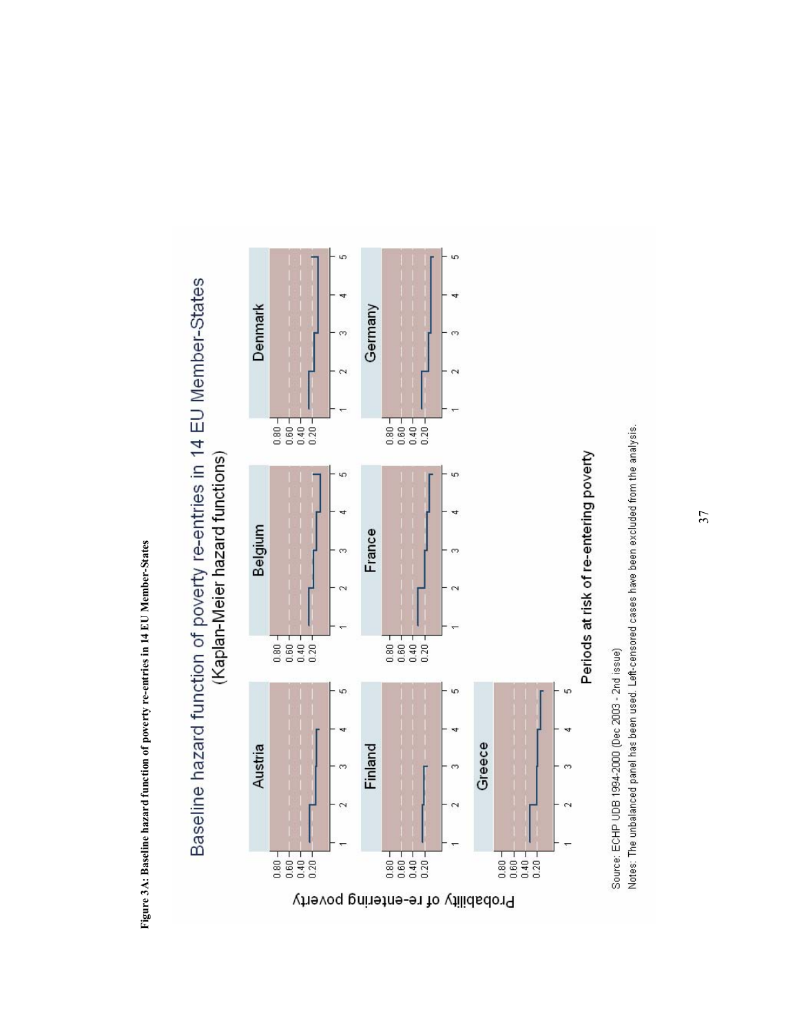**Figure 3A: Baseline hazard function of poverty re-entries in 14 EU Member-States**

Baseline hazard function of poverty re-entries in 14 EU Member-States
(Kaplan-Meier hazard functions)

Austria | Belgium | Denmark | Finland | France | Germany | Greece

Probability of re-entering poverty

Periods at risk of re-entering poverty

Source: ECHP UDB 1994-2000 (Dec 2003 - 2nd issue)

Notes: The unbalanced panel has been used. Left-censored cases have been excluded from the analysis.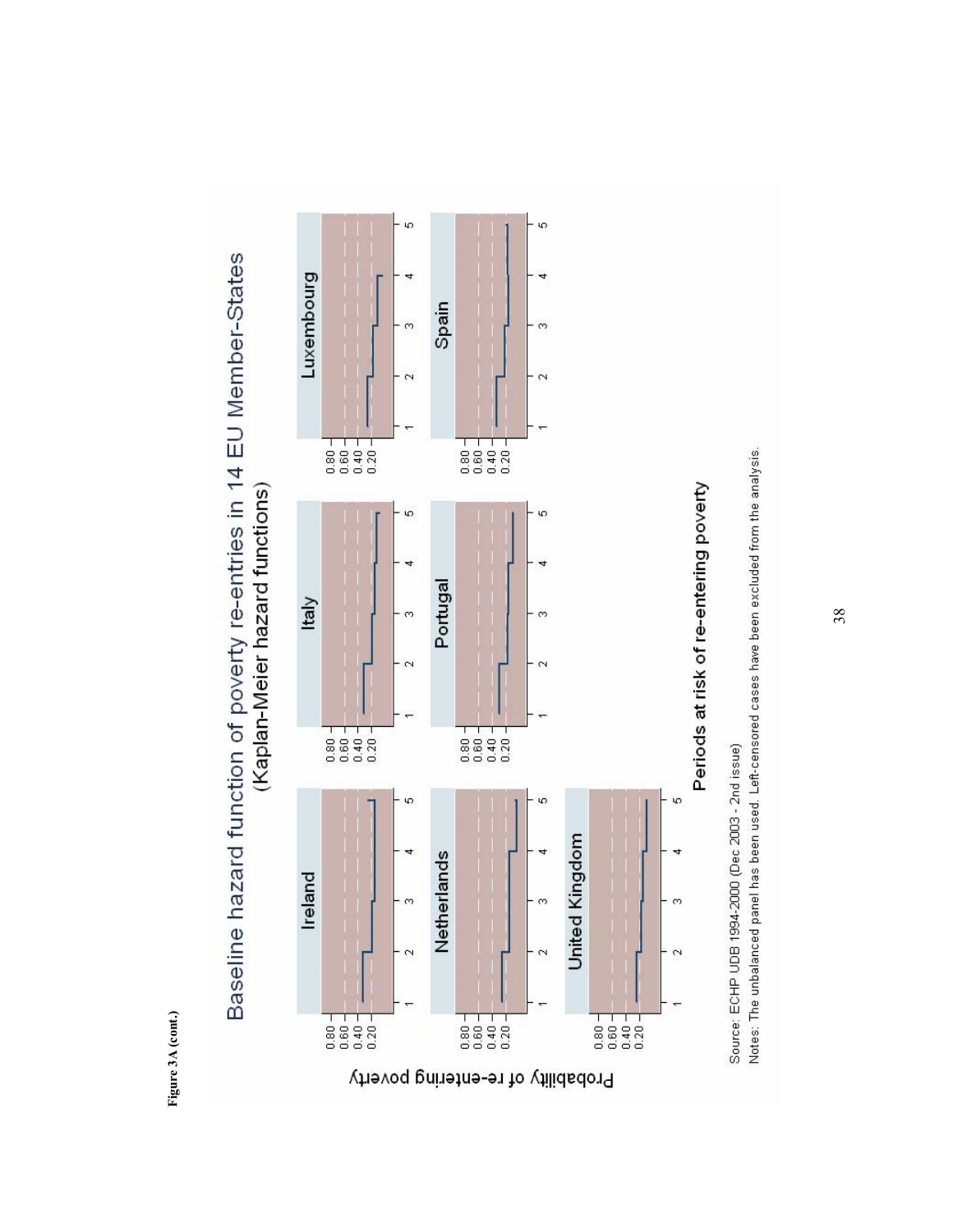**Figure 3A (cont.)**

Baseline hazard function of poverty re-entries in 14 EU Member-States
(Kaplan-Meier hazard functions)

Probability of re-entering poverty

0.80
0.60
0.40
0.20

Ireland

Italy

Luxembourg

Netherlands

Portugal

Spain

United Kingdom

1 2 3 4 5

Periods at risk of re-entering poverty

Source: ECHP UDB 1994-2000 (Dec 2003 - 2nd issue)

Notes: The unbalanced panel has been used. Left-censored cases have been excluded from the analysis.